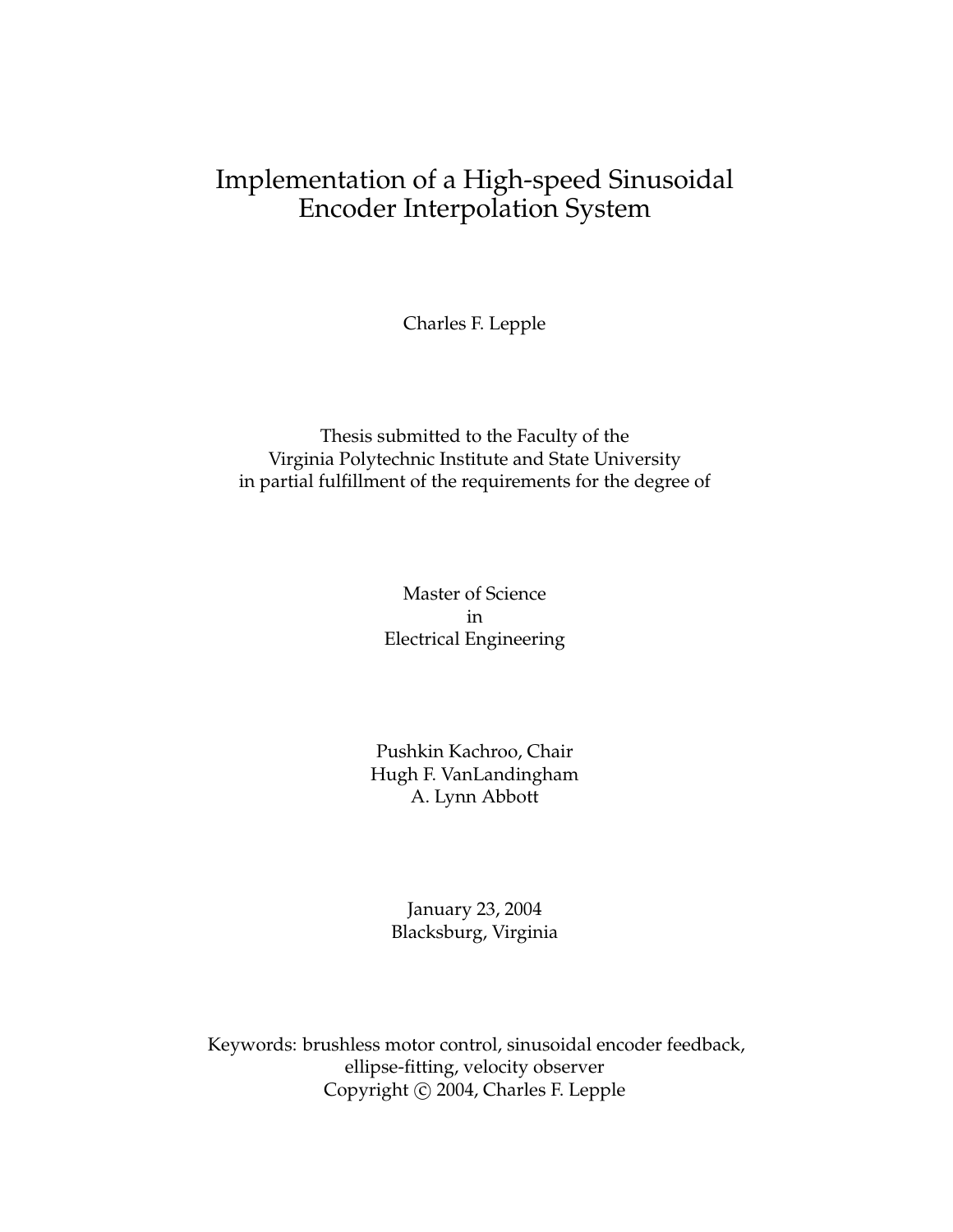# Implementation of a High-speed Sinusoidal Encoder Interpolation System

Charles F. Lepple

Thesis submitted to the Faculty of the
Virginia Polytechnic Institute and State University
in partial fulfillment of the requirements for the degree of

Master of Science
in
Electrical Engineering

Pushkin Kachroo, Chair
Hugh F. VanLandingham
A. Lynn Abbott

January 23, 2004
Blacksburg, Virginia

Keywords: brushless motor control, sinusoidal encoder feedback, ellipse-fitting, velocity observer
Copyright © 2004, Charles F. Lepple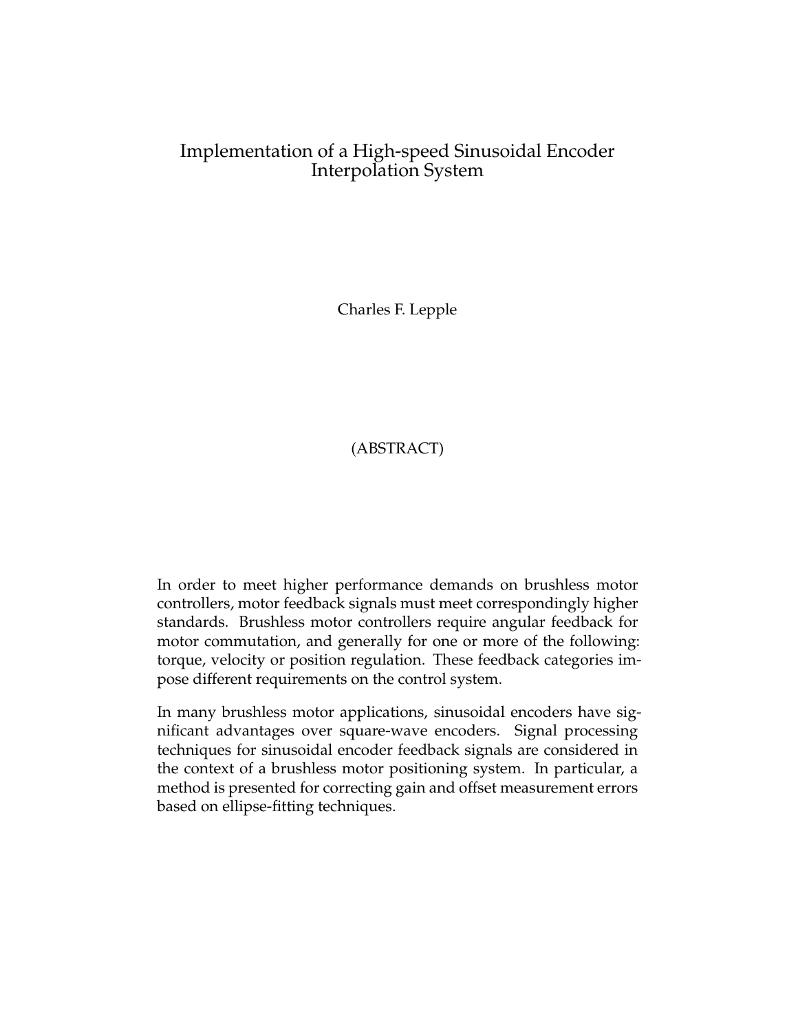# Implementation of a High-speed Sinusoidal Encoder Interpolation System

Charles F. Lepple

(ABSTRACT)

In order to meet higher performance demands on brushless motor controllers, motor feedback signals must meet correspondingly higher standards. Brushless motor controllers require angular feedback for motor commutation, and generally for one or more of the following: torque, velocity or position regulation. These feedback categories impose different requirements on the control system.

In many brushless motor applications, sinusoidal encoders have significant advantages over square-wave encoders. Signal processing techniques for sinusoidal encoder feedback signals are considered in the context of a brushless motor positioning system. In particular, a method is presented for correcting gain and offset measurement errors based on ellipse-fitting techniques.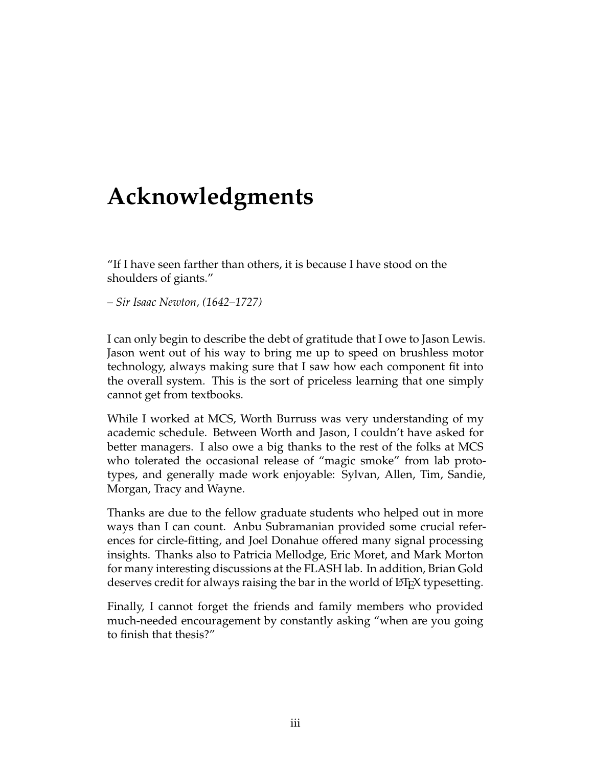# Acknowledgments

"If I have seen farther than others, it is because I have stood on the shoulders of giants."

– *Sir Isaac Newton, (1642–1727)*

I can only begin to describe the debt of gratitude that I owe to Jason Lewis. Jason went out of his way to bring me up to speed on brushless motor technology, always making sure that I saw how each component fit into the overall system. This is the sort of priceless learning that one simply cannot get from textbooks.

While I worked at MCS, Worth Burruss was very understanding of my academic schedule. Between Worth and Jason, I couldn't have asked for better managers. I also owe a big thanks to the rest of the folks at MCS who tolerated the occasional release of "magic smoke" from lab prototypes, and generally made work enjoyable: Sylvan, Allen, Tim, Sandie, Morgan, Tracy and Wayne.

Thanks are due to the fellow graduate students who helped out in more ways than I can count. Anbu Subramanian provided some crucial references for circle-fitting, and Joel Donahue offered many signal processing insights. Thanks also to Patricia Mellodge, Eric Moret, and Mark Morton for many interesting discussions at the FLASH lab. In addition, Brian Gold deserves credit for always raising the bar in the world of LaTeX typesetting.

Finally, I cannot forget the friends and family members who provided much-needed encouragement by constantly asking "when are you going to finish that thesis?"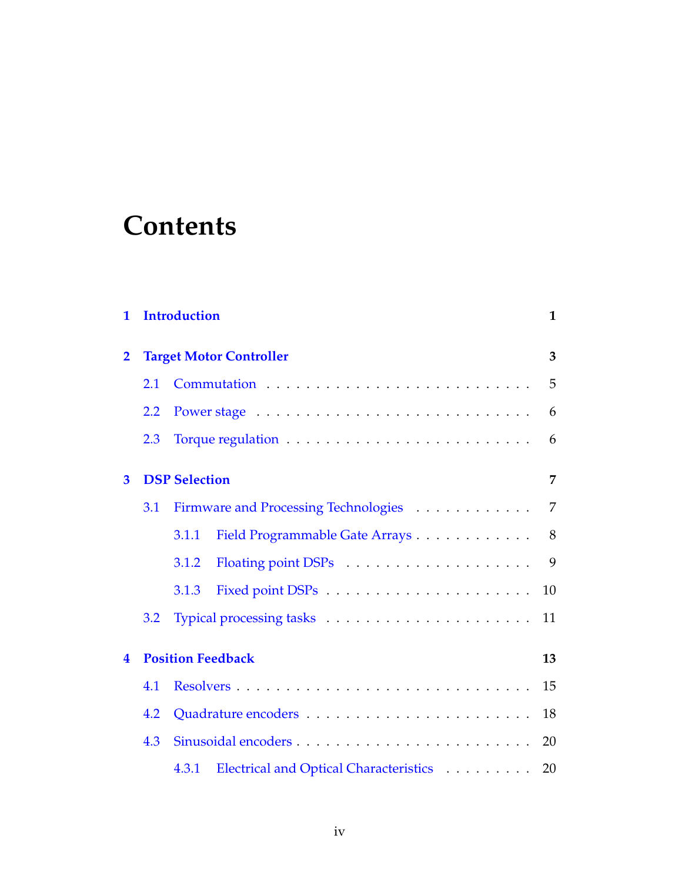# Contents

**1 Introduction** **1**

**2 Target Motor Controller** **3**

- 2.1 Commutation . . . . . . . . . . . . . . . . . . . . . . . . . . 5
- 2.2 Power stage . . . . . . . . . . . . . . . . . . . . . . . . . . 6
- 2.3 Torque regulation . . . . . . . . . . . . . . . . . . . . . . . 6

**3 DSP Selection** **7**

- 3.1 Firmware and Processing Technologies . . . . . . . . . . . . 7
  - 3.1.1 Field Programmable Gate Arrays . . . . . . . . . . . . 8
  - 3.1.2 Floating point DSPs . . . . . . . . . . . . . . . . . . . 9
  - 3.1.3 Fixed point DSPs . . . . . . . . . . . . . . . . . . . . 10
- 3.2 Typical processing tasks . . . . . . . . . . . . . . . . . . . 11

**4 Position Feedback** **13**

- 4.1 Resolvers . . . . . . . . . . . . . . . . . . . . . . . . . . . 15
- 4.2 Quadrature encoders . . . . . . . . . . . . . . . . . . . . . 18
- 4.3 Sinusoidal encoders . . . . . . . . . . . . . . . . . . . . . . 20
  - 4.3.1 Electrical and Optical Characteristics . . . . . . . . . 20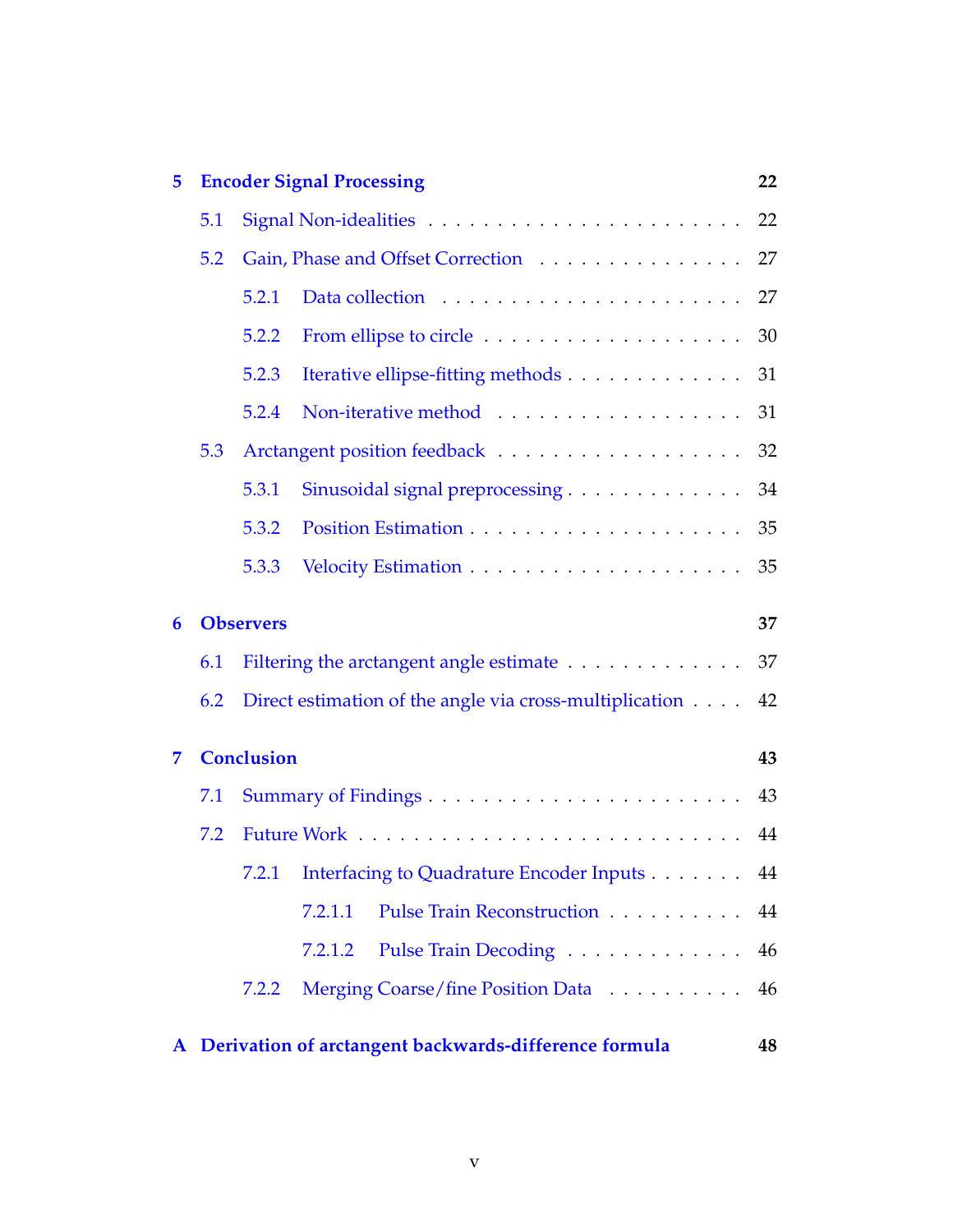5 **Encoder Signal Processing** 22

- 5.1 Signal Non-idealities . . . . . . . . . . . . . . . . . . . . . . 22
- 5.2 Gain, Phase and Offset Correction . . . . . . . . . . . . . . . 27
  - 5.2.1 Data collection . . . . . . . . . . . . . . . . . . . . . . 27
  - 5.2.2 From ellipse to circle . . . . . . . . . . . . . . . . . . 30
  - 5.2.3 Iterative ellipse-fitting methods . . . . . . . . . . . . 31
  - 5.2.4 Non-iterative method . . . . . . . . . . . . . . . . . . 31
- 5.3 Arctangent position feedback . . . . . . . . . . . . . . . . . 32
  - 5.3.1 Sinusoidal signal preprocessing . . . . . . . . . . . . 34
  - 5.3.2 Position Estimation . . . . . . . . . . . . . . . . . . . 35
  - 5.3.3 Velocity Estimation . . . . . . . . . . . . . . . . . . . 35

6 **Observers** 37

- 6.1 Filtering the arctangent angle estimate . . . . . . . . . . . . 37
- 6.2 Direct estimation of the angle via cross-multiplication . . . . 42

7 **Conclusion** 43

- 7.1 Summary of Findings . . . . . . . . . . . . . . . . . . . . . . 43
- 7.2 Future Work . . . . . . . . . . . . . . . . . . . . . . . . . . . 44
  - 7.2.1 Interfacing to Quadrature Encoder Inputs . . . . . . . 44
    - 7.2.1.1 Pulse Train Reconstruction . . . . . . . . . . 44
    - 7.2.1.2 Pulse Train Decoding . . . . . . . . . . . . . 46
  - 7.2.2 Merging Coarse/fine Position Data . . . . . . . . . . 46

A **Derivation of arctangent backwards-difference formula** 48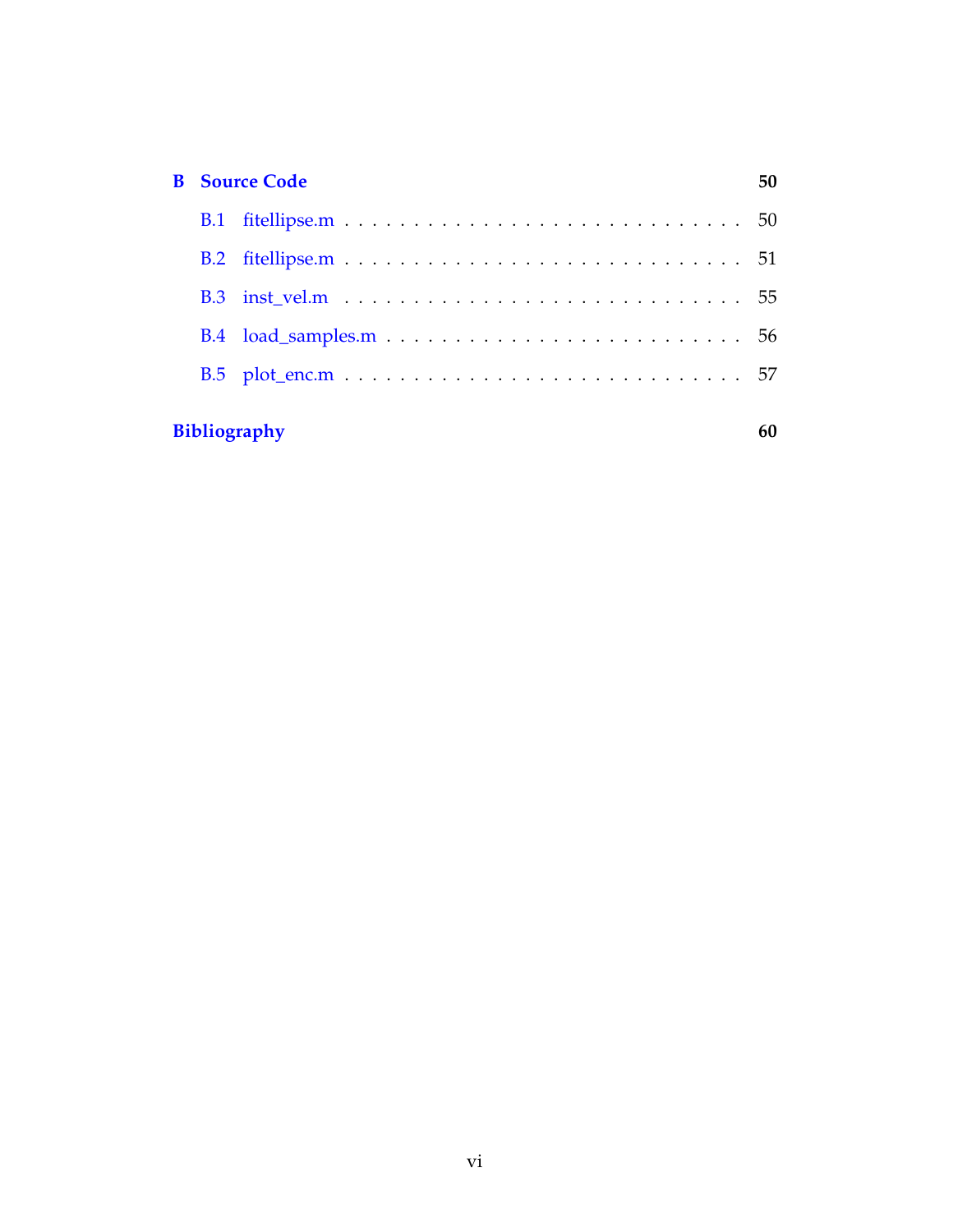**B Source Code** 50

B.1 fitellipse.m . . . . . . . . . . . . . . . . . . . . . . . . . . . 50

B.2 fitellipse.m . . . . . . . . . . . . . . . . . . . . . . . . . . . 51

B.3 inst_vel.m . . . . . . . . . . . . . . . . . . . . . . . . . . . 55

B.4 load_samples.m . . . . . . . . . . . . . . . . . . . . . . . . 56

B.5 plot_enc.m . . . . . . . . . . . . . . . . . . . . . . . . . . . 57

**Bibliography** 60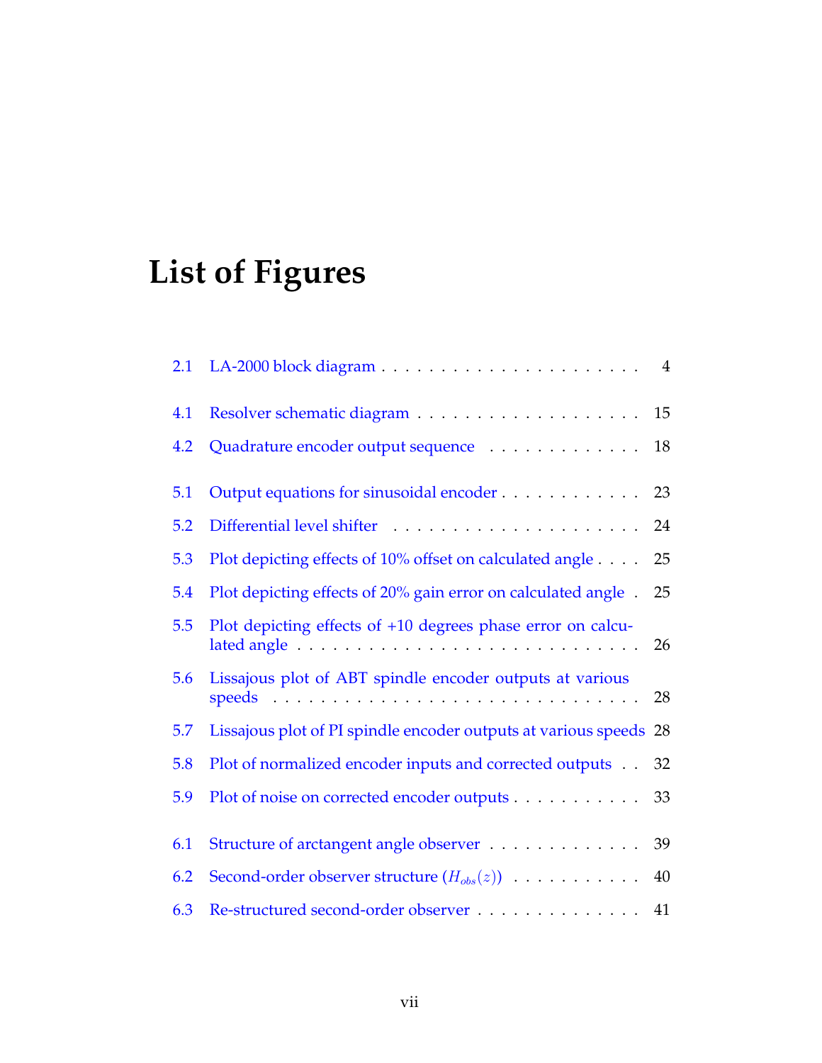# List of Figures

2.1 LA-2000 block diagram . . . . . . . . . . . . . . . . . . . . . . 4

4.1 Resolver schematic diagram . . . . . . . . . . . . . . . . . . . 15

4.2 Quadrature encoder output sequence . . . . . . . . . . . . . 18

5.1 Output equations for sinusoidal encoder . . . . . . . . . . . . 23

5.2 Differential level shifter . . . . . . . . . . . . . . . . . . . . . 24

5.3 Plot depicting effects of 10% offset on calculated angle . . . . 25

5.4 Plot depicting effects of 20% gain error on calculated angle . 25

5.5 Plot depicting effects of +10 degrees phase error on calculated angle . . . . . . . . . . . . . . . . . . . . . . . . . . . . 26

5.6 Lissajous plot of ABT spindle encoder outputs at various speeds . . . . . . . . . . . . . . . . . . . . . . . . . . . . . . 28

5.7 Lissajous plot of PI spindle encoder outputs at various speeds 28

5.8 Plot of normalized encoder inputs and corrected outputs . . 32

5.9 Plot of noise on corrected encoder outputs . . . . . . . . . . . 33

6.1 Structure of arctangent angle observer . . . . . . . . . . . . . 39

6.2 Second-order observer structure ($H_{obs}(z)$) . . . . . . . . . . . 40

6.3 Re-structured second-order observer . . . . . . . . . . . . . . 41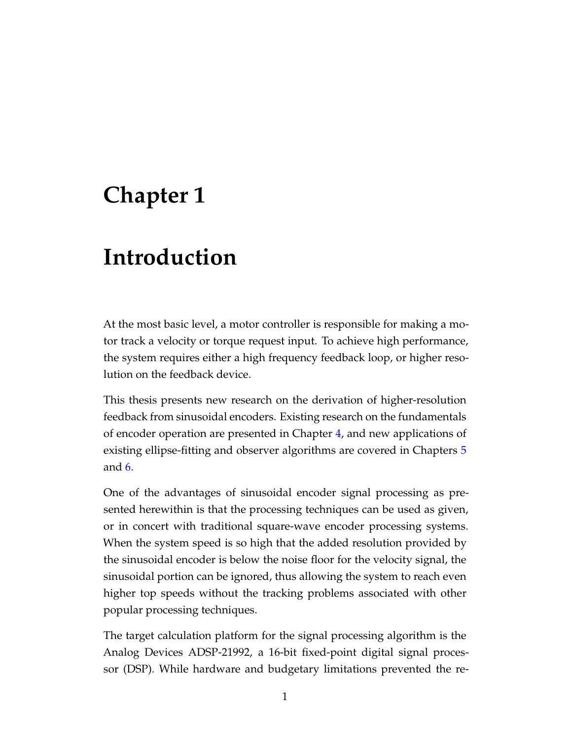# Chapter 1

# Introduction

At the most basic level, a motor controller is responsible for making a motor track a velocity or torque request input. To achieve high performance, the system requires either a high frequency feedback loop, or higher resolution on the feedback device.

This thesis presents new research on the derivation of higher-resolution feedback from sinusoidal encoders. Existing research on the fundamentals of encoder operation are presented in Chapter 4, and new applications of existing ellipse-fitting and observer algorithms are covered in Chapters 5 and 6.

One of the advantages of sinusoidal encoder signal processing as presented herewithin is that the processing techniques can be used as given, or in concert with traditional square-wave encoder processing systems. When the system speed is so high that the added resolution provided by the sinusoidal encoder is below the noise floor for the velocity signal, the sinusoidal portion can be ignored, thus allowing the system to reach even higher top speeds without the tracking problems associated with other popular processing techniques.

The target calculation platform for the signal processing algorithm is the Analog Devices ADSP-21992, a 16-bit fixed-point digital signal processor (DSP). While hardware and budgetary limitations prevented the re-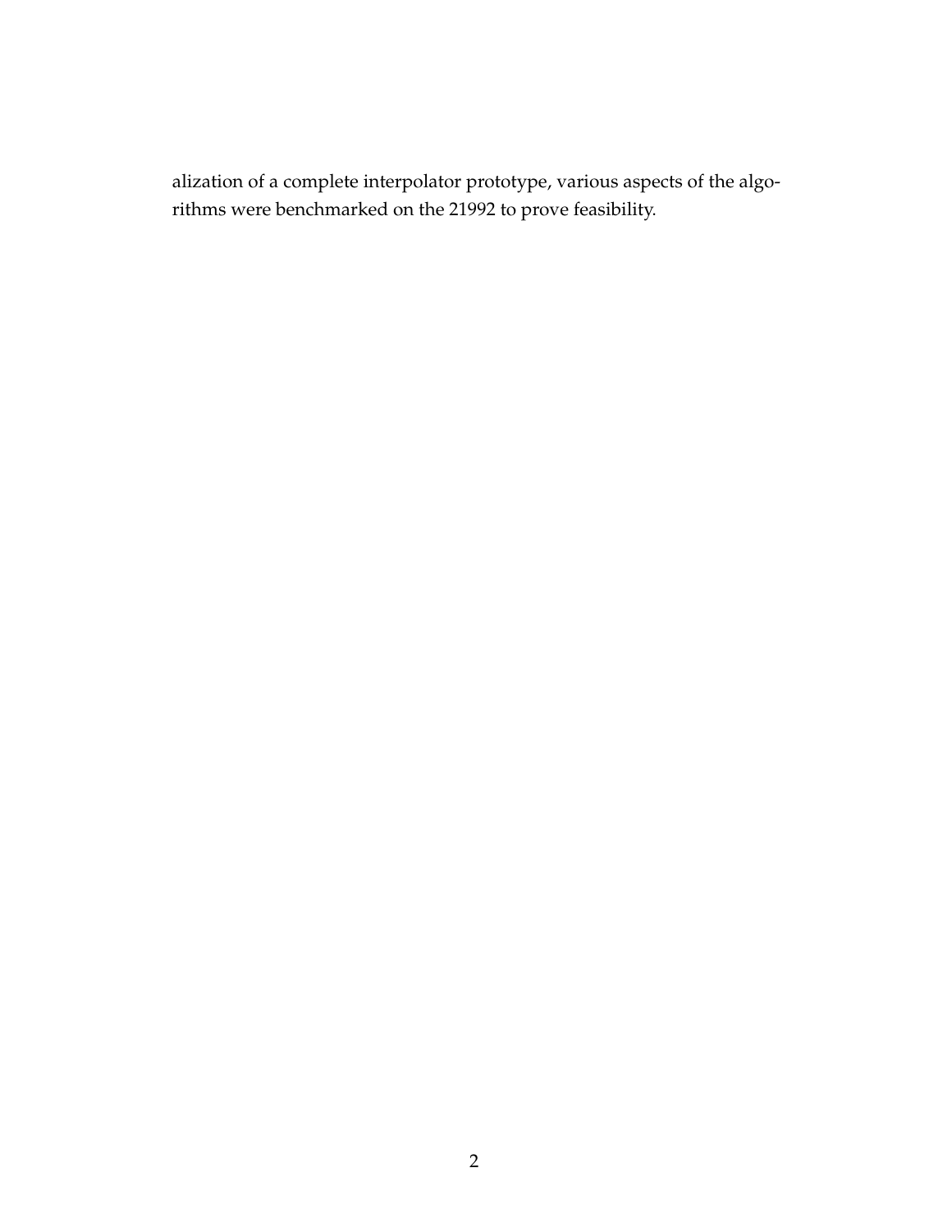alization of a complete interpolator prototype, various aspects of the algorithms were benchmarked on the 21992 to prove feasibility.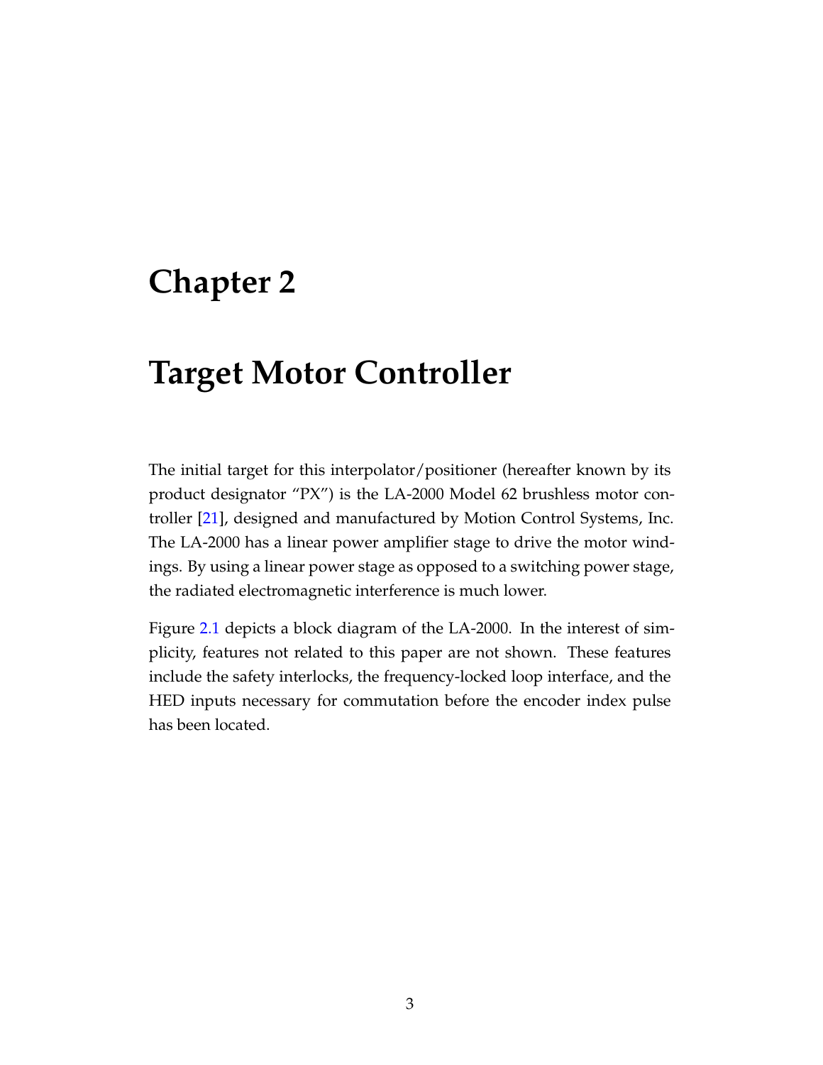# Chapter 2

# Target Motor Controller

The initial target for this interpolator/positioner (hereafter known by its product designator “PX”) is the LA-2000 Model 62 brushless motor controller [21], designed and manufactured by Motion Control Systems, Inc. The LA-2000 has a linear power amplifier stage to drive the motor windings. By using a linear power stage as opposed to a switching power stage, the radiated electromagnetic interference is much lower.

Figure 2.1 depicts a block diagram of the LA-2000. In the interest of simplicity, features not related to this paper are not shown. These features include the safety interlocks, the frequency-locked loop interface, and the HED inputs necessary for commutation before the encoder index pulse has been located.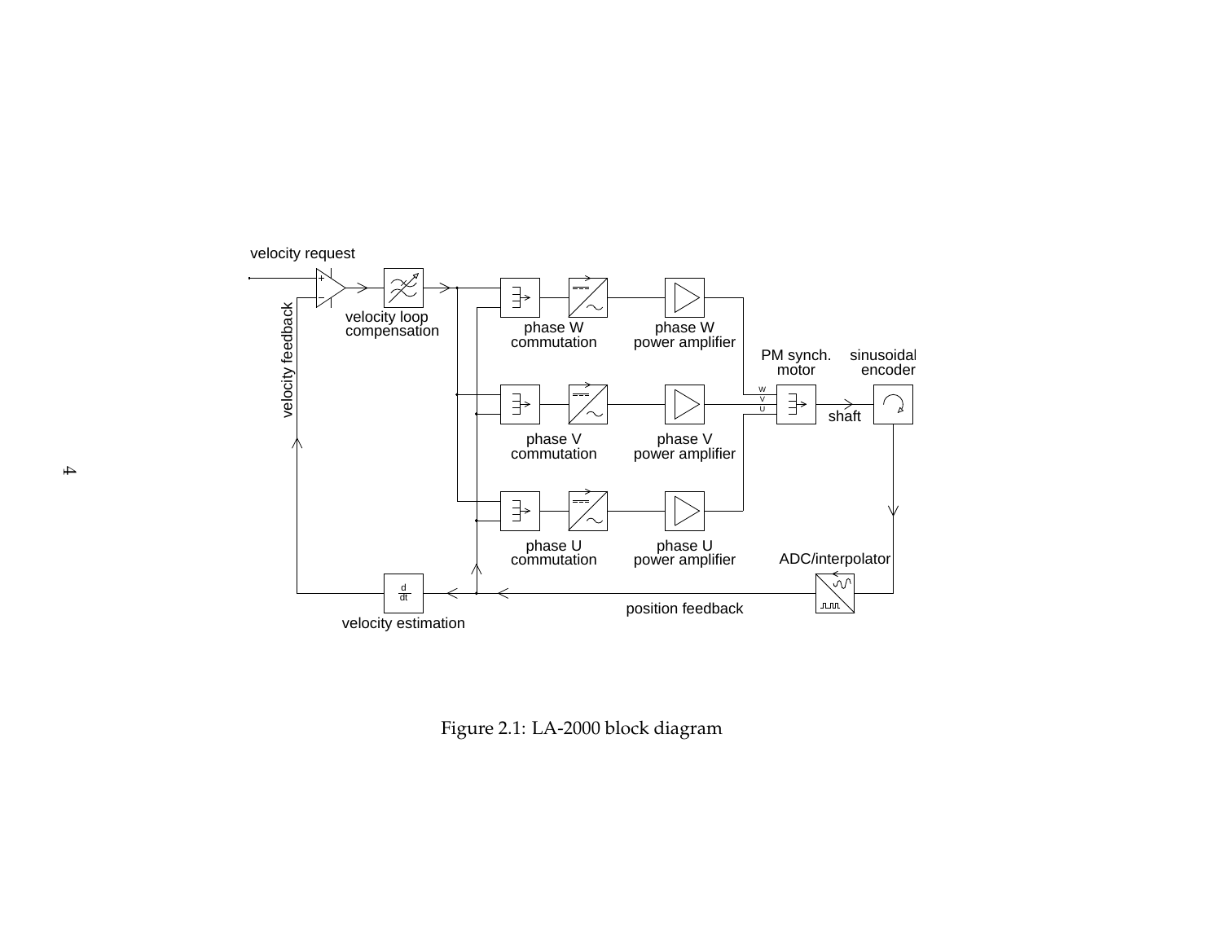Figure 2.1: LA-2000 block diagram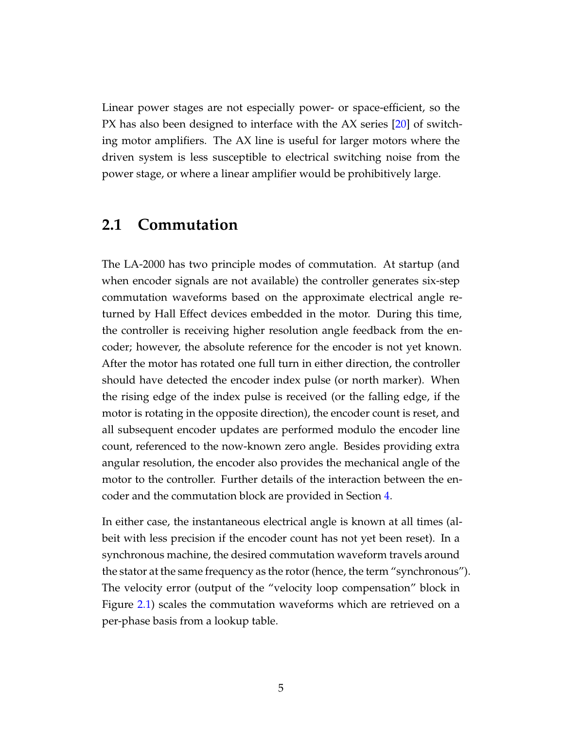Linear power stages are not especially power- or space-efficient, so the PX has also been designed to interface with the AX series [20] of switching motor amplifiers. The AX line is useful for larger motors where the driven system is less susceptible to electrical switching noise from the power stage, or where a linear amplifier would be prohibitively large.

## 2.1 Commutation

The LA-2000 has two principle modes of commutation. At startup (and when encoder signals are not available) the controller generates six-step commutation waveforms based on the approximate electrical angle returned by Hall Effect devices embedded in the motor. During this time, the controller is receiving higher resolution angle feedback from the encoder; however, the absolute reference for the encoder is not yet known. After the motor has rotated one full turn in either direction, the controller should have detected the encoder index pulse (or north marker). When the rising edge of the index pulse is received (or the falling edge, if the motor is rotating in the opposite direction), the encoder count is reset, and all subsequent encoder updates are performed modulo the encoder line count, referenced to the now-known zero angle. Besides providing extra angular resolution, the encoder also provides the mechanical angle of the motor to the controller. Further details of the interaction between the encoder and the commutation block are provided in Section 4.

In either case, the instantaneous electrical angle is known at all times (albeit with less precision if the encoder count has not yet been reset). In a synchronous machine, the desired commutation waveform travels around the stator at the same frequency as the rotor (hence, the term "synchronous"). The velocity error (output of the "velocity loop compensation" block in Figure 2.1) scales the commutation waveforms which are retrieved on a per-phase basis from a lookup table.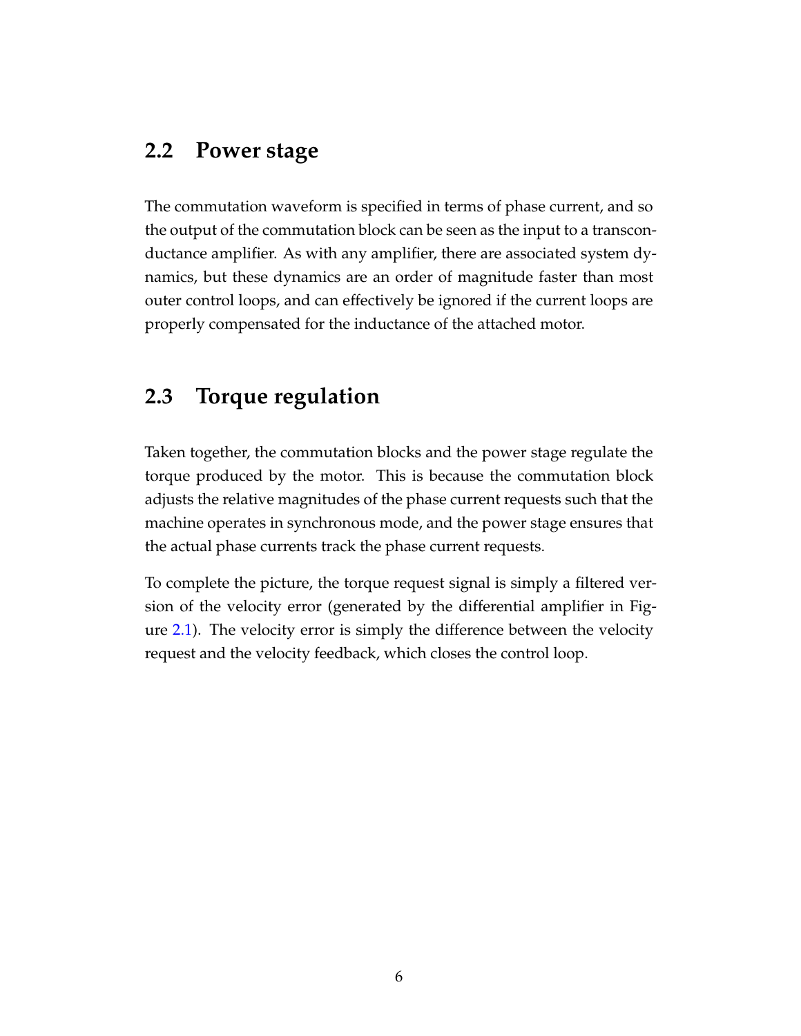## 2.2 Power stage

The commutation waveform is specified in terms of phase current, and so the output of the commutation block can be seen as the input to a transconductance amplifier. As with any amplifier, there are associated system dynamics, but these dynamics are an order of magnitude faster than most outer control loops, and can effectively be ignored if the current loops are properly compensated for the inductance of the attached motor.

## 2.3 Torque regulation

Taken together, the commutation blocks and the power stage regulate the torque produced by the motor. This is because the commutation block adjusts the relative magnitudes of the phase current requests such that the machine operates in synchronous mode, and the power stage ensures that the actual phase currents track the phase current requests.

To complete the picture, the torque request signal is simply a filtered version of the velocity error (generated by the differential amplifier in Figure 2.1). The velocity error is simply the difference between the velocity request and the velocity feedback, which closes the control loop.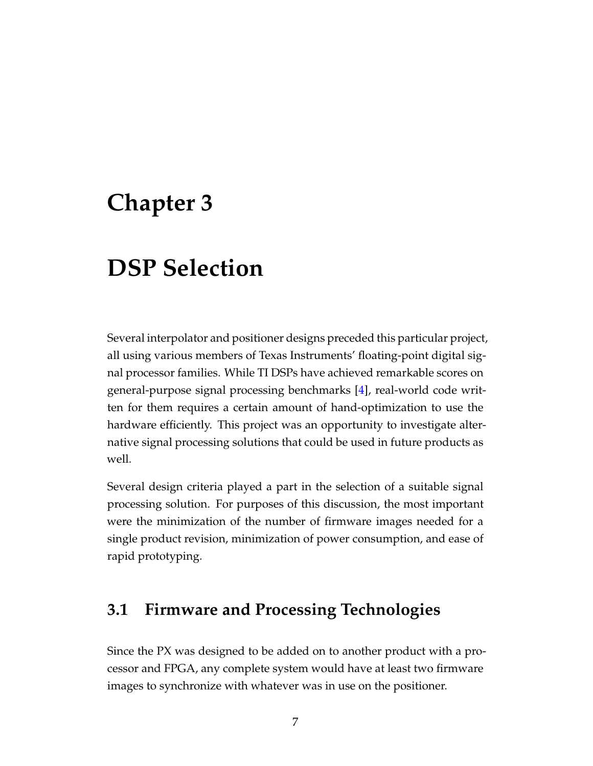# Chapter 3

# DSP Selection

Several interpolator and positioner designs preceded this particular project, all using various members of Texas Instruments' floating-point digital signal processor families. While TI DSPs have achieved remarkable scores on general-purpose signal processing benchmarks [4], real-world code written for them requires a certain amount of hand-optimization to use the hardware efficiently. This project was an opportunity to investigate alternative signal processing solutions that could be used in future products as well.

Several design criteria played a part in the selection of a suitable signal processing solution. For purposes of this discussion, the most important were the minimization of the number of firmware images needed for a single product revision, minimization of power consumption, and ease of rapid prototyping.

## 3.1 Firmware and Processing Technologies

Since the PX was designed to be added on to another product with a processor and FPGA, any complete system would have at least two firmware images to synchronize with whatever was in use on the positioner.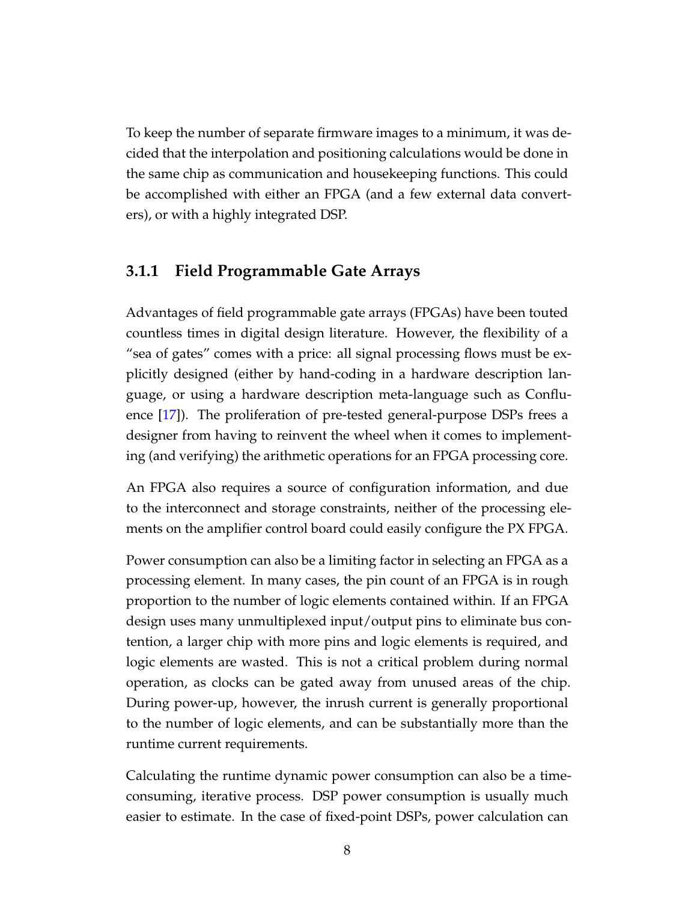To keep the number of separate firmware images to a minimum, it was decided that the interpolation and positioning calculations would be done in the same chip as communication and housekeeping functions. This could be accomplished with either an FPGA (and a few external data converters), or with a highly integrated DSP.

### 3.1.1 Field Programmable Gate Arrays

Advantages of field programmable gate arrays (FPGAs) have been touted countless times in digital design literature. However, the flexibility of a "sea of gates" comes with a price: all signal processing flows must be explicitly designed (either by hand-coding in a hardware description language, or using a hardware description meta-language such as Confluence [17]). The proliferation of pre-tested general-purpose DSPs frees a designer from having to reinvent the wheel when it comes to implementing (and verifying) the arithmetic operations for an FPGA processing core.

An FPGA also requires a source of configuration information, and due to the interconnect and storage constraints, neither of the processing elements on the amplifier control board could easily configure the PX FPGA.

Power consumption can also be a limiting factor in selecting an FPGA as a processing element. In many cases, the pin count of an FPGA is in rough proportion to the number of logic elements contained within. If an FPGA design uses many unmultiplexed input/output pins to eliminate bus contention, a larger chip with more pins and logic elements is required, and logic elements are wasted. This is not a critical problem during normal operation, as clocks can be gated away from unused areas of the chip. During power-up, however, the inrush current is generally proportional to the number of logic elements, and can be substantially more than the runtime current requirements.

Calculating the runtime dynamic power consumption can also be a time-consuming, iterative process. DSP power consumption is usually much easier to estimate. In the case of fixed-point DSPs, power calculation can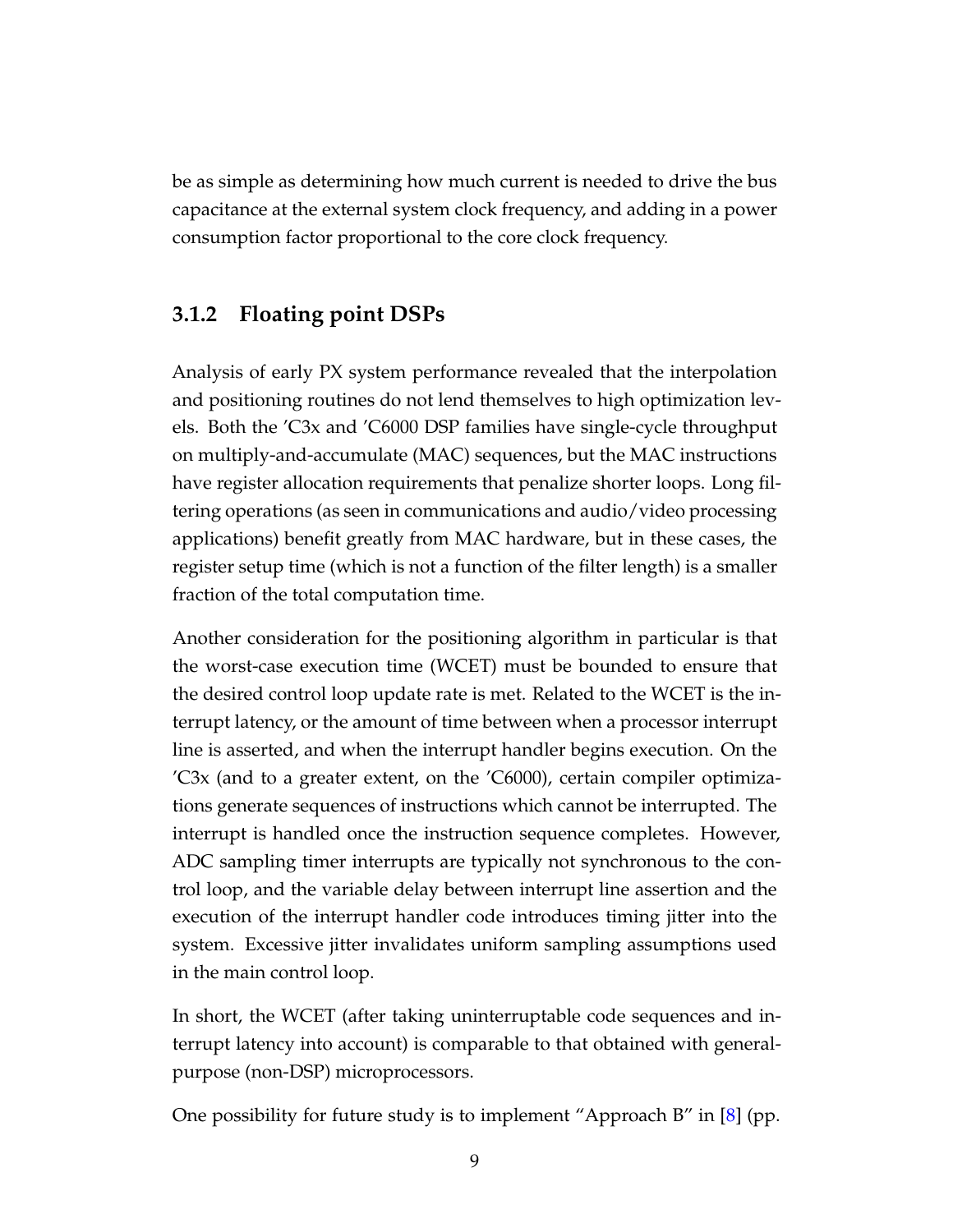be as simple as determining how much current is needed to drive the bus capacitance at the external system clock frequency, and adding in a power consumption factor proportional to the core clock frequency.

### 3.1.2 Floating point DSPs

Analysis of early PX system performance revealed that the interpolation and positioning routines do not lend themselves to high optimization levels. Both the 'C3x and 'C6000 DSP families have single-cycle throughput on multiply-and-accumulate (MAC) sequences, but the MAC instructions have register allocation requirements that penalize shorter loops. Long filtering operations (as seen in communications and audio/video processing applications) benefit greatly from MAC hardware, but in these cases, the register setup time (which is not a function of the filter length) is a smaller fraction of the total computation time.

Another consideration for the positioning algorithm in particular is that the worst-case execution time (WCET) must be bounded to ensure that the desired control loop update rate is met. Related to the WCET is the interrupt latency, or the amount of time between when a processor interrupt line is asserted, and when the interrupt handler begins execution. On the 'C3x (and to a greater extent, on the 'C6000), certain compiler optimizations generate sequences of instructions which cannot be interrupted. The interrupt is handled once the instruction sequence completes. However, ADC sampling timer interrupts are typically not synchronous to the control loop, and the variable delay between interrupt line assertion and the execution of the interrupt handler code introduces timing jitter into the system. Excessive jitter invalidates uniform sampling assumptions used in the main control loop.

In short, the WCET (after taking uninterruptable code sequences and interrupt latency into account) is comparable to that obtained with general-purpose (non-DSP) microprocessors.

One possibility for future study is to implement "Approach B" in [8] (pp.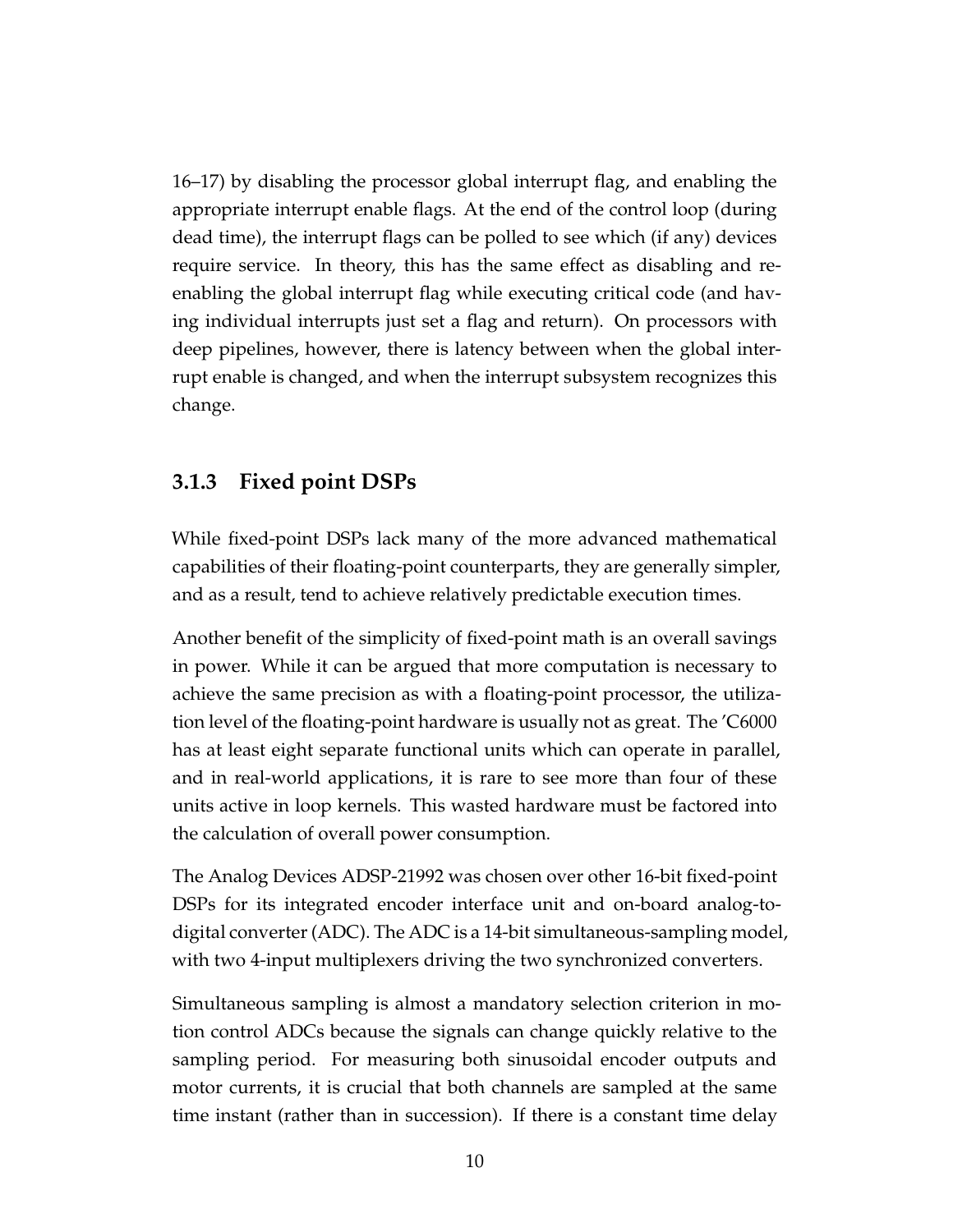16–17) by disabling the processor global interrupt flag, and enabling the appropriate interrupt enable flags. At the end of the control loop (during dead time), the interrupt flags can be polled to see which (if any) devices require service. In theory, this has the same effect as disabling and re-enabling the global interrupt flag while executing critical code (and having individual interrupts just set a flag and return). On processors with deep pipelines, however, there is latency between when the global interrupt enable is changed, and when the interrupt subsystem recognizes this change.

### 3.1.3 Fixed point DSPs

While fixed-point DSPs lack many of the more advanced mathematical capabilities of their floating-point counterparts, they are generally simpler, and as a result, tend to achieve relatively predictable execution times.

Another benefit of the simplicity of fixed-point math is an overall savings in power. While it can be argued that more computation is necessary to achieve the same precision as with a floating-point processor, the utilization level of the floating-point hardware is usually not as great. The 'C6000 has at least eight separate functional units which can operate in parallel, and in real-world applications, it is rare to see more than four of these units active in loop kernels. This wasted hardware must be factored into the calculation of overall power consumption.

The Analog Devices ADSP-21992 was chosen over other 16-bit fixed-point DSPs for its integrated encoder interface unit and on-board analog-to-digital converter (ADC). The ADC is a 14-bit simultaneous-sampling model, with two 4-input multiplexers driving the two synchronized converters.

Simultaneous sampling is almost a mandatory selection criterion in motion control ADCs because the signals can change quickly relative to the sampling period. For measuring both sinusoidal encoder outputs and motor currents, it is crucial that both channels are sampled at the same time instant (rather than in succession). If there is a constant time delay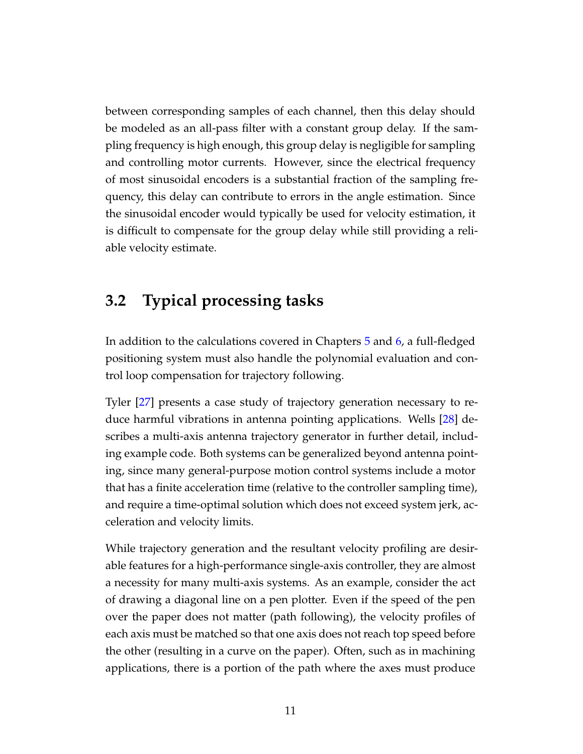between corresponding samples of each channel, then this delay should be modeled as an all-pass filter with a constant group delay. If the sampling frequency is high enough, this group delay is negligible for sampling and controlling motor currents. However, since the electrical frequency of most sinusoidal encoders is a substantial fraction of the sampling frequency, this delay can contribute to errors in the angle estimation. Since the sinusoidal encoder would typically be used for velocity estimation, it is difficult to compensate for the group delay while still providing a reliable velocity estimate.

## 3.2 Typical processing tasks

In addition to the calculations covered in Chapters 5 and 6, a full-fledged positioning system must also handle the polynomial evaluation and control loop compensation for trajectory following.

Tyler [27] presents a case study of trajectory generation necessary to reduce harmful vibrations in antenna pointing applications. Wells [28] describes a multi-axis antenna trajectory generator in further detail, including example code. Both systems can be generalized beyond antenna pointing, since many general-purpose motion control systems include a motor that has a finite acceleration time (relative to the controller sampling time), and require a time-optimal solution which does not exceed system jerk, acceleration and velocity limits.

While trajectory generation and the resultant velocity profiling are desirable features for a high-performance single-axis controller, they are almost a necessity for many multi-axis systems. As an example, consider the act of drawing a diagonal line on a pen plotter. Even if the speed of the pen over the paper does not matter (path following), the velocity profiles of each axis must be matched so that one axis does not reach top speed before the other (resulting in a curve on the paper). Often, such as in machining applications, there is a portion of the path where the axes must produce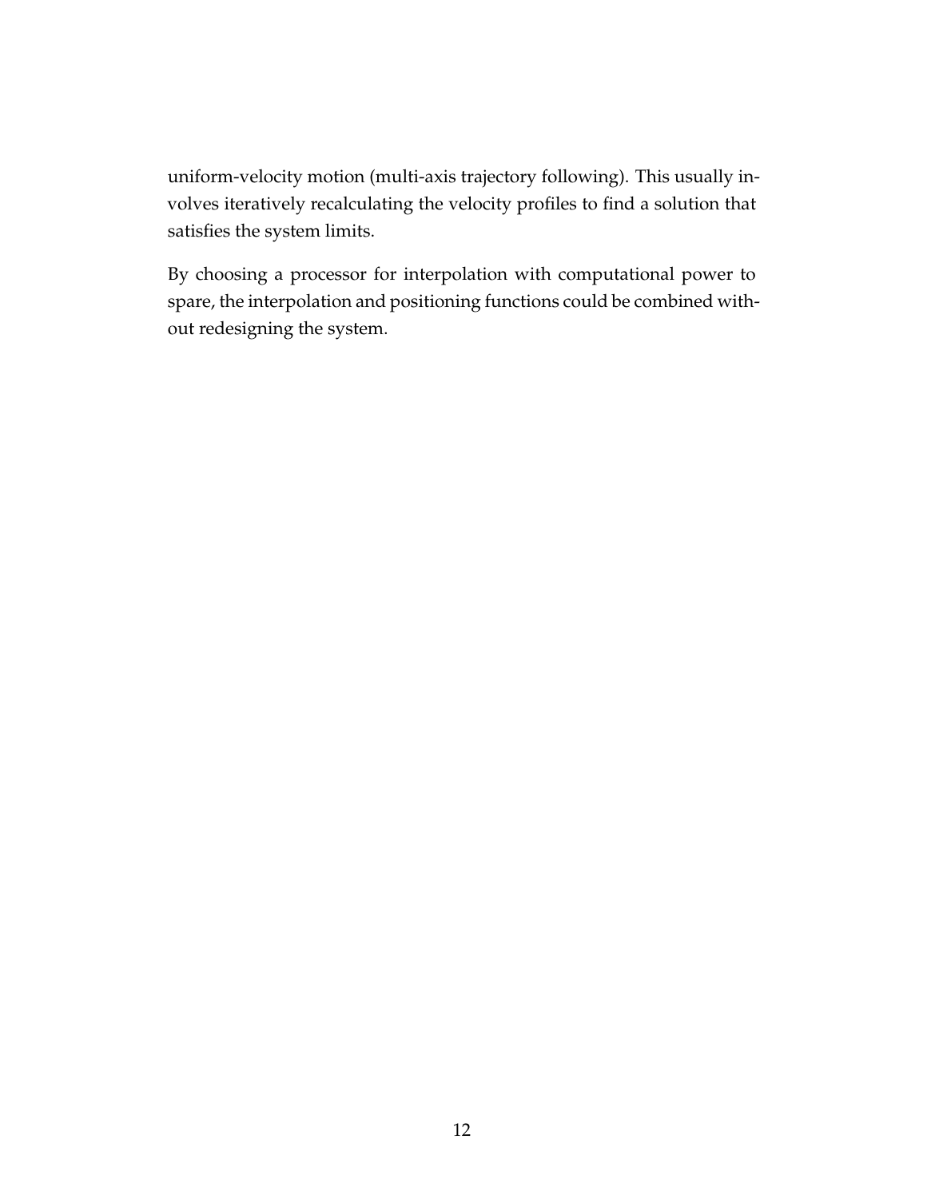uniform-velocity motion (multi-axis trajectory following). This usually involves iteratively recalculating the velocity profiles to find a solution that satisfies the system limits.

By choosing a processor for interpolation with computational power to spare, the interpolation and positioning functions could be combined without redesigning the system.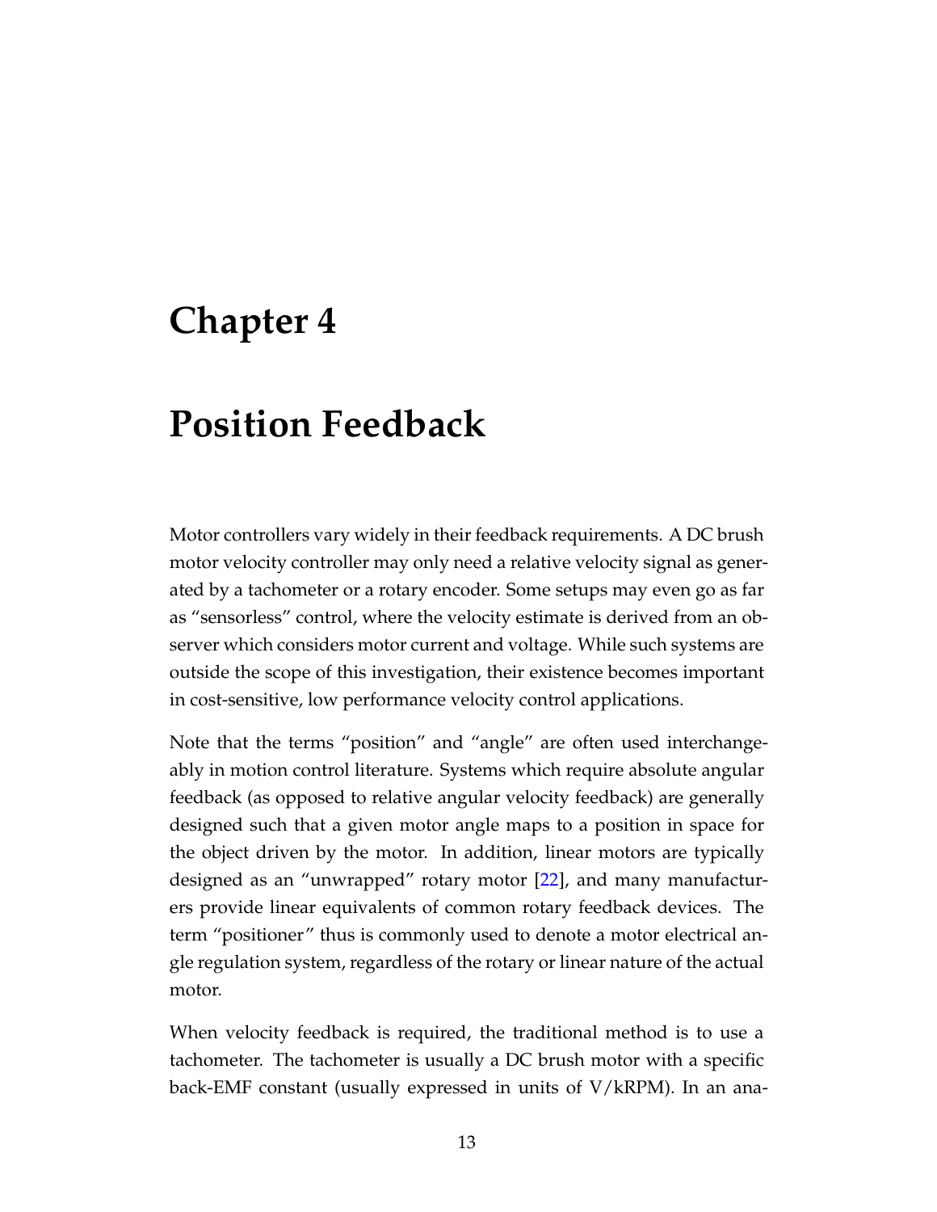# Chapter 4

# Position Feedback

Motor controllers vary widely in their feedback requirements. A DC brush motor velocity controller may only need a relative velocity signal as generated by a tachometer or a rotary encoder. Some setups may even go as far as "sensorless" control, where the velocity estimate is derived from an observer which considers motor current and voltage. While such systems are outside the scope of this investigation, their existence becomes important in cost-sensitive, low performance velocity control applications.

Note that the terms "position" and "angle" are often used interchangeably in motion control literature. Systems which require absolute angular feedback (as opposed to relative angular velocity feedback) are generally designed such that a given motor angle maps to a position in space for the object driven by the motor. In addition, linear motors are typically designed as an "unwrapped" rotary motor [22], and many manufacturers provide linear equivalents of common rotary feedback devices. The term "positioner" thus is commonly used to denote a motor electrical angle regulation system, regardless of the rotary or linear nature of the actual motor.

When velocity feedback is required, the traditional method is to use a tachometer. The tachometer is usually a DC brush motor with a specific back-EMF constant (usually expressed in units of V/kRPM). In an ana-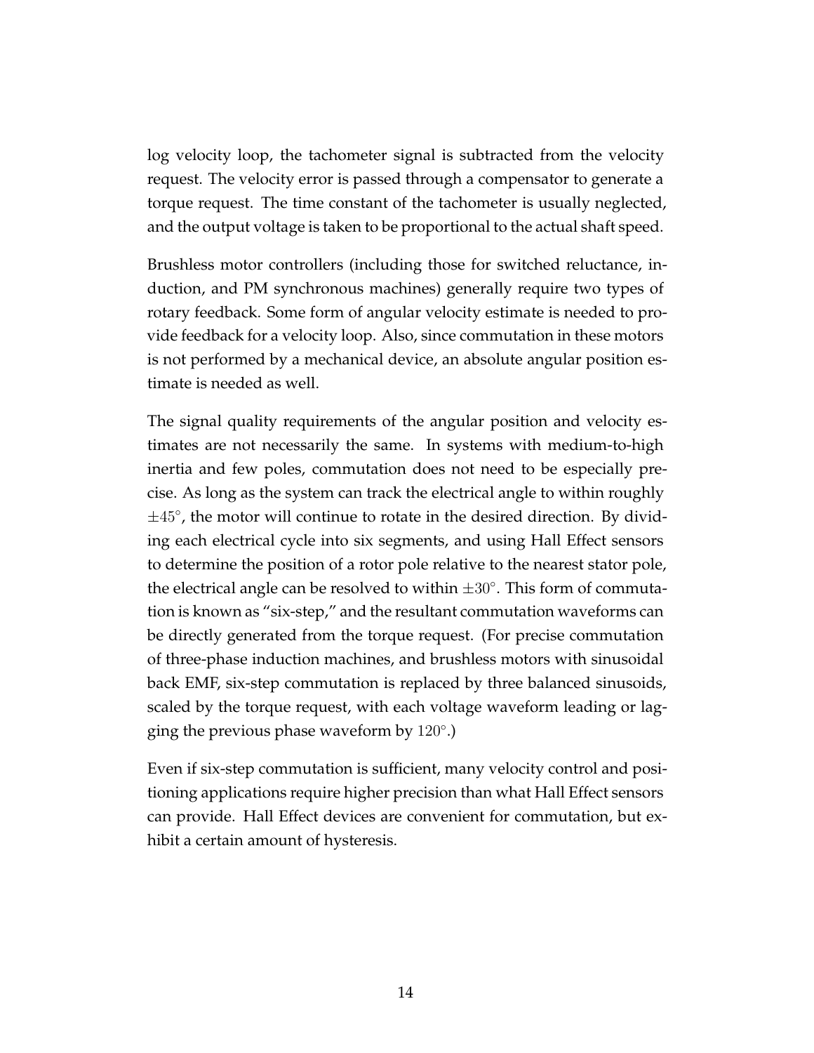log velocity loop, the tachometer signal is subtracted from the velocity request. The velocity error is passed through a compensator to generate a torque request. The time constant of the tachometer is usually neglected, and the output voltage is taken to be proportional to the actual shaft speed.

Brushless motor controllers (including those for switched reluctance, induction, and PM synchronous machines) generally require two types of rotary feedback. Some form of angular velocity estimate is needed to provide feedback for a velocity loop. Also, since commutation in these motors is not performed by a mechanical device, an absolute angular position estimate is needed as well.

The signal quality requirements of the angular position and velocity estimates are not necessarily the same. In systems with medium-to-high inertia and few poles, commutation does not need to be especially precise. As long as the system can track the electrical angle to within roughly $\pm 45^\circ$, the motor will continue to rotate in the desired direction. By dividing each electrical cycle into six segments, and using Hall Effect sensors to determine the position of a rotor pole relative to the nearest stator pole, the electrical angle can be resolved to within $\pm 30^\circ$. This form of commutation is known as "six-step," and the resultant commutation waveforms can be directly generated from the torque request. (For precise commutation of three-phase induction machines, and brushless motors with sinusoidal back EMF, six-step commutation is replaced by three balanced sinusoids, scaled by the torque request, with each voltage waveform leading or lagging the previous phase waveform by $120^\circ$.)

Even if six-step commutation is sufficient, many velocity control and positioning applications require higher precision than what Hall Effect sensors can provide. Hall Effect devices are convenient for commutation, but exhibit a certain amount of hysteresis.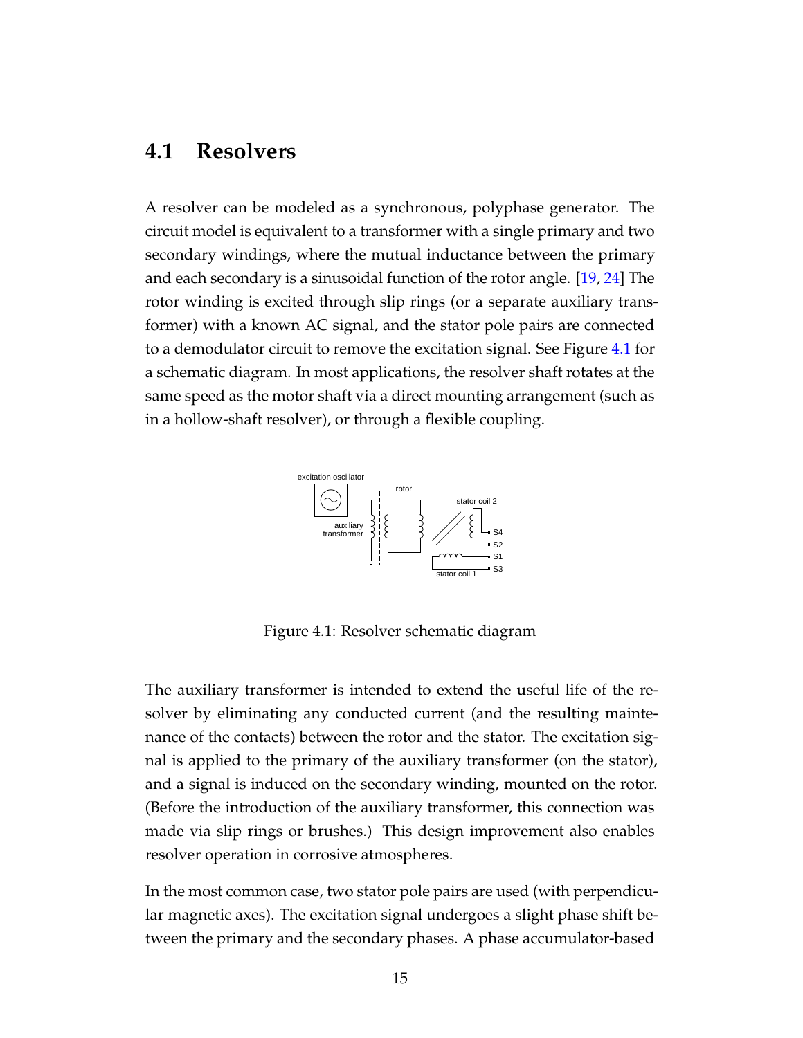## 4.1 Resolvers

A resolver can be modeled as a synchronous, polyphase generator. The circuit model is equivalent to a transformer with a single primary and two secondary windings, where the mutual inductance between the primary and each secondary is a sinusoidal function of the rotor angle. [19, 24] The rotor winding is excited through slip rings (or a separate auxiliary transformer) with a known AC signal, and the stator pole pairs are connected to a demodulator circuit to remove the excitation signal. See Figure 4.1 for a schematic diagram. In most applications, the resolver shaft rotates at the same speed as the motor shaft via a direct mounting arrangement (such as in a hollow-shaft resolver), or through a flexible coupling.

Figure 4.1: Resolver schematic diagram

The auxiliary transformer is intended to extend the useful life of the resolver by eliminating any conducted current (and the resulting maintenance of the contacts) between the rotor and the stator. The excitation signal is applied to the primary of the auxiliary transformer (on the stator), and a signal is induced on the secondary winding, mounted on the rotor. (Before the introduction of the auxiliary transformer, this connection was made via slip rings or brushes.) This design improvement also enables resolver operation in corrosive atmospheres.

In the most common case, two stator pole pairs are used (with perpendicular magnetic axes). The excitation signal undergoes a slight phase shift between the primary and the secondary phases. A phase accumulator-based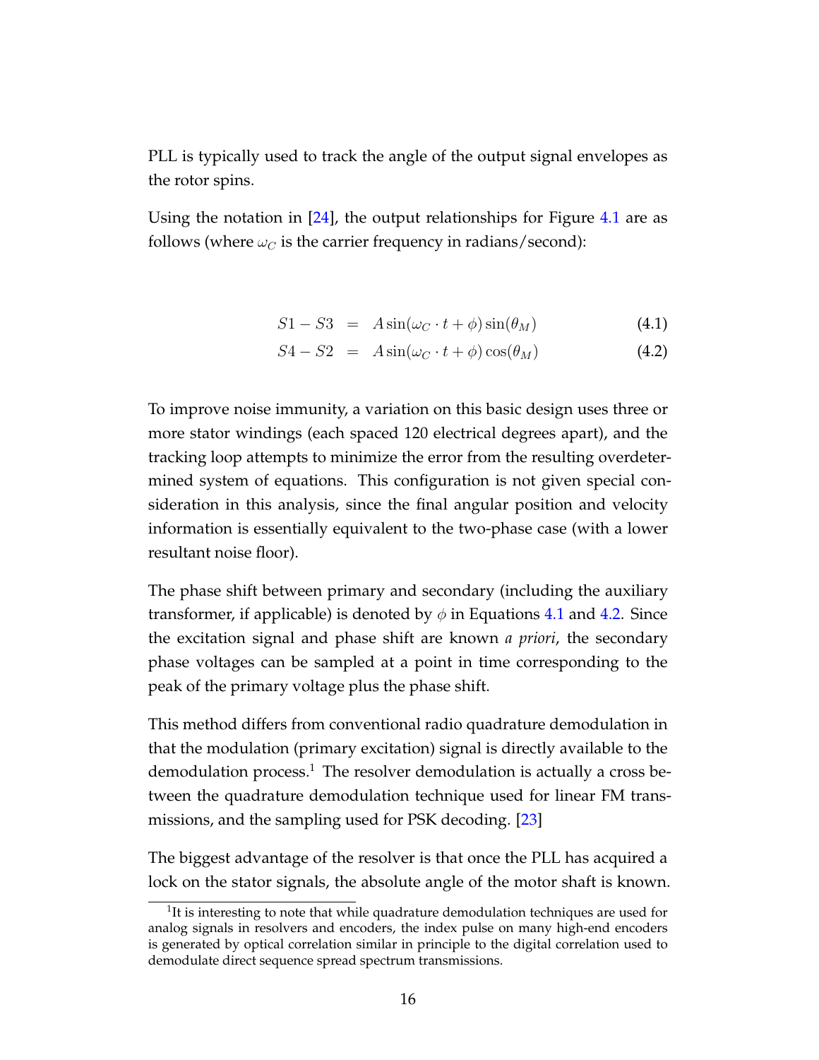PLL is typically used to track the angle of the output signal envelopes as the rotor spins.

Using the notation in [24], the output relationships for Figure 4.1 are as follows (where $\omega_C$ is the carrier frequency in radians/second):

$$S1 - S3 = A \sin(\omega_C \cdot t + \phi) \sin(\theta_M) \tag{4.1}$$

$$S4 - S2 = A \sin(\omega_C \cdot t + \phi) \cos(\theta_M) \tag{4.2}$$

To improve noise immunity, a variation on this basic design uses three or more stator windings (each spaced 120 electrical degrees apart), and the tracking loop attempts to minimize the error from the resulting overdetermined system of equations. This configuration is not given special consideration in this analysis, since the final angular position and velocity information is essentially equivalent to the two-phase case (with a lower resultant noise floor).

The phase shift between primary and secondary (including the auxiliary transformer, if applicable) is denoted by $\phi$ in Equations 4.1 and 4.2. Since the excitation signal and phase shift are known *a priori*, the secondary phase voltages can be sampled at a point in time corresponding to the peak of the primary voltage plus the phase shift.

This method differs from conventional radio quadrature demodulation in that the modulation (primary excitation) signal is directly available to the demodulation process.[1] The resolver demodulation is actually a cross between the quadrature demodulation technique used for linear FM transmissions, and the sampling used for PSK decoding. [23]

The biggest advantage of the resolver is that once the PLL has acquired a lock on the stator signals, the absolute angle of the motor shaft is known.

[1] It is interesting to note that while quadrature demodulation techniques are used for analog signals in resolvers and encoders, the index pulse on many high-end encoders is generated by optical correlation similar in principle to the digital correlation used to demodulate direct sequence spread spectrum transmissions.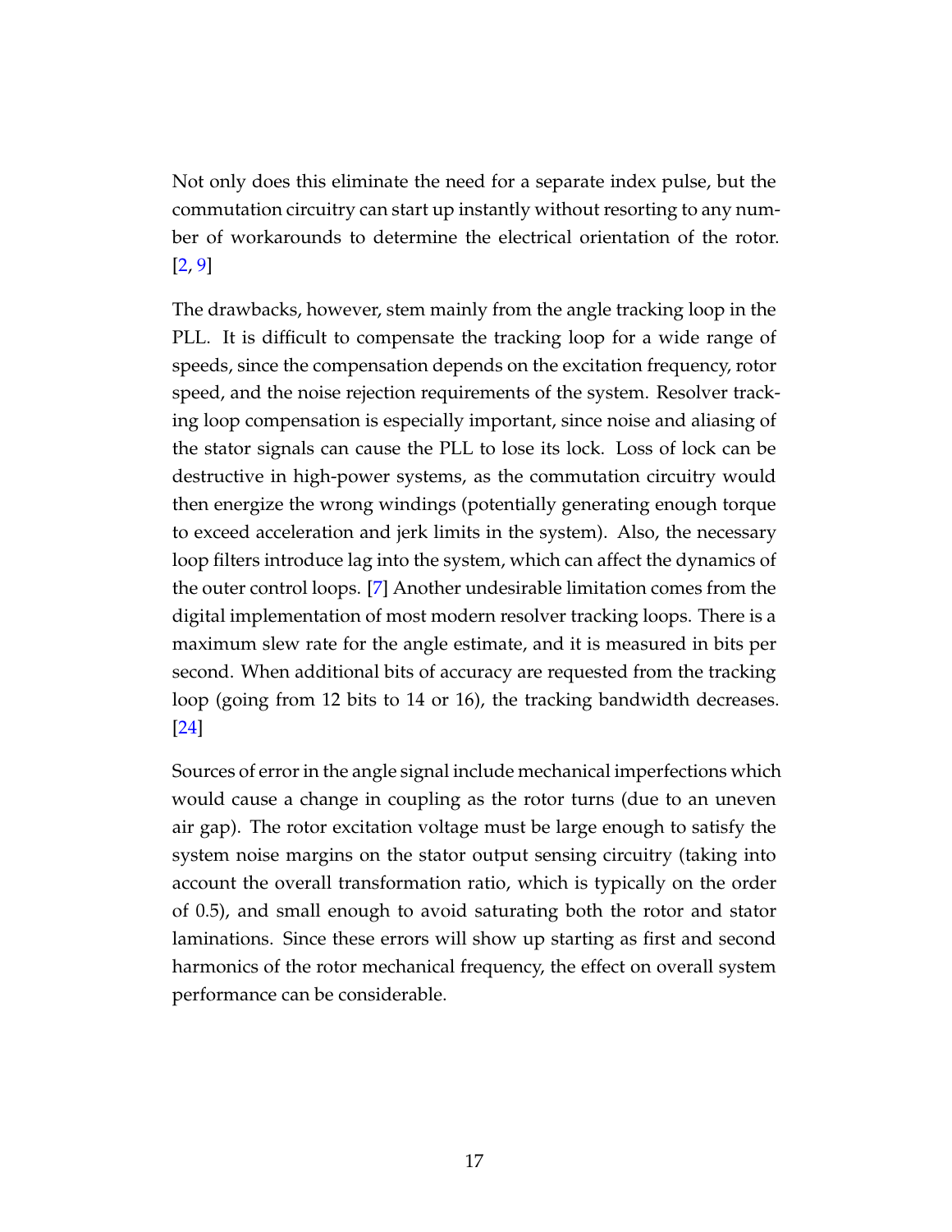Not only does this eliminate the need for a separate index pulse, but the commutation circuitry can start up instantly without resorting to any number of workarounds to determine the electrical orientation of the rotor. [2, 9]

The drawbacks, however, stem mainly from the angle tracking loop in the PLL. It is difficult to compensate the tracking loop for a wide range of speeds, since the compensation depends on the excitation frequency, rotor speed, and the noise rejection requirements of the system. Resolver tracking loop compensation is especially important, since noise and aliasing of the stator signals can cause the PLL to lose its lock. Loss of lock can be destructive in high-power systems, as the commutation circuitry would then energize the wrong windings (potentially generating enough torque to exceed acceleration and jerk limits in the system). Also, the necessary loop filters introduce lag into the system, which can affect the dynamics of the outer control loops. [7] Another undesirable limitation comes from the digital implementation of most modern resolver tracking loops. There is a maximum slew rate for the angle estimate, and it is measured in bits per second. When additional bits of accuracy are requested from the tracking loop (going from 12 bits to 14 or 16), the tracking bandwidth decreases. [24]

Sources of error in the angle signal include mechanical imperfections which would cause a change in coupling as the rotor turns (due to an uneven air gap). The rotor excitation voltage must be large enough to satisfy the system noise margins on the stator output sensing circuitry (taking into account the overall transformation ratio, which is typically on the order of 0.5), and small enough to avoid saturating both the rotor and stator laminations. Since these errors will show up starting as first and second harmonics of the rotor mechanical frequency, the effect on overall system performance can be considerable.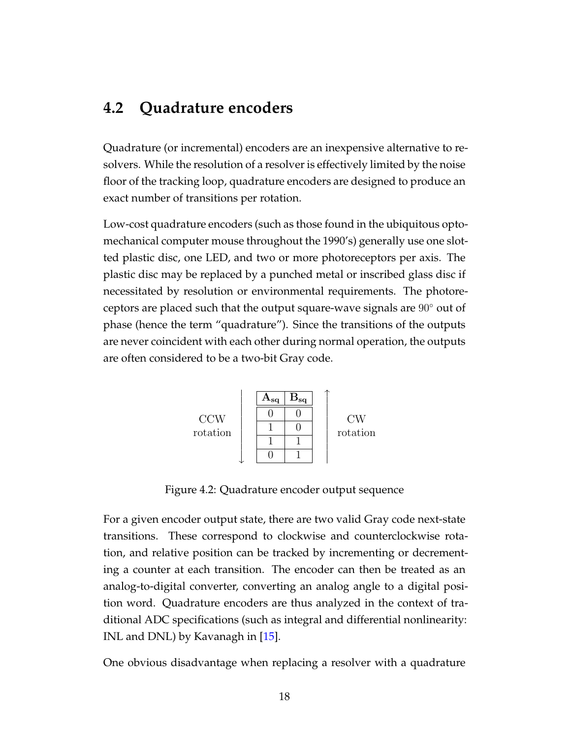## 4.2 Quadrature encoders

Quadrature (or incremental) encoders are an inexpensive alternative to resolvers. While the resolution of a resolver is effectively limited by the noise floor of the tracking loop, quadrature encoders are designed to produce an exact number of transitions per rotation.

Low-cost quadrature encoders (such as those found in the ubiquitous opto-mechanical computer mouse throughout the 1990's) generally use one slotted plastic disc, one LED, and two or more photoreceptors per axis. The plastic disc may be replaced by a punched metal or inscribed glass disc if necessitated by resolution or environmental requirements. The photoreceptors are placed such that the output square-wave signals are $90^\circ$ out of phase (hence the term "quadrature"). Since the transitions of the outputs are never coincident with each other during normal operation, the outputs are often considered to be a two-bit Gray code.

| $\mathbf{A_{sq}}$ | $\mathbf{B_{sq}}$ |
|---|---|
| 0 | 0 |
| 1 | 0 |
| 1 | 1 |
| 0 | 1 |

CCW rotation ↓ CW rotation ↑

Figure 4.2: Quadrature encoder output sequence

For a given encoder output state, there are two valid Gray code next-state transitions. These correspond to clockwise and counterclockwise rotation, and relative position can be tracked by incrementing or decrementing a counter at each transition. The encoder can then be treated as an analog-to-digital converter, converting an analog angle to a digital position word. Quadrature encoders are thus analyzed in the context of traditional ADC specifications (such as integral and differential nonlinearity: INL and DNL) by Kavanagh in [15].

One obvious disadvantage when replacing a resolver with a quadrature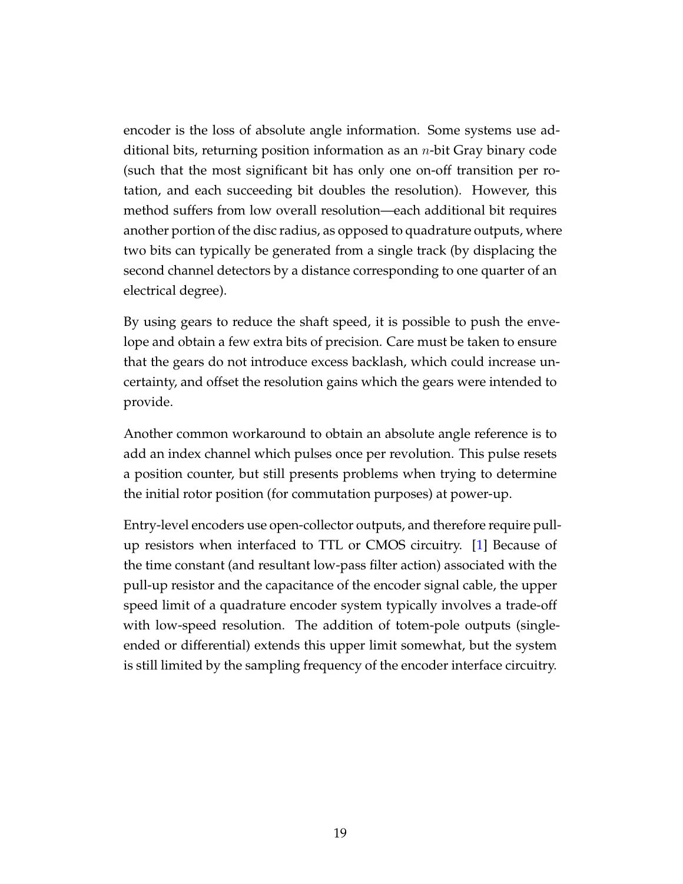encoder is the loss of absolute angle information. Some systems use additional bits, returning position information as an $n$-bit Gray binary code (such that the most significant bit has only one on-off transition per rotation, and each succeeding bit doubles the resolution). However, this method suffers from low overall resolution—each additional bit requires another portion of the disc radius, as opposed to quadrature outputs, where two bits can typically be generated from a single track (by displacing the second channel detectors by a distance corresponding to one quarter of an electrical degree).

By using gears to reduce the shaft speed, it is possible to push the envelope and obtain a few extra bits of precision. Care must be taken to ensure that the gears do not introduce excess backlash, which could increase uncertainty, and offset the resolution gains which the gears were intended to provide.

Another common workaround to obtain an absolute angle reference is to add an index channel which pulses once per revolution. This pulse resets a position counter, but still presents problems when trying to determine the initial rotor position (for commutation purposes) at power-up.

Entry-level encoders use open-collector outputs, and therefore require pull-up resistors when interfaced to TTL or CMOS circuitry. [1] Because of the time constant (and resultant low-pass filter action) associated with the pull-up resistor and the capacitance of the encoder signal cable, the upper speed limit of a quadrature encoder system typically involves a trade-off with low-speed resolution. The addition of totem-pole outputs (single-ended or differential) extends this upper limit somewhat, but the system is still limited by the sampling frequency of the encoder interface circuitry.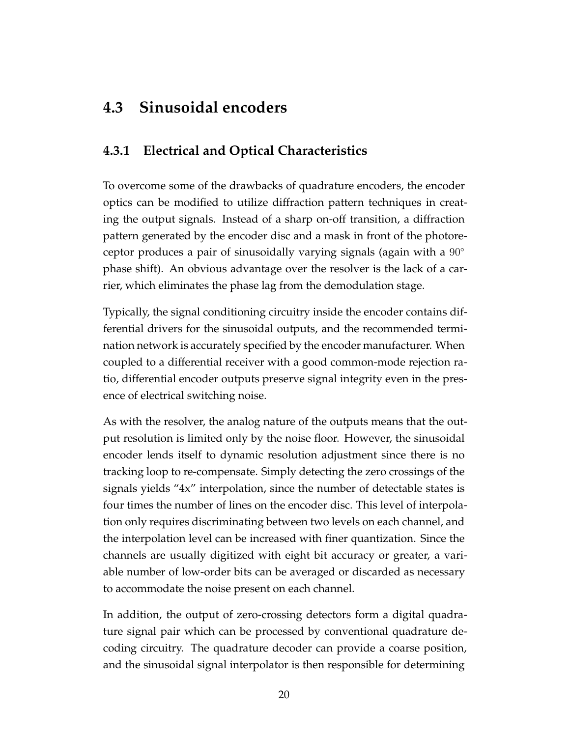## 4.3 Sinusoidal encoders

### 4.3.1 Electrical and Optical Characteristics

To overcome some of the drawbacks of quadrature encoders, the encoder optics can be modified to utilize diffraction pattern techniques in creating the output signals. Instead of a sharp on-off transition, a diffraction pattern generated by the encoder disc and a mask in front of the photoreceptor produces a pair of sinusoidally varying signals (again with a $90^\circ$ phase shift). An obvious advantage over the resolver is the lack of a carrier, which eliminates the phase lag from the demodulation stage.

Typically, the signal conditioning circuitry inside the encoder contains differential drivers for the sinusoidal outputs, and the recommended termination network is accurately specified by the encoder manufacturer. When coupled to a differential receiver with a good common-mode rejection ratio, differential encoder outputs preserve signal integrity even in the presence of electrical switching noise.

As with the resolver, the analog nature of the outputs means that the output resolution is limited only by the noise floor. However, the sinusoidal encoder lends itself to dynamic resolution adjustment since there is no tracking loop to re-compensate. Simply detecting the zero crossings of the signals yields "4x" interpolation, since the number of detectable states is four times the number of lines on the encoder disc. This level of interpolation only requires discriminating between two levels on each channel, and the interpolation level can be increased with finer quantization. Since the channels are usually digitized with eight bit accuracy or greater, a variable number of low-order bits can be averaged or discarded as necessary to accommodate the noise present on each channel.

In addition, the output of zero-crossing detectors form a digital quadrature signal pair which can be processed by conventional quadrature decoding circuitry. The quadrature decoder can provide a coarse position, and the sinusoidal signal interpolator is then responsible for determining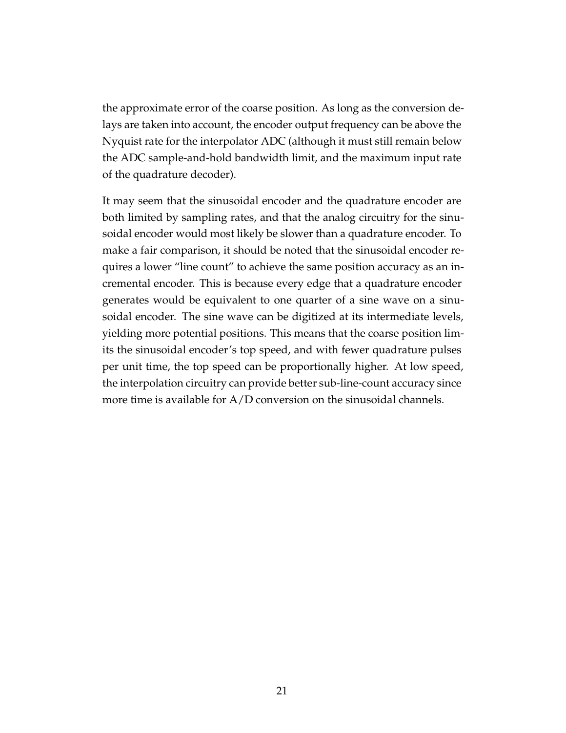the approximate error of the coarse position. As long as the conversion delays are taken into account, the encoder output frequency can be above the Nyquist rate for the interpolator ADC (although it must still remain below the ADC sample-and-hold bandwidth limit, and the maximum input rate of the quadrature decoder).

It may seem that the sinusoidal encoder and the quadrature encoder are both limited by sampling rates, and that the analog circuitry for the sinusoidal encoder would most likely be slower than a quadrature encoder. To make a fair comparison, it should be noted that the sinusoidal encoder requires a lower "line count" to achieve the same position accuracy as an incremental encoder. This is because every edge that a quadrature encoder generates would be equivalent to one quarter of a sine wave on a sinusoidal encoder. The sine wave can be digitized at its intermediate levels, yielding more potential positions. This means that the coarse position limits the sinusoidal encoder's top speed, and with fewer quadrature pulses per unit time, the top speed can be proportionally higher. At low speed, the interpolation circuitry can provide better sub-line-count accuracy since more time is available for A/D conversion on the sinusoidal channels.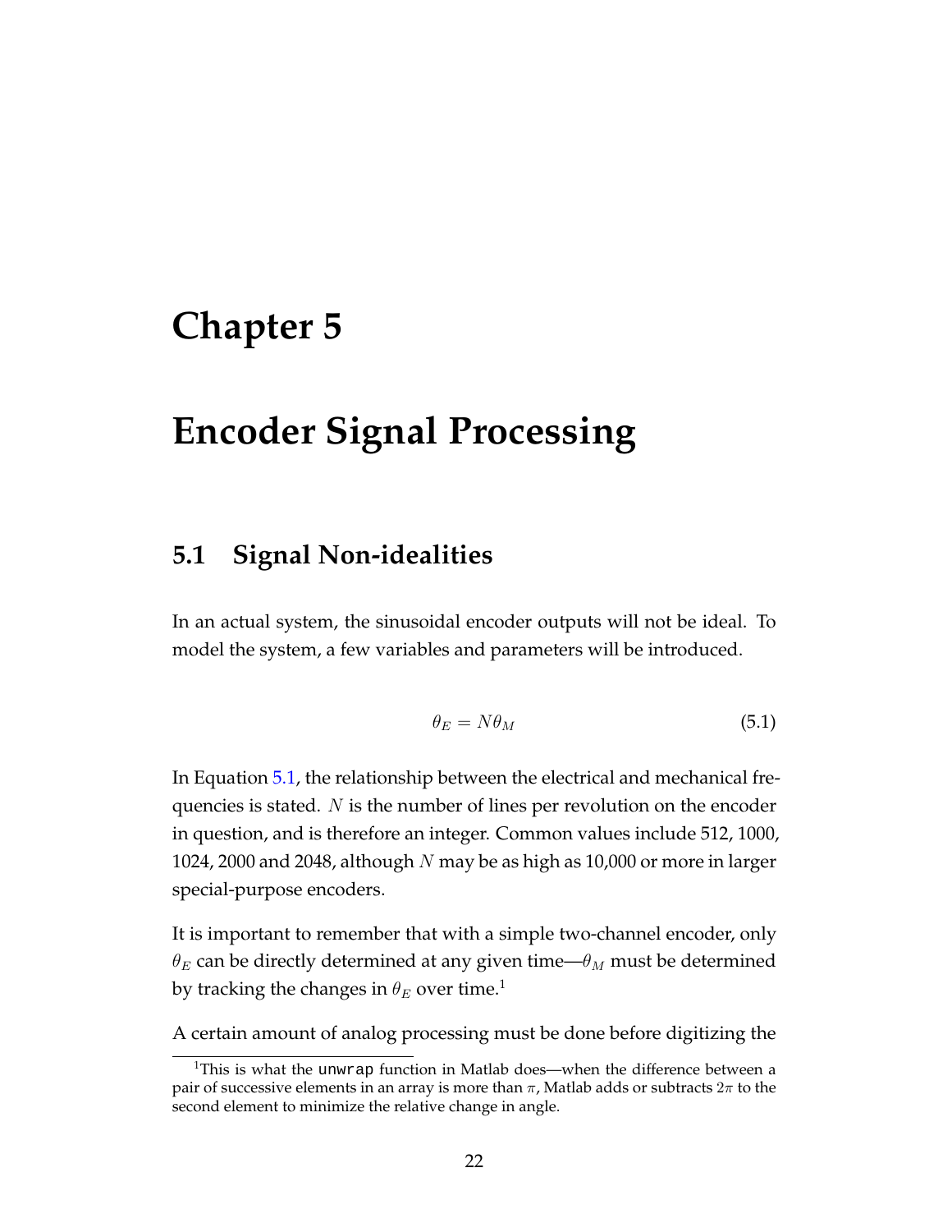# Chapter 5

# Encoder Signal Processing

## 5.1 Signal Non-idealities

In an actual system, the sinusoidal encoder outputs will not be ideal. To model the system, a few variables and parameters will be introduced.

$$\theta_E = N\theta_M \tag{5.1}$$

In Equation 5.1, the relationship between the electrical and mechanical frequencies is stated. $N$ is the number of lines per revolution on the encoder in question, and is therefore an integer. Common values include 512, 1000, 1024, 2000 and 2048, although $N$ may be as high as 10,000 or more in larger special-purpose encoders.

It is important to remember that with a simple two-channel encoder, only $\theta_E$ can be directly determined at any given time—$\theta_M$ must be determined by tracking the changes in $\theta_E$ over time.[1]

A certain amount of analog processing must be done before digitizing the

[1] This is what the `unwrap` function in Matlab does—when the difference between a pair of successive elements in an array is more than $\pi$, Matlab adds or subtracts $2\pi$ to the second element to minimize the relative change in angle.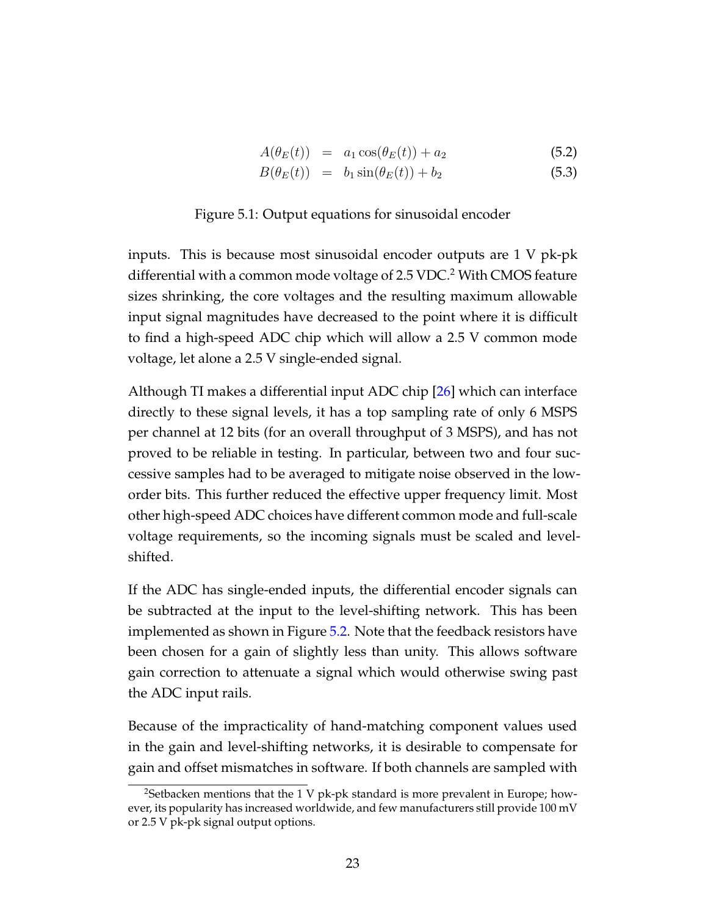$$A(\theta_E(t)) = a_1 \cos(\theta_E(t)) + a_2 \tag{5.2}$$

$$B(\theta_E(t)) = b_1 \sin(\theta_E(t)) + b_2 \tag{5.3}$$

Figure 5.1: Output equations for sinusoidal encoder

inputs. This is because most sinusoidal encoder outputs are 1 V pk-pk differential with a common mode voltage of 2.5 VDC.[2] With CMOS feature sizes shrinking, the core voltages and the resulting maximum allowable input signal magnitudes have decreased to the point where it is difficult to find a high-speed ADC chip which will allow a 2.5 V common mode voltage, let alone a 2.5 V single-ended signal.

Although TI makes a differential input ADC chip [26] which can interface directly to these signal levels, it has a top sampling rate of only 6 MSPS per channel at 12 bits (for an overall throughput of 3 MSPS), and has not proved to be reliable in testing. In particular, between two and four successive samples had to be averaged to mitigate noise observed in the low-order bits. This further reduced the effective upper frequency limit. Most other high-speed ADC choices have different common mode and full-scale voltage requirements, so the incoming signals must be scaled and level-shifted.

If the ADC has single-ended inputs, the differential encoder signals can be subtracted at the input to the level-shifting network. This has been implemented as shown in Figure 5.2. Note that the feedback resistors have been chosen for a gain of slightly less than unity. This allows software gain correction to attenuate a signal which would otherwise swing past the ADC input rails.

Because of the impracticality of hand-matching component values used in the gain and level-shifting networks, it is desirable to compensate for gain and offset mismatches in software. If both channels are sampled with

[2] Setbacken mentions that the 1 V pk-pk standard is more prevalent in Europe; however, its popularity has increased worldwide, and few manufacturers still provide 100 mV or 2.5 V pk-pk signal output options.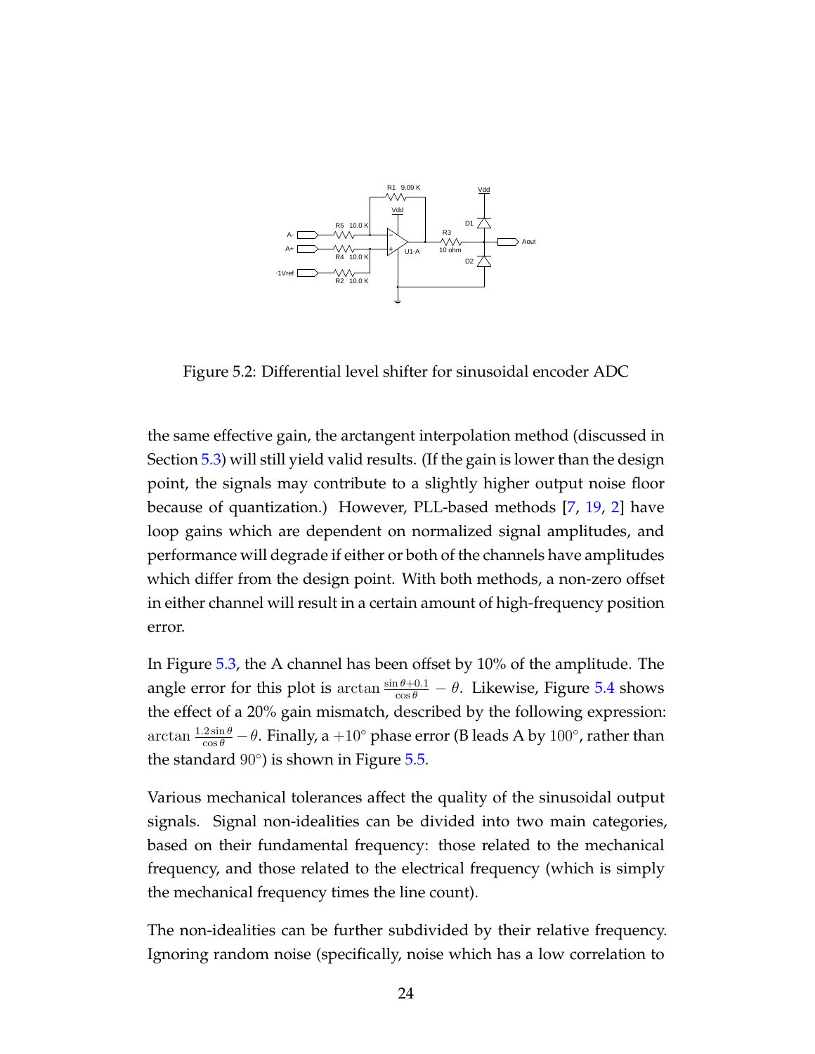Figure 5.2: Differential level shifter for sinusoidal encoder ADC

the same effective gain, the arctangent interpolation method (discussed in Section 5.3) will still yield valid results. (If the gain is lower than the design point, the signals may contribute to a slightly higher output noise floor because of quantization.) However, PLL-based methods [7, 19, 2] have loop gains which are dependent on normalized signal amplitudes, and performance will degrade if either or both of the channels have amplitudes which differ from the design point. With both methods, a non-zero offset in either channel will result in a certain amount of high-frequency position error.

In Figure 5.3, the A channel has been offset by 10% of the amplitude. The angle error for this plot is $\arctan \frac{\sin\theta + 0.1}{\cos\theta} - \theta$. Likewise, Figure 5.4 shows the effect of a 20% gain mismatch, described by the following expression: $\arctan \frac{1.2 \sin\theta}{\cos\theta} - \theta$. Finally, a $+10^{\circ}$ phase error (B leads A by $100^{\circ}$, rather than the standard $90^{\circ}$) is shown in Figure 5.5.

Various mechanical tolerances affect the quality of the sinusoidal output signals. Signal non-idealities can be divided into two main categories, based on their fundamental frequency: those related to the mechanical frequency, and those related to the electrical frequency (which is simply the mechanical frequency times the line count).

The non-idealities can be further subdivided by their relative frequency. Ignoring random noise (specifically, noise which has a low correlation to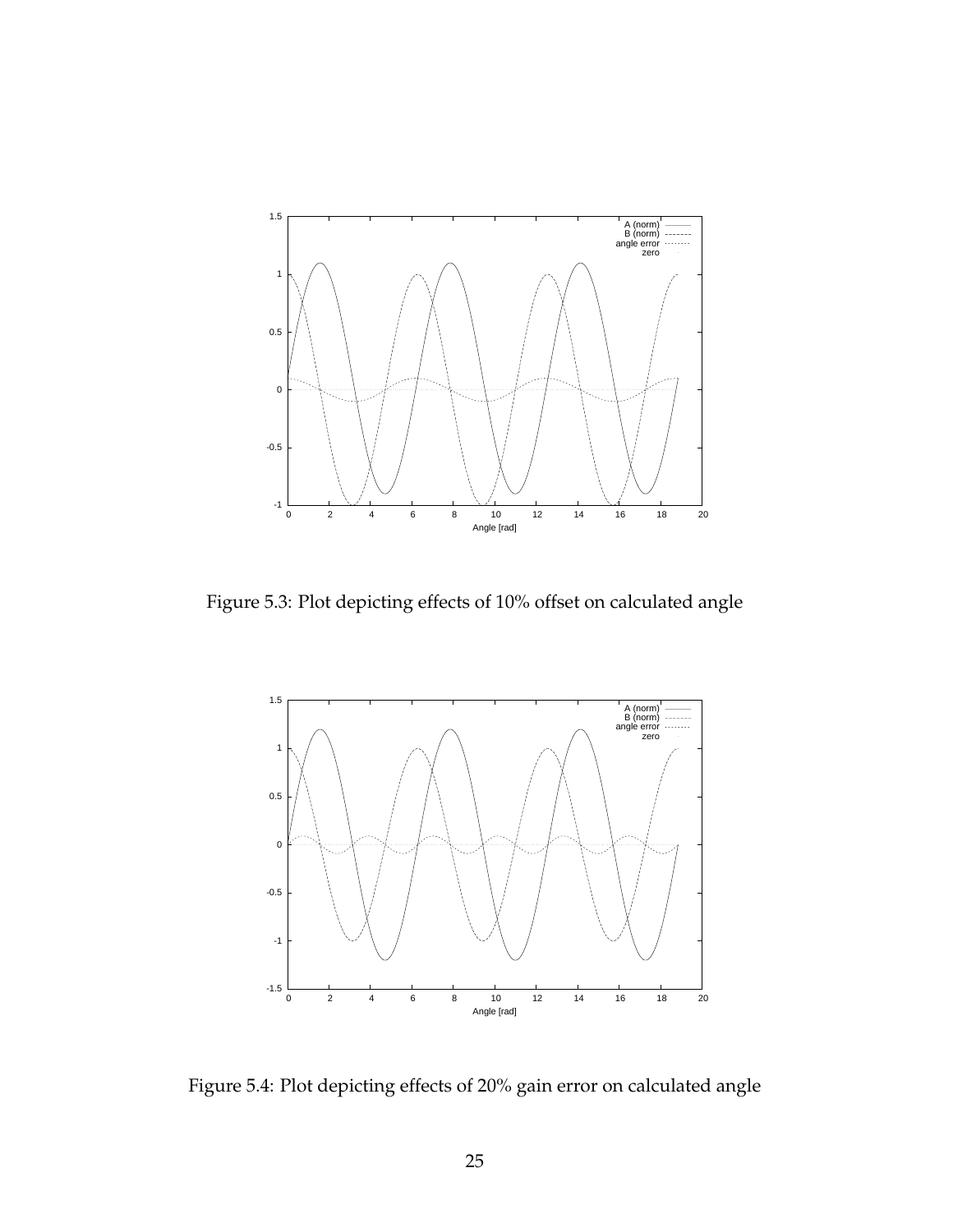Figure 5.3: Plot depicting effects of 10% offset on calculated angle

Figure 5.4: Plot depicting effects of 20% gain error on calculated angle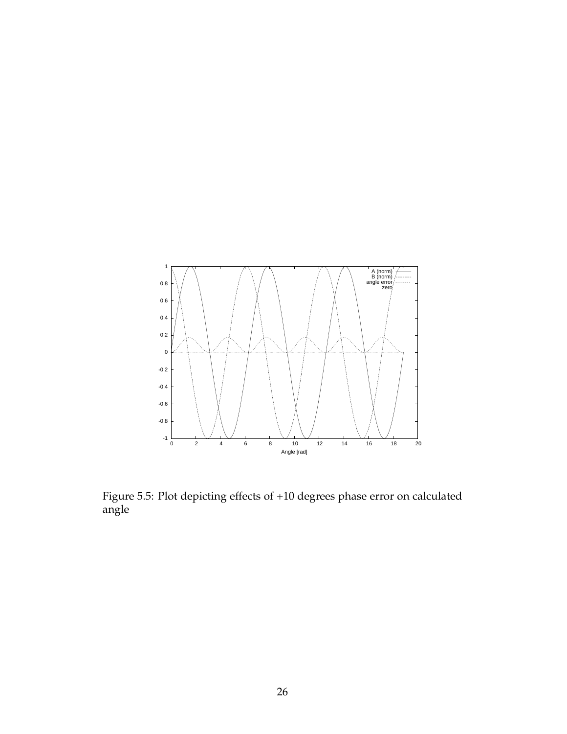Figure 5.5: Plot depicting effects of +10 degrees phase error on calculated angle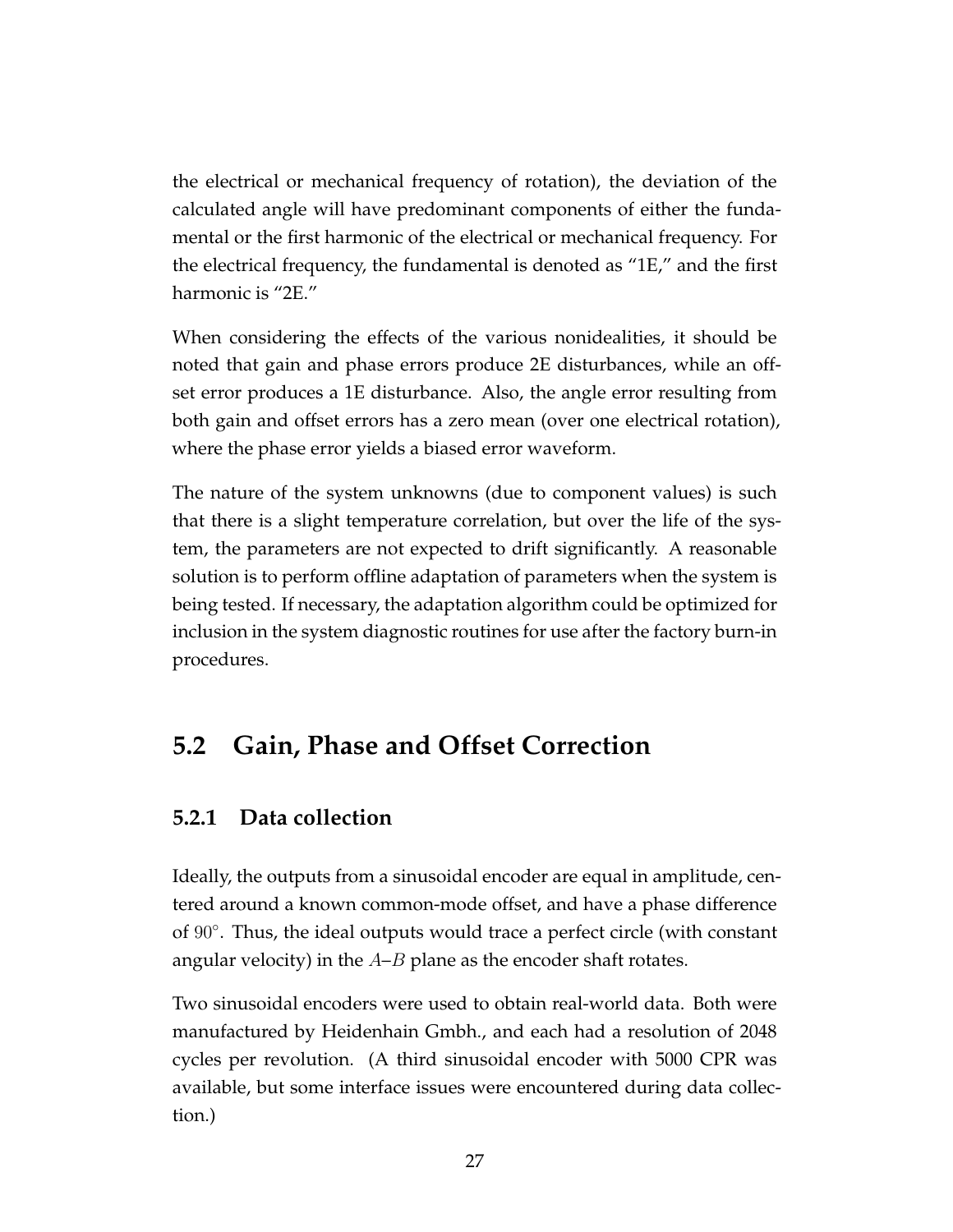the electrical or mechanical frequency of rotation), the deviation of the calculated angle will have predominant components of either the fundamental or the first harmonic of the electrical or mechanical frequency. For the electrical frequency, the fundamental is denoted as "1E," and the first harmonic is "2E."

When considering the effects of the various nonidealities, it should be noted that gain and phase errors produce 2E disturbances, while an offset error produces a 1E disturbance. Also, the angle error resulting from both gain and offset errors has a zero mean (over one electrical rotation), where the phase error yields a biased error waveform.

The nature of the system unknowns (due to component values) is such that there is a slight temperature correlation, but over the life of the system, the parameters are not expected to drift significantly. A reasonable solution is to perform offline adaptation of parameters when the system is being tested. If necessary, the adaptation algorithm could be optimized for inclusion in the system diagnostic routines for use after the factory burn-in procedures.

## 5.2 Gain, Phase and Offset Correction

### 5.2.1 Data collection

Ideally, the outputs from a sinusoidal encoder are equal in amplitude, centered around a known common-mode offset, and have a phase difference of $90^\circ$. Thus, the ideal outputs would trace a perfect circle (with constant angular velocity) in the $A$–$B$ plane as the encoder shaft rotates.

Two sinusoidal encoders were used to obtain real-world data. Both were manufactured by Heidenhain Gmbh., and each had a resolution of 2048 cycles per revolution. (A third sinusoidal encoder with 5000 CPR was available, but some interface issues were encountered during data collection.)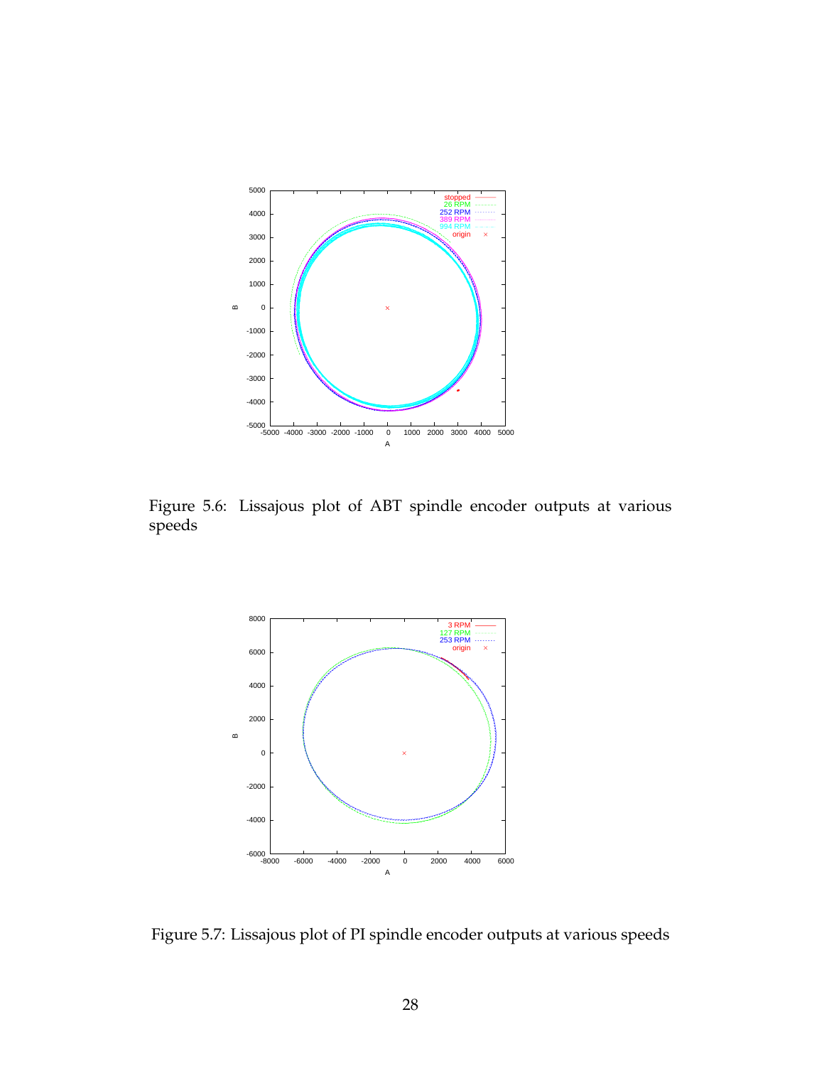Figure 5.6: Lissajous plot of ABT spindle encoder outputs at various speeds

Figure 5.7: Lissajous plot of PI spindle encoder outputs at various speeds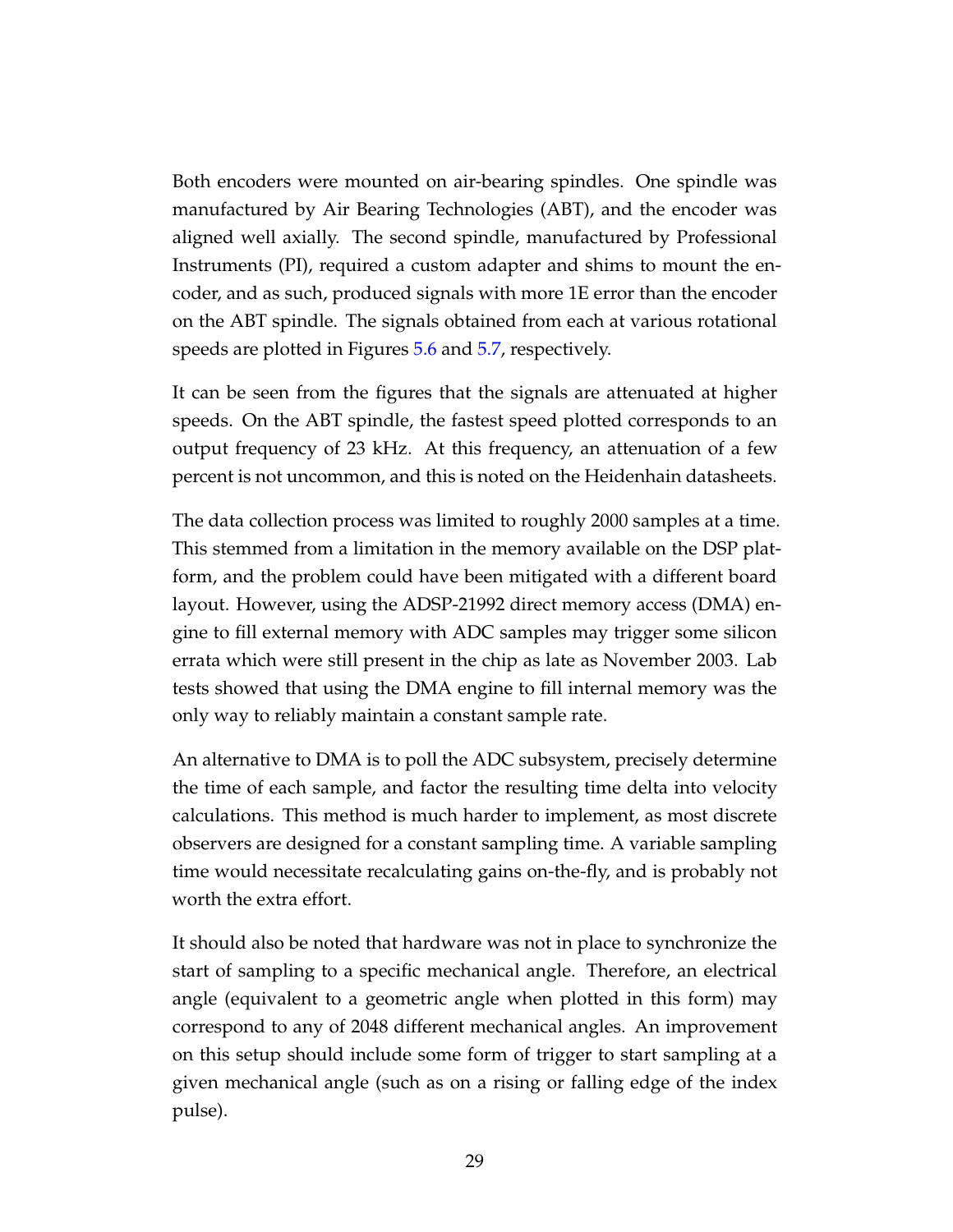Both encoders were mounted on air-bearing spindles. One spindle was manufactured by Air Bearing Technologies (ABT), and the encoder was aligned well axially. The second spindle, manufactured by Professional Instruments (PI), required a custom adapter and shims to mount the encoder, and as such, produced signals with more 1E error than the encoder on the ABT spindle. The signals obtained from each at various rotational speeds are plotted in Figures 5.6 and 5.7, respectively.

It can be seen from the figures that the signals are attenuated at higher speeds. On the ABT spindle, the fastest speed plotted corresponds to an output frequency of 23 kHz. At this frequency, an attenuation of a few percent is not uncommon, and this is noted on the Heidenhain datasheets.

The data collection process was limited to roughly 2000 samples at a time. This stemmed from a limitation in the memory available on the DSP platform, and the problem could have been mitigated with a different board layout. However, using the ADSP-21992 direct memory access (DMA) engine to fill external memory with ADC samples may trigger some silicon errata which were still present in the chip as late as November 2003. Lab tests showed that using the DMA engine to fill internal memory was the only way to reliably maintain a constant sample rate.

An alternative to DMA is to poll the ADC subsystem, precisely determine the time of each sample, and factor the resulting time delta into velocity calculations. This method is much harder to implement, as most discrete observers are designed for a constant sampling time. A variable sampling time would necessitate recalculating gains on-the-fly, and is probably not worth the extra effort.

It should also be noted that hardware was not in place to synchronize the start of sampling to a specific mechanical angle. Therefore, an electrical angle (equivalent to a geometric angle when plotted in this form) may correspond to any of 2048 different mechanical angles. An improvement on this setup should include some form of trigger to start sampling at a given mechanical angle (such as on a rising or falling edge of the index pulse).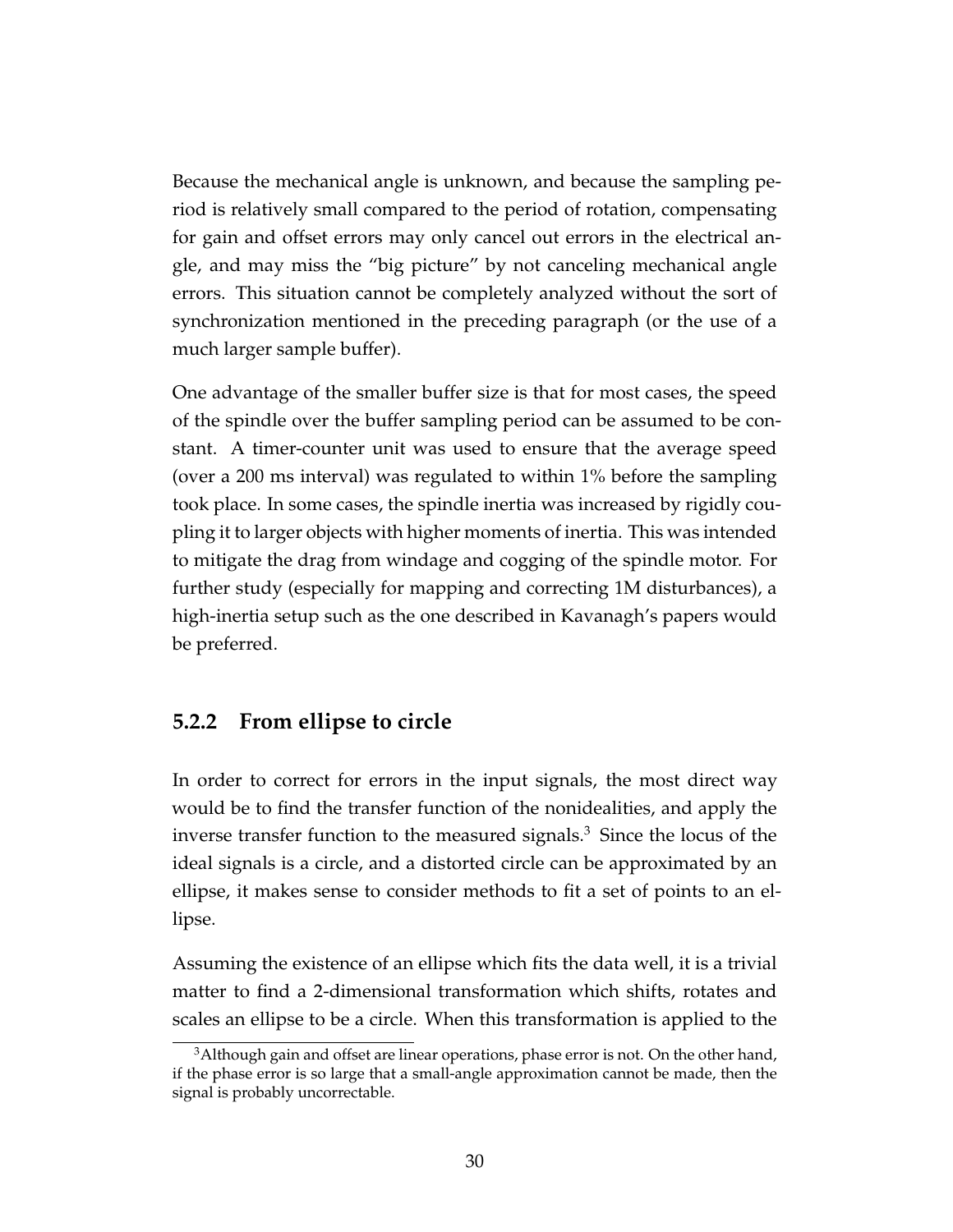Because the mechanical angle is unknown, and because the sampling period is relatively small compared to the period of rotation, compensating for gain and offset errors may only cancel out errors in the electrical angle, and may miss the "big picture" by not canceling mechanical angle errors. This situation cannot be completely analyzed without the sort of synchronization mentioned in the preceding paragraph (or the use of a much larger sample buffer).

One advantage of the smaller buffer size is that for most cases, the speed of the spindle over the buffer sampling period can be assumed to be constant. A timer-counter unit was used to ensure that the average speed (over a 200 ms interval) was regulated to within 1% before the sampling took place. In some cases, the spindle inertia was increased by rigidly coupling it to larger objects with higher moments of inertia. This was intended to mitigate the drag from windage and cogging of the spindle motor. For further study (especially for mapping and correcting 1M disturbances), a high-inertia setup such as the one described in Kavanagh's papers would be preferred.

### 5.2.2 From ellipse to circle

In order to correct for errors in the input signals, the most direct way would be to find the transfer function of the nonidealities, and apply the inverse transfer function to the measured signals.[3] Since the locus of the ideal signals is a circle, and a distorted circle can be approximated by an ellipse, it makes sense to consider methods to fit a set of points to an ellipse.

Assuming the existence of an ellipse which fits the data well, it is a trivial matter to find a 2-dimensional transformation which shifts, rotates and scales an ellipse to be a circle. When this transformation is applied to the

[3] Although gain and offset are linear operations, phase error is not. On the other hand, if the phase error is so large that a small-angle approximation cannot be made, then the signal is probably uncorrectable.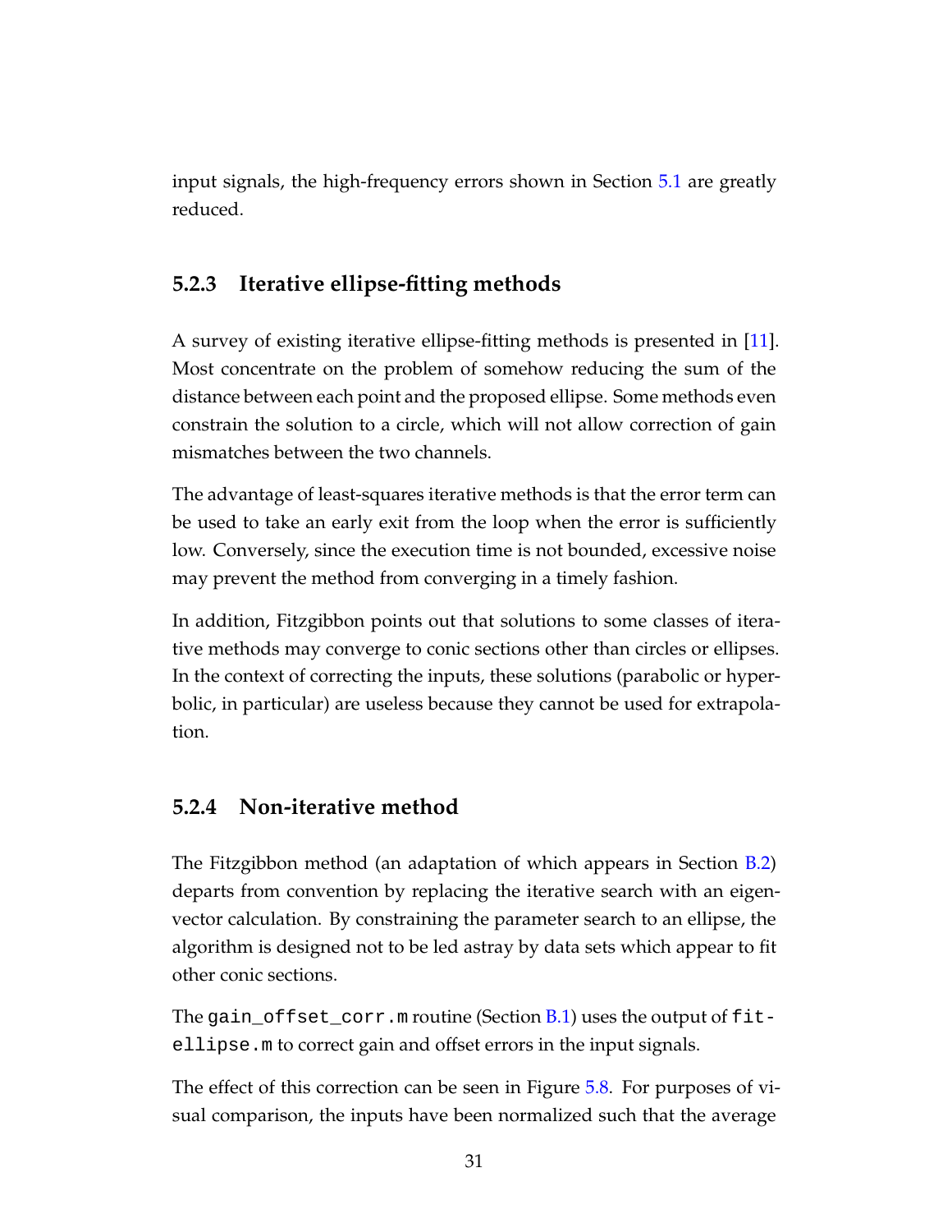input signals, the high-frequency errors shown in Section 5.1 are greatly reduced.

### 5.2.3 Iterative ellipse-fitting methods

A survey of existing iterative ellipse-fitting methods is presented in [11]. Most concentrate on the problem of somehow reducing the sum of the distance between each point and the proposed ellipse. Some methods even constrain the solution to a circle, which will not allow correction of gain mismatches between the two channels.

The advantage of least-squares iterative methods is that the error term can be used to take an early exit from the loop when the error is sufficiently low. Conversely, since the execution time is not bounded, excessive noise may prevent the method from converging in a timely fashion.

In addition, Fitzgibbon points out that solutions to some classes of iterative methods may converge to conic sections other than circles or ellipses. In the context of correcting the inputs, these solutions (parabolic or hyperbolic, in particular) are useless because they cannot be used for extrapolation.

### 5.2.4 Non-iterative method

The Fitzgibbon method (an adaptation of which appears in Section B.2) departs from convention by replacing the iterative search with an eigenvector calculation. By constraining the parameter search to an ellipse, the algorithm is designed not to be led astray by data sets which appear to fit other conic sections.

The `gain_offset_corr.m` routine (Section B.1) uses the output of `fitellipse.m` to correct gain and offset errors in the input signals.

The effect of this correction can be seen in Figure 5.8. For purposes of visual comparison, the inputs have been normalized such that the average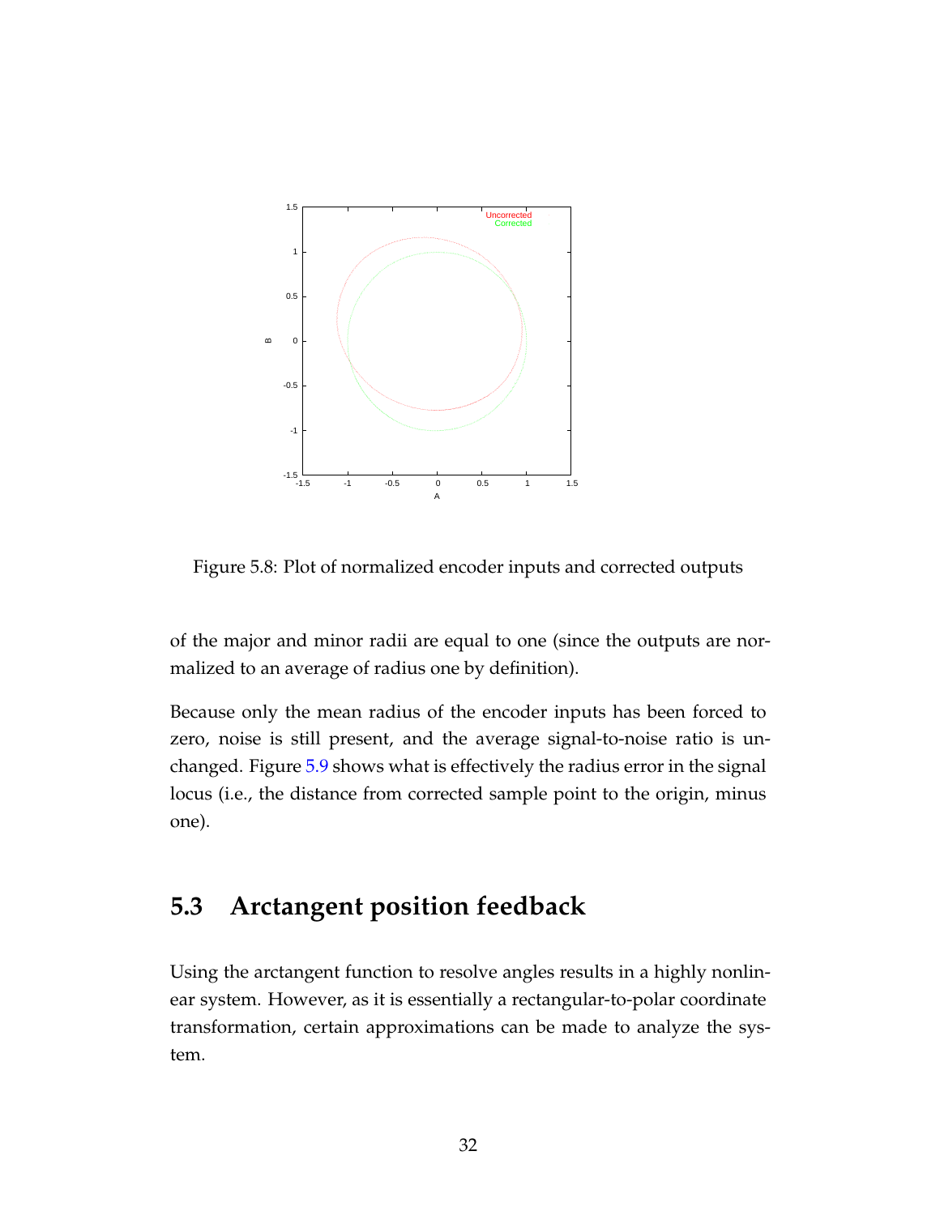Figure 5.8: Plot of normalized encoder inputs and corrected outputs

of the major and minor radii are equal to one (since the outputs are normalized to an average of radius one by definition).

Because only the mean radius of the encoder inputs has been forced to zero, noise is still present, and the average signal-to-noise ratio is unchanged. Figure 5.9 shows what is effectively the radius error in the signal locus (i.e., the distance from corrected sample point to the origin, minus one).

## 5.3 Arctangent position feedback

Using the arctangent function to resolve angles results in a highly nonlinear system. However, as it is essentially a rectangular-to-polar coordinate transformation, certain approximations can be made to analyze the system.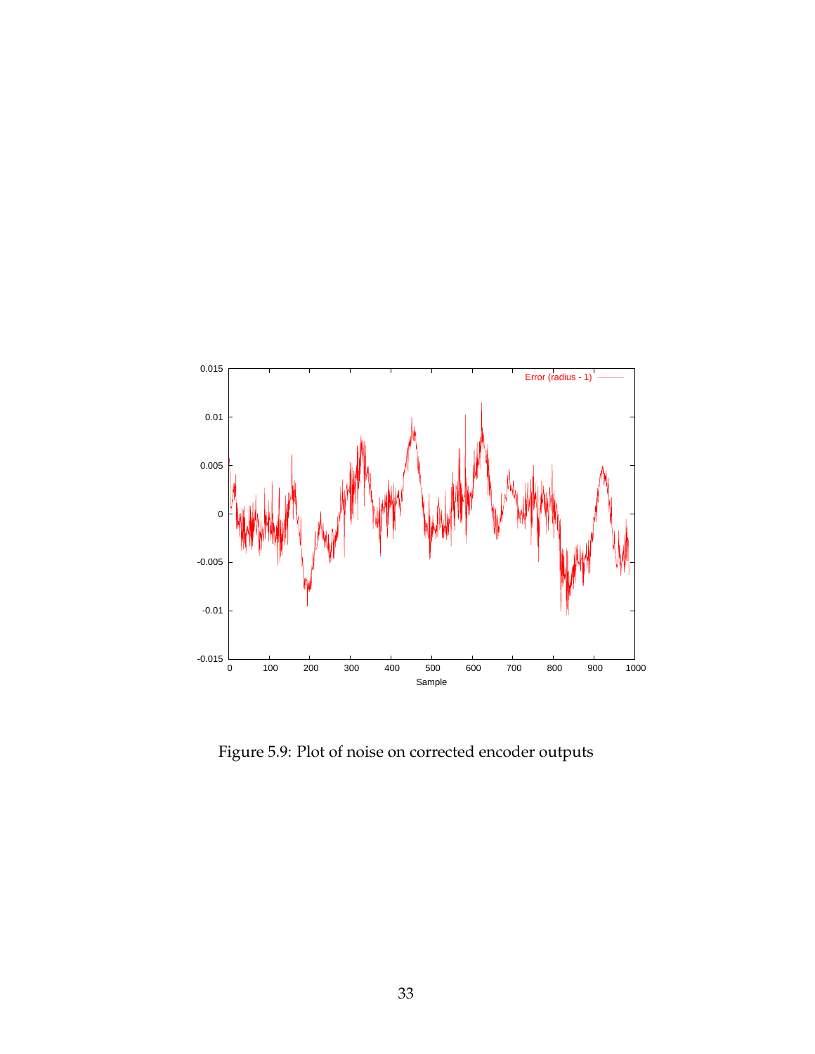Figure 5.9: Plot of noise on corrected encoder outputs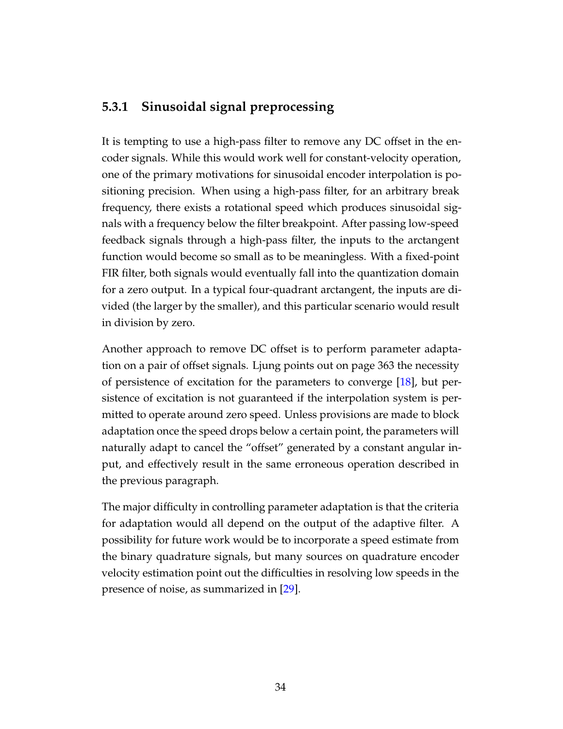### 5.3.1 Sinusoidal signal preprocessing

It is tempting to use a high-pass filter to remove any DC offset in the encoder signals. While this would work well for constant-velocity operation, one of the primary motivations for sinusoidal encoder interpolation is positioning precision. When using a high-pass filter, for an arbitrary break frequency, there exists a rotational speed which produces sinusoidal signals with a frequency below the filter breakpoint. After passing low-speed feedback signals through a high-pass filter, the inputs to the arctangent function would become so small as to be meaningless. With a fixed-point FIR filter, both signals would eventually fall into the quantization domain for a zero output. In a typical four-quadrant arctangent, the inputs are divided (the larger by the smaller), and this particular scenario would result in division by zero.

Another approach to remove DC offset is to perform parameter adaptation on a pair of offset signals. Ljung points out on page 363 the necessity of persistence of excitation for the parameters to converge [18], but persistence of excitation is not guaranteed if the interpolation system is permitted to operate around zero speed. Unless provisions are made to block adaptation once the speed drops below a certain point, the parameters will naturally adapt to cancel the "offset" generated by a constant angular input, and effectively result in the same erroneous operation described in the previous paragraph.

The major difficulty in controlling parameter adaptation is that the criteria for adaptation would all depend on the output of the adaptive filter. A possibility for future work would be to incorporate a speed estimate from the binary quadrature signals, but many sources on quadrature encoder velocity estimation point out the difficulties in resolving low speeds in the presence of noise, as summarized in [29].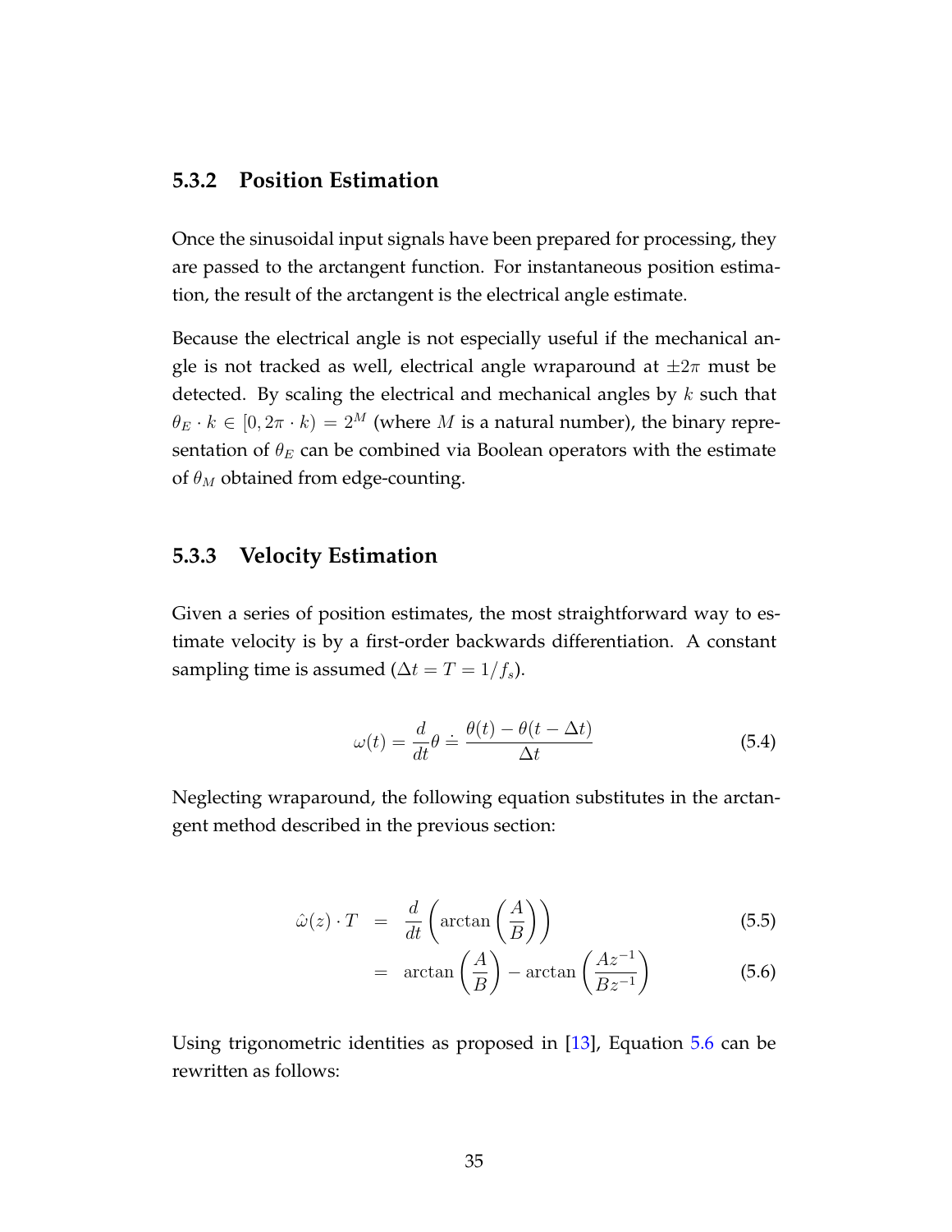### 5.3.2 Position Estimation

Once the sinusoidal input signals have been prepared for processing, they are passed to the arctangent function. For instantaneous position estimation, the result of the arctangent is the electrical angle estimate.

Because the electrical angle is not especially useful if the mechanical angle is not tracked as well, electrical angle wraparound at $\pm 2\pi$ must be detected. By scaling the electrical and mechanical angles by $k$ such that $\theta_E \cdot k \in [0, 2\pi \cdot k) = 2^M$ (where $M$ is a natural number), the binary representation of $\theta_E$ can be combined via Boolean operators with the estimate of $\theta_M$ obtained from edge-counting.

### 5.3.3 Velocity Estimation

Given a series of position estimates, the most straightforward way to estimate velocity is by a first-order backwards differentiation. A constant sampling time is assumed ($\Delta t = T = 1/f_s$).

$$\omega(t) = \frac{d}{dt}\theta \doteq \frac{\theta(t) - \theta(t - \Delta t)}{\Delta t} \tag{5.4}$$

Neglecting wraparound, the following equation substitutes in the arctangent method described in the previous section:

$$\hat{\omega}(z) \cdot T = \frac{d}{dt}\left(\arctan\left(\frac{A}{B}\right)\right) \tag{5.5}$$

$$= \arctan\left(\frac{A}{B}\right) - \arctan\left(\frac{Az^{-1}}{Bz^{-1}}\right) \tag{5.6}$$

Using trigonometric identities as proposed in [13], Equation 5.6 can be rewritten as follows: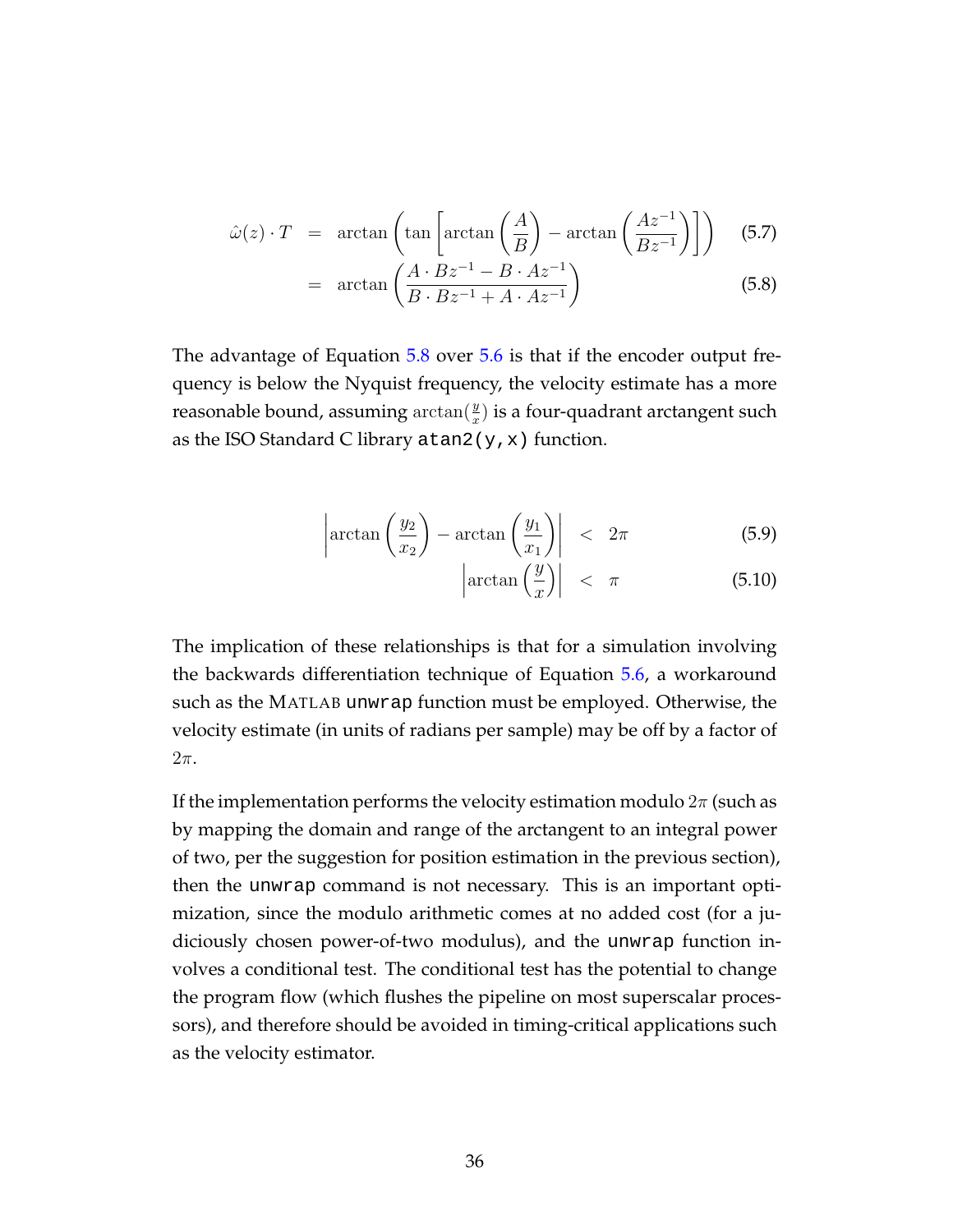$$
\begin{aligned}
\hat{\omega}(z) \cdot T &= \arctan\left(\tan\left[\arctan\left(\frac{A}{B}\right) - \arctan\left(\frac{Az^{-1}}{Bz^{-1}}\right)\right]\right) &(5.7)\\
&= \arctan\left(\frac{A \cdot Bz^{-1} - B \cdot Az^{-1}}{B \cdot Bz^{-1} + A \cdot Az^{-1}}\right) &(5.8)
\end{aligned}
$$

The advantage of Equation 5.8 over 5.6 is that if the encoder output frequency is below the Nyquist frequency, the velocity estimate has a more reasonable bound, assuming $\arctan(\frac{y}{x})$ is a four-quadrant arctangent such as the ISO Standard C library `atan2(y,x)` function.

$$
\begin{aligned}
\left|\arctan\left(\frac{y_2}{x_2}\right) - \arctan\left(\frac{y_1}{x_1}\right)\right| &< 2\pi &(5.9)\\
\left|\arctan\left(\frac{y}{x}\right)\right| &< \pi &(5.10)
\end{aligned}
$$

The implication of these relationships is that for a simulation involving the backwards differentiation technique of Equation 5.6, a workaround such as the MATLAB `unwrap` function must be employed. Otherwise, the velocity estimate (in units of radians per sample) may be off by a factor of $2\pi$.

If the implementation performs the velocity estimation modulo $2\pi$ (such as by mapping the domain and range of the arctangent to an integral power of two, per the suggestion for position estimation in the previous section), then the `unwrap` command is not necessary. This is an important optimization, since the modulo arithmetic comes at no added cost (for a judiciously chosen power-of-two modulus), and the `unwrap` function involves a conditional test. The conditional test has the potential to change the program flow (which flushes the pipeline on most superscalar processors), and therefore should be avoided in timing-critical applications such as the velocity estimator.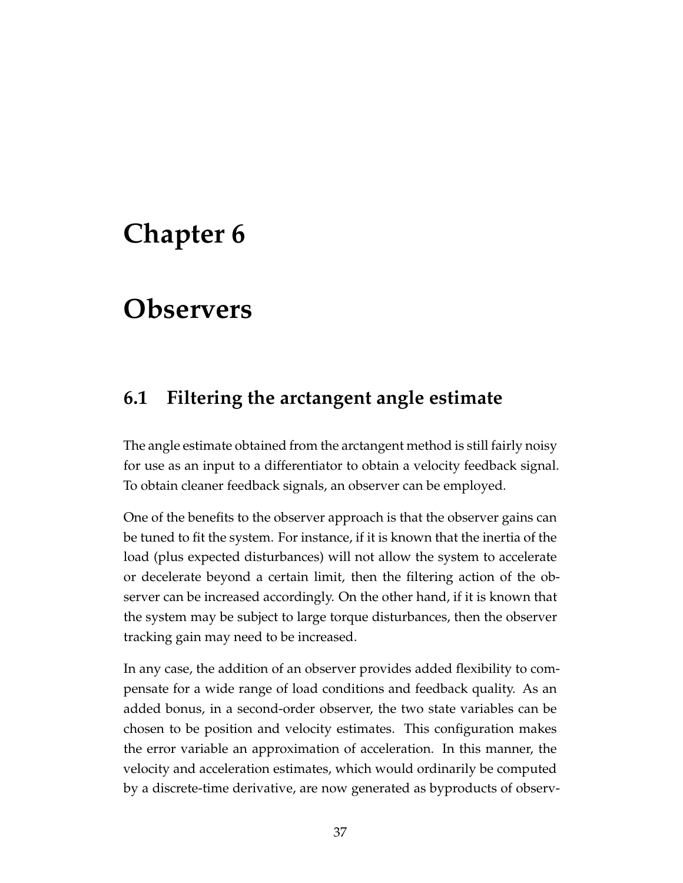# Chapter 6

# Observers

## 6.1 Filtering the arctangent angle estimate

The angle estimate obtained from the arctangent method is still fairly noisy for use as an input to a differentiator to obtain a velocity feedback signal. To obtain cleaner feedback signals, an observer can be employed.

One of the benefits to the observer approach is that the observer gains can be tuned to fit the system. For instance, if it is known that the inertia of the load (plus expected disturbances) will not allow the system to accelerate or decelerate beyond a certain limit, then the filtering action of the observer can be increased accordingly. On the other hand, if it is known that the system may be subject to large torque disturbances, then the observer tracking gain may need to be increased.

In any case, the addition of an observer provides added flexibility to compensate for a wide range of load conditions and feedback quality. As an added bonus, in a second-order observer, the two state variables can be chosen to be position and velocity estimates. This configuration makes the error variable an approximation of acceleration. In this manner, the velocity and acceleration estimates, which would ordinarily be computed by a discrete-time derivative, are now generated as byproducts of observ-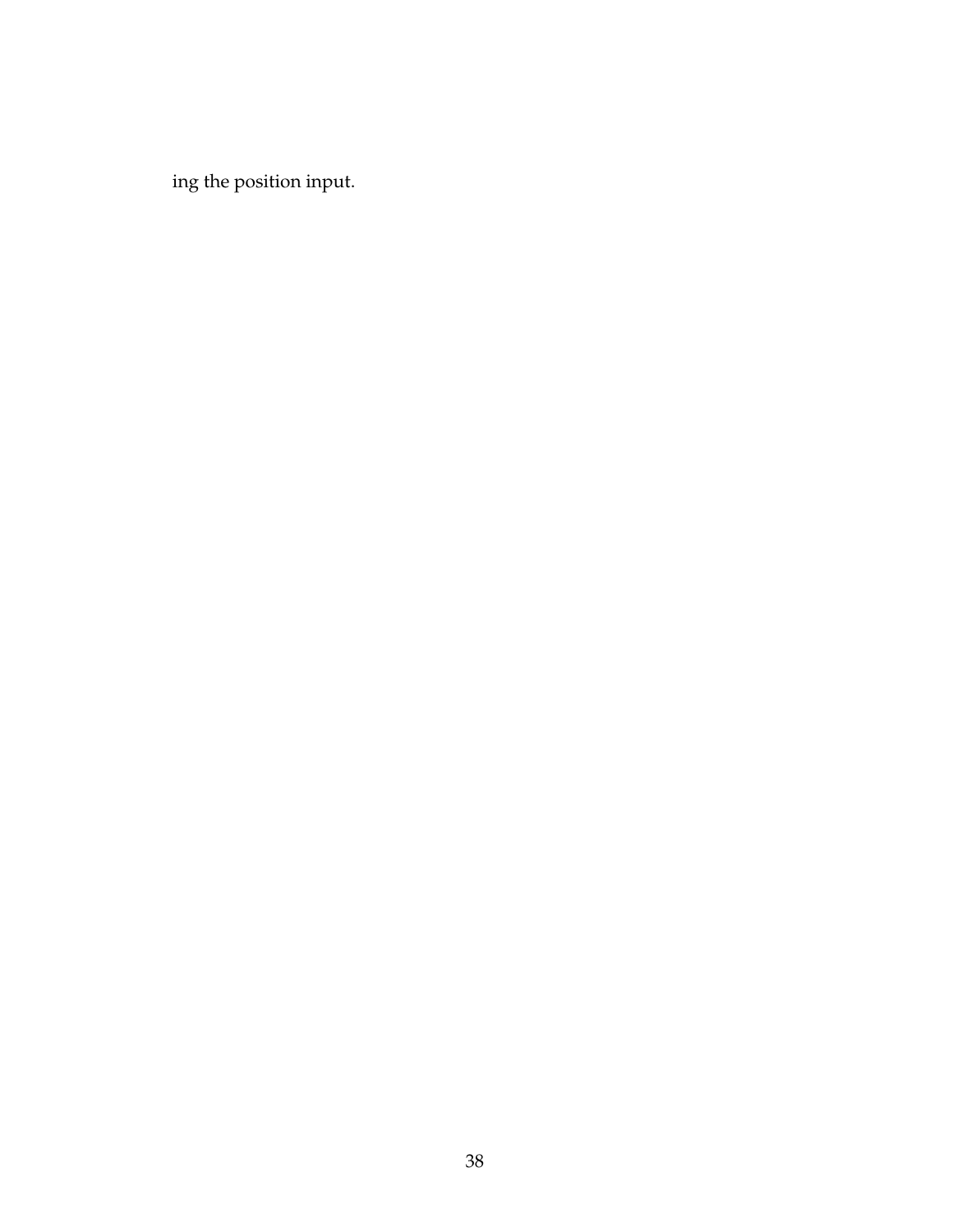ing the position input.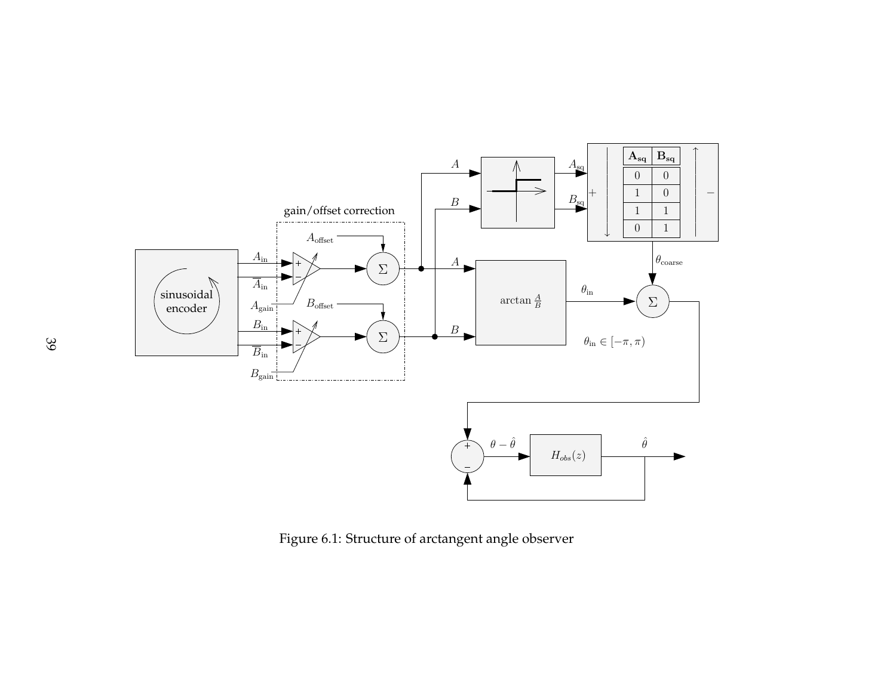Figure 6.1: Structure of arctangent angle observer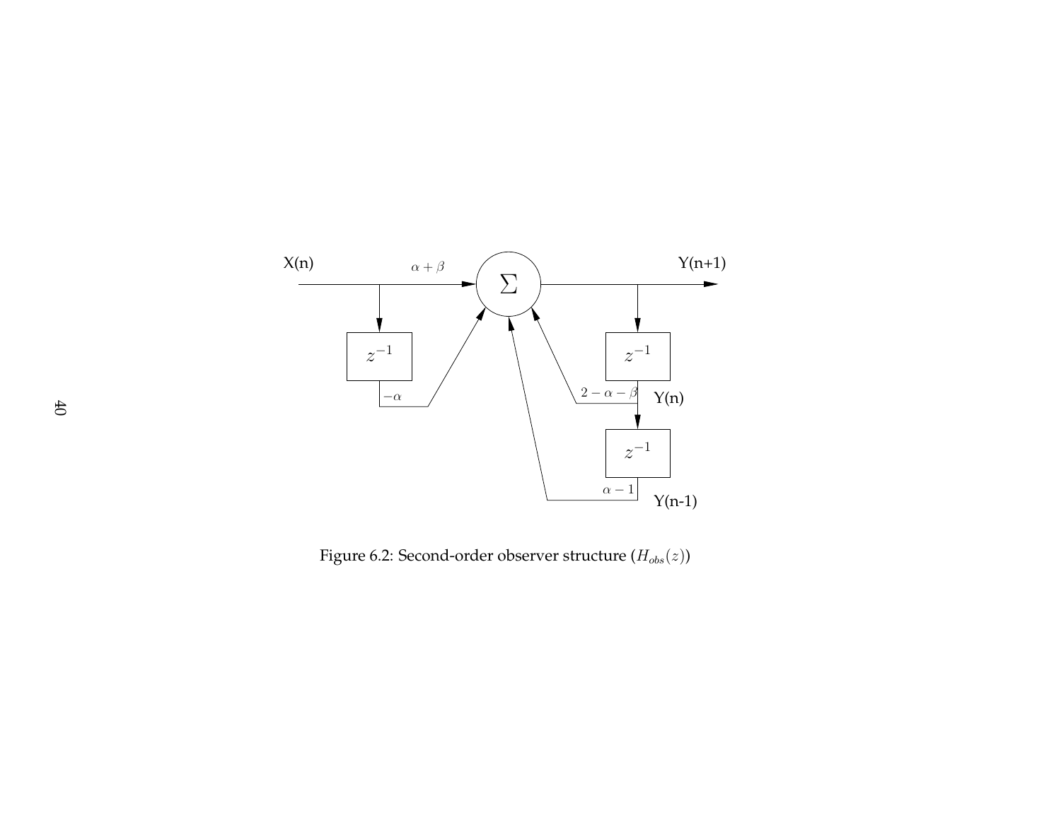Figure 6.2: Second-order observer structure ($H_{obs}(z)$)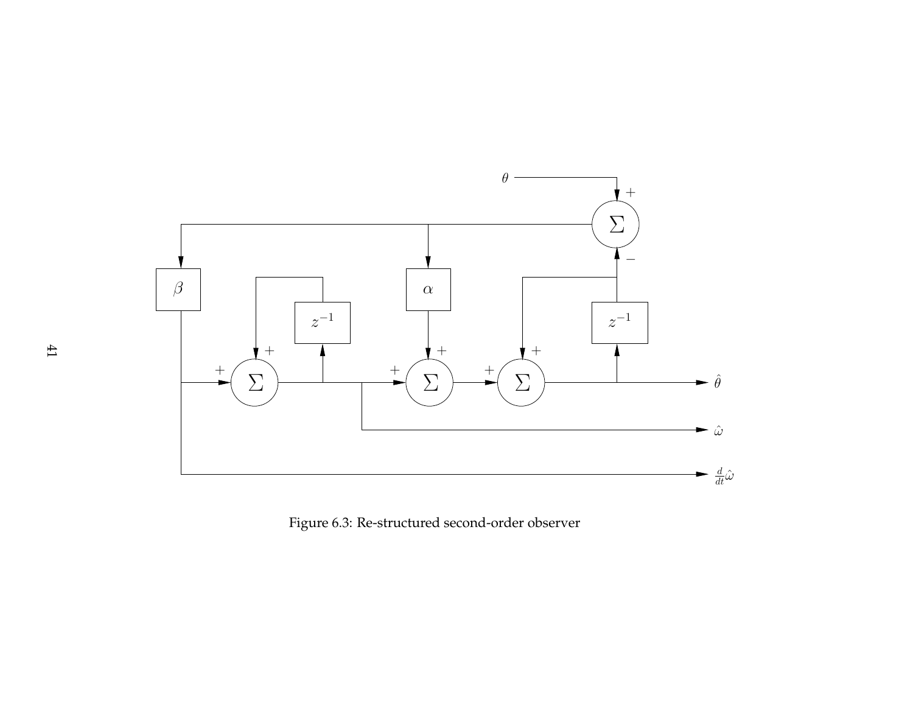Figure 6.3: Re-structured second-order observer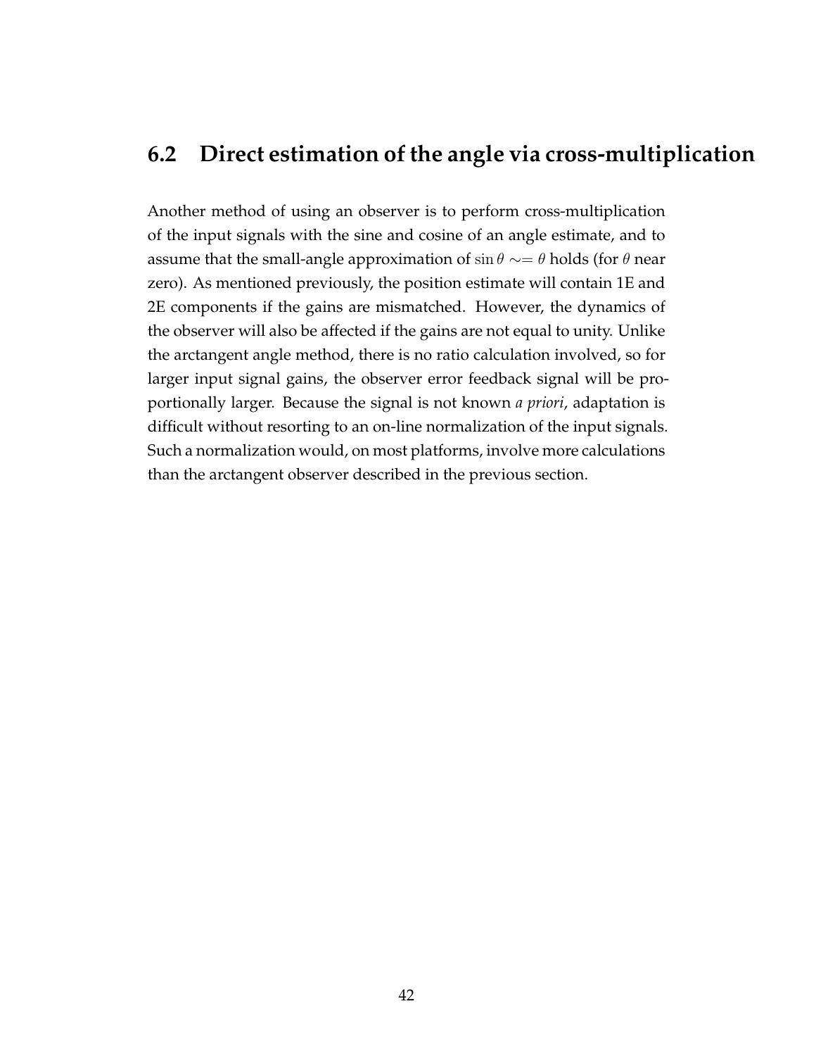## 6.2 Direct estimation of the angle via cross-multiplication

Another method of using an observer is to perform cross-multiplication of the input signals with the sine and cosine of an angle estimate, and to assume that the small-angle approximation of $\sin\theta \sim= \theta$ holds (for $\theta$ near zero). As mentioned previously, the position estimate will contain 1E and 2E components if the gains are mismatched. However, the dynamics of the observer will also be affected if the gains are not equal to unity. Unlike the arctangent angle method, there is no ratio calculation involved, so for larger input signal gains, the observer error feedback signal will be proportionally larger. Because the signal is not known *a priori*, adaptation is difficult without resorting to an on-line normalization of the input signals. Such a normalization would, on most platforms, involve more calculations than the arctangent observer described in the previous section.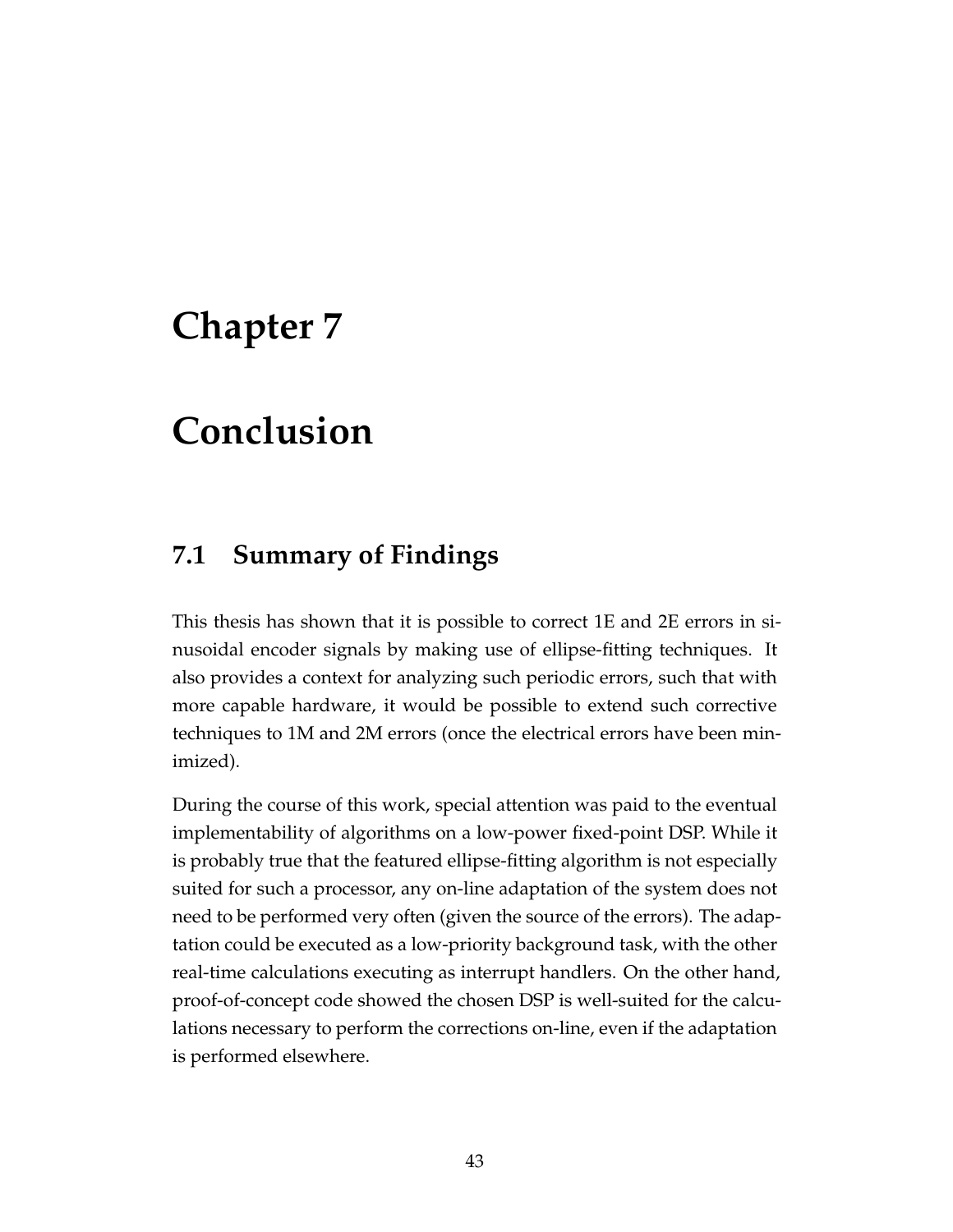# Chapter 7

# Conclusion

## 7.1 Summary of Findings

This thesis has shown that it is possible to correct 1E and 2E errors in sinusoidal encoder signals by making use of ellipse-fitting techniques. It also provides a context for analyzing such periodic errors, such that with more capable hardware, it would be possible to extend such corrective techniques to 1M and 2M errors (once the electrical errors have been minimized).

During the course of this work, special attention was paid to the eventual implementability of algorithms on a low-power fixed-point DSP. While it is probably true that the featured ellipse-fitting algorithm is not especially suited for such a processor, any on-line adaptation of the system does not need to be performed very often (given the source of the errors). The adaptation could be executed as a low-priority background task, with the other real-time calculations executing as interrupt handlers. On the other hand, proof-of-concept code showed the chosen DSP is well-suited for the calculations necessary to perform the corrections on-line, even if the adaptation is performed elsewhere.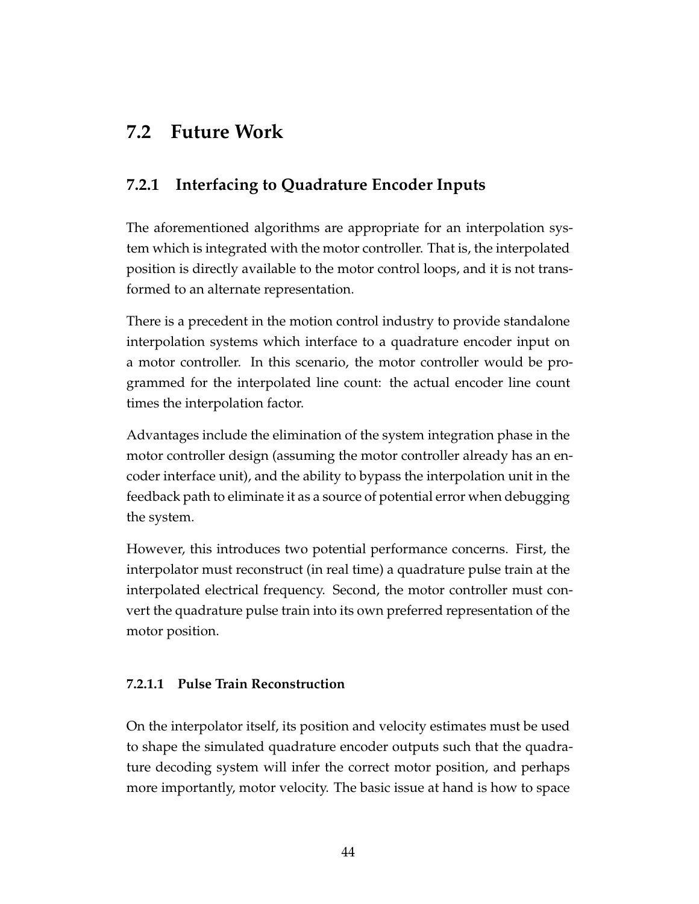## 7.2 Future Work

### 7.2.1 Interfacing to Quadrature Encoder Inputs

The aforementioned algorithms are appropriate for an interpolation system which is integrated with the motor controller. That is, the interpolated position is directly available to the motor control loops, and it is not transformed to an alternate representation.

There is a precedent in the motion control industry to provide standalone interpolation systems which interface to a quadrature encoder input on a motor controller. In this scenario, the motor controller would be programmed for the interpolated line count: the actual encoder line count times the interpolation factor.

Advantages include the elimination of the system integration phase in the motor controller design (assuming the motor controller already has an encoder interface unit), and the ability to bypass the interpolation unit in the feedback path to eliminate it as a source of potential error when debugging the system.

However, this introduces two potential performance concerns. First, the interpolator must reconstruct (in real time) a quadrature pulse train at the interpolated electrical frequency. Second, the motor controller must convert the quadrature pulse train into its own preferred representation of the motor position.

#### 7.2.1.1 Pulse Train Reconstruction

On the interpolator itself, its position and velocity estimates must be used to shape the simulated quadrature encoder outputs such that the quadrature decoding system will infer the correct motor position, and perhaps more importantly, motor velocity. The basic issue at hand is how to space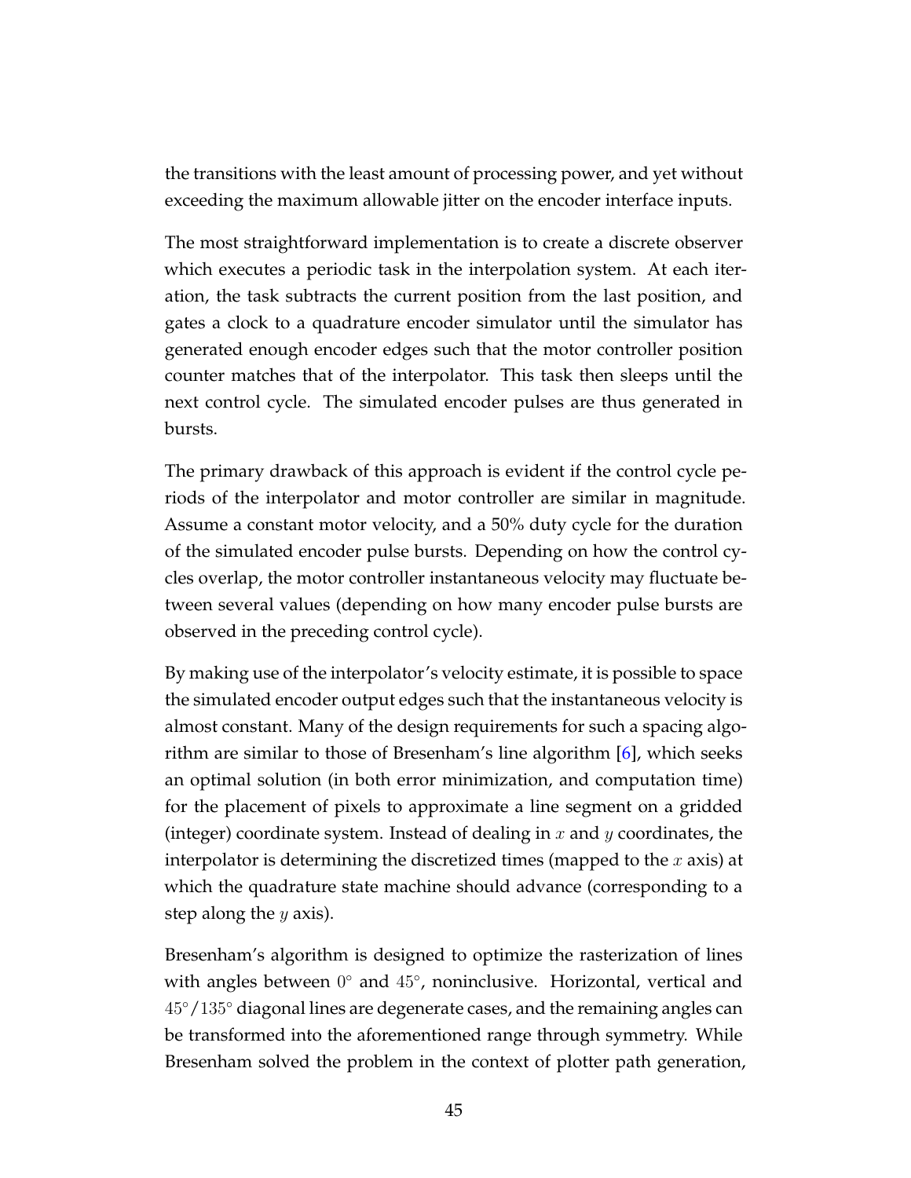the transitions with the least amount of processing power, and yet without exceeding the maximum allowable jitter on the encoder interface inputs.

The most straightforward implementation is to create a discrete observer which executes a periodic task in the interpolation system. At each iteration, the task subtracts the current position from the last position, and gates a clock to a quadrature encoder simulator until the simulator has generated enough encoder edges such that the motor controller position counter matches that of the interpolator. This task then sleeps until the next control cycle. The simulated encoder pulses are thus generated in bursts.

The primary drawback of this approach is evident if the control cycle periods of the interpolator and motor controller are similar in magnitude. Assume a constant motor velocity, and a 50% duty cycle for the duration of the simulated encoder pulse bursts. Depending on how the control cycles overlap, the motor controller instantaneous velocity may fluctuate between several values (depending on how many encoder pulse bursts are observed in the preceding control cycle).

By making use of the interpolator's velocity estimate, it is possible to space the simulated encoder output edges such that the instantaneous velocity is almost constant. Many of the design requirements for such a spacing algorithm are similar to those of Bresenham's line algorithm [6], which seeks an optimal solution (in both error minimization, and computation time) for the placement of pixels to approximate a line segment on a gridded (integer) coordinate system. Instead of dealing in $x$ and $y$ coordinates, the interpolator is determining the discretized times (mapped to the $x$ axis) at which the quadrature state machine should advance (corresponding to a step along the $y$ axis).

Bresenham's algorithm is designed to optimize the rasterization of lines with angles between $0^\circ$ and $45^\circ$, noninclusive. Horizontal, vertical and $45^\circ/135^\circ$ diagonal lines are degenerate cases, and the remaining angles can be transformed into the aforementioned range through symmetry. While Bresenham solved the problem in the context of plotter path generation,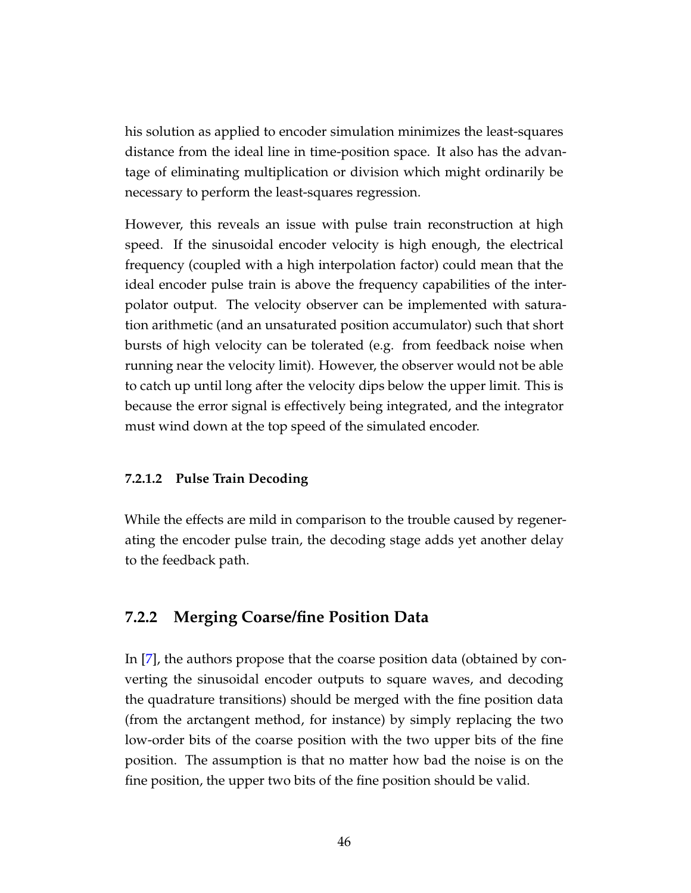his solution as applied to encoder simulation minimizes the least-squares distance from the ideal line in time-position space. It also has the advantage of eliminating multiplication or division which might ordinarily be necessary to perform the least-squares regression.

However, this reveals an issue with pulse train reconstruction at high speed. If the sinusoidal encoder velocity is high enough, the electrical frequency (coupled with a high interpolation factor) could mean that the ideal encoder pulse train is above the frequency capabilities of the interpolator output. The velocity observer can be implemented with saturation arithmetic (and an unsaturated position accumulator) such that short bursts of high velocity can be tolerated (e.g. from feedback noise when running near the velocity limit). However, the observer would not be able to catch up until long after the velocity dips below the upper limit. This is because the error signal is effectively being integrated, and the integrator must wind down at the top speed of the simulated encoder.

#### 7.2.1.2 Pulse Train Decoding

While the effects are mild in comparison to the trouble caused by regenerating the encoder pulse train, the decoding stage adds yet another delay to the feedback path.

### 7.2.2 Merging Coarse/fine Position Data

In [7], the authors propose that the coarse position data (obtained by converting the sinusoidal encoder outputs to square waves, and decoding the quadrature transitions) should be merged with the fine position data (from the arctangent method, for instance) by simply replacing the two low-order bits of the coarse position with the two upper bits of the fine position. The assumption is that no matter how bad the noise is on the fine position, the upper two bits of the fine position should be valid.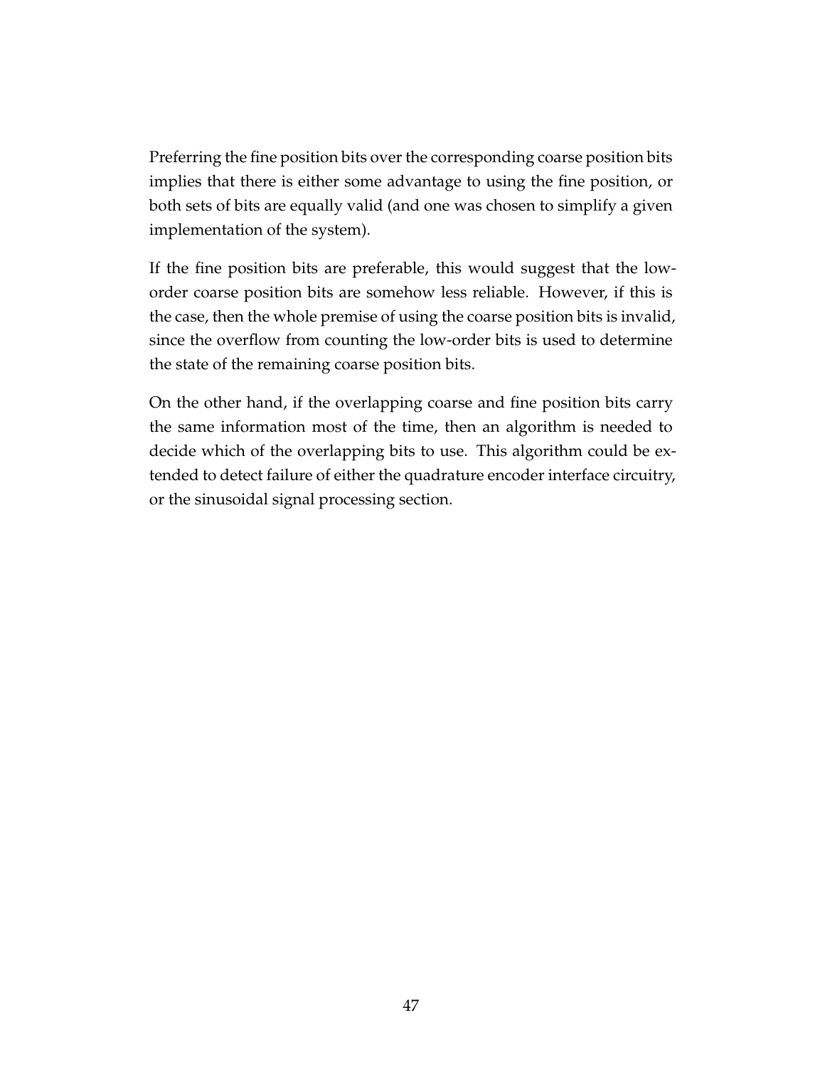Preferring the fine position bits over the corresponding coarse position bits implies that there is either some advantage to using the fine position, or both sets of bits are equally valid (and one was chosen to simplify a given implementation of the system).

If the fine position bits are preferable, this would suggest that the low-order coarse position bits are somehow less reliable. However, if this is the case, then the whole premise of using the coarse position bits is invalid, since the overflow from counting the low-order bits is used to determine the state of the remaining coarse position bits.

On the other hand, if the overlapping coarse and fine position bits carry the same information most of the time, then an algorithm is needed to decide which of the overlapping bits to use. This algorithm could be extended to detect failure of either the quadrature encoder interface circuitry, or the sinusoidal signal processing section.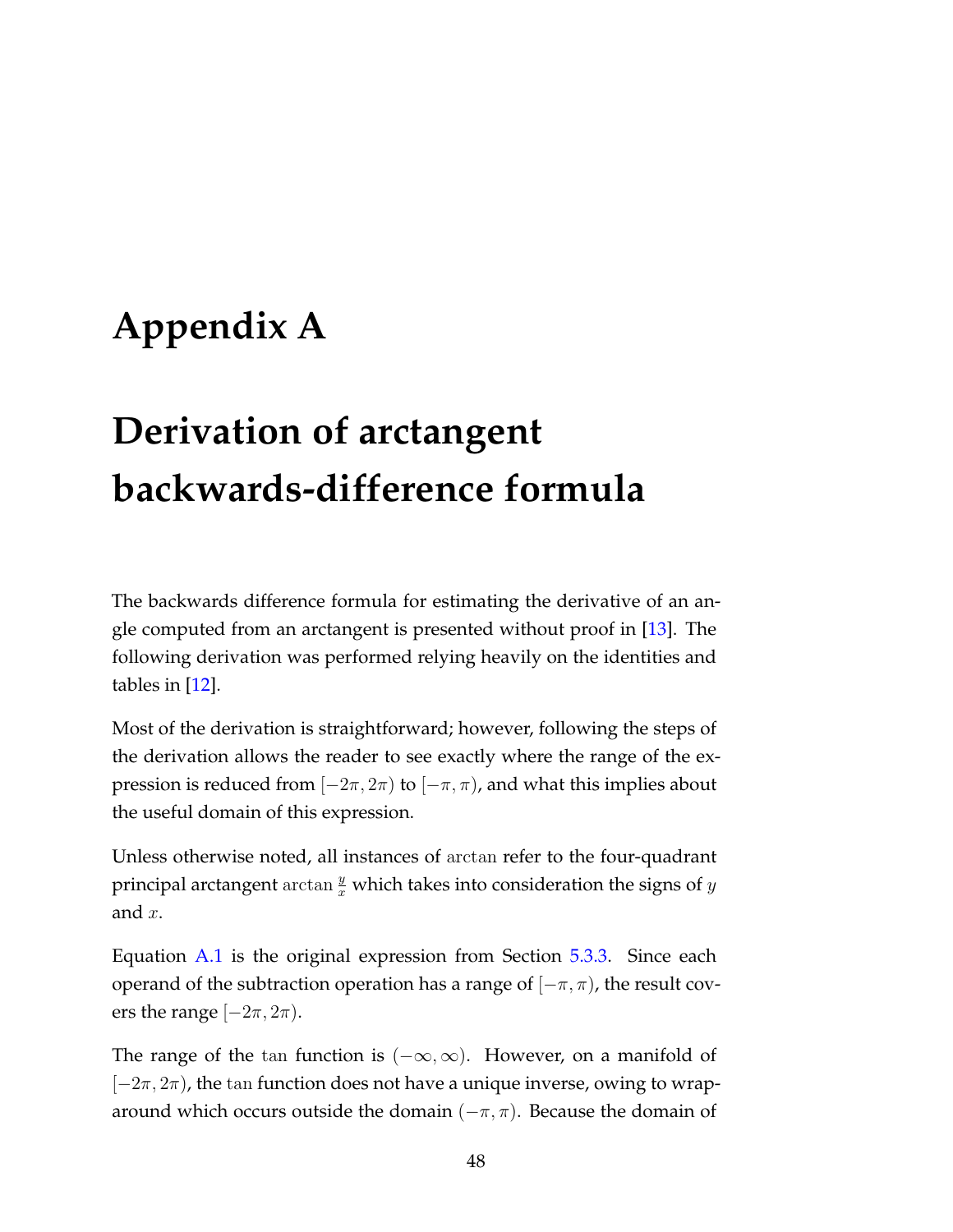# Appendix A

# Derivation of arctangent backwards-difference formula

The backwards difference formula for estimating the derivative of an angle computed from an arctangent is presented without proof in [13]. The following derivation was performed relying heavily on the identities and tables in [12].

Most of the derivation is straightforward; however, following the steps of the derivation allows the reader to see exactly where the range of the expression is reduced from $[-2\pi, 2\pi)$ to $[-\pi, \pi)$, and what this implies about the useful domain of this expression.

Unless otherwise noted, all instances of $\arctan$ refer to the four-quadrant principal arctangent $\arctan \frac{y}{x}$ which takes into consideration the signs of $y$ and $x$.

Equation A.1 is the original expression from Section 5.3.3. Since each operand of the subtraction operation has a range of $[-\pi, \pi)$, the result covers the range $[-2\pi, 2\pi)$.

The range of the $\tan$ function is $(-\infty, \infty)$. However, on a manifold of $[-2\pi, 2\pi)$, the $\tan$ function does not have a unique inverse, owing to wraparound which occurs outside the domain $(-\pi, \pi)$. Because the domain of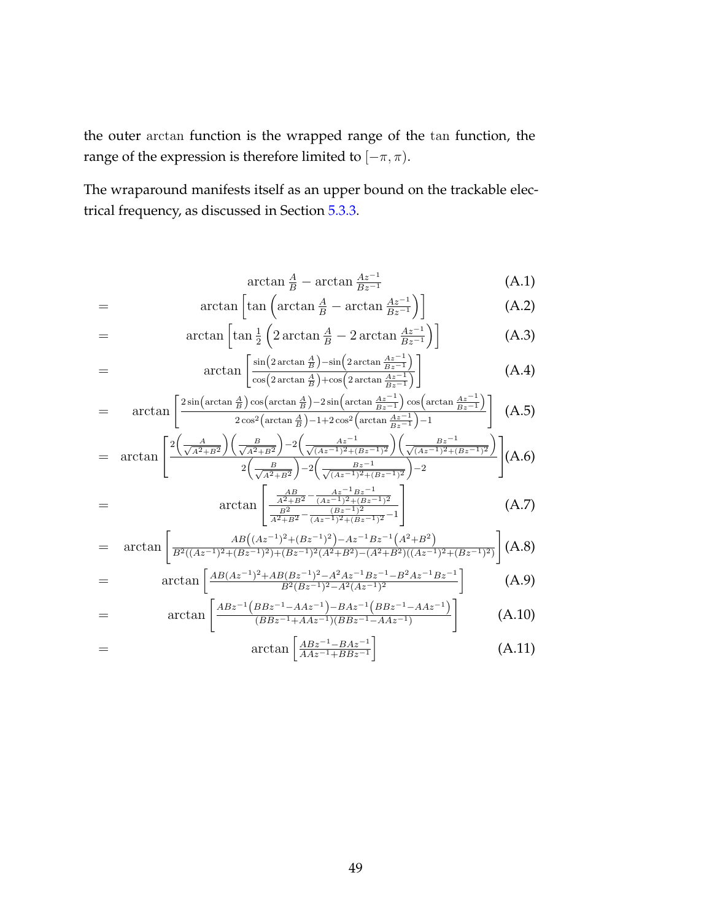the outer arctan function is the wrapped range of the tan function, the range of the expression is therefore limited to $[-\pi, \pi)$.

The wraparound manifests itself as an upper bound on the trackable electrical frequency, as discussed in Section 5.3.3.

$$\arctan \tfrac{A}{B} - \arctan \tfrac{Az^{-1}}{Bz^{-1}} \tag{A.1}$$

$$= \arctan\left[\tan\left(\arctan \tfrac{A}{B} - \arctan \tfrac{Az^{-1}}{Bz^{-1}}\right)\right] \tag{A.2}$$

$$= \arctan\left[\tan \tfrac{1}{2}\left(2\arctan \tfrac{A}{B} - 2\arctan \tfrac{Az^{-1}}{Bz^{-1}}\right)\right] \tag{A.3}$$

$$= \arctan\left[\frac{\sin\left(2\arctan \frac{A}{B}\right) - \sin\left(2\arctan \frac{Az^{-1}}{Bz^{-1}}\right)}{\cos\left(2\arctan \frac{A}{B}\right) + \cos\left(2\arctan \frac{Az^{-1}}{Bz^{-1}}\right)}\right] \tag{A.4}$$

$$= \arctan\left[\frac{2\sin\left(\arctan \frac{A}{B}\right)\cos\left(\arctan \frac{A}{B}\right) - 2\sin\left(\arctan \frac{Az^{-1}}{Bz^{-1}}\right)\cos\left(\arctan \frac{Az^{-1}}{Bz^{-1}}\right)}{2\cos^2\left(\arctan \frac{A}{B}\right) - 1 + 2\cos^2\left(\arctan \frac{Az^{-1}}{Bz^{-1}}\right) - 1}\right] \tag{A.5}$$

$$= \arctan\left[\frac{2\left(\frac{A}{\sqrt{A^2+B^2}}\right)\left(\frac{B}{\sqrt{A^2+B^2}}\right) - 2\left(\frac{Az^{-1}}{\sqrt{(Az^{-1})^2+(Bz^{-1})^2}}\right)\left(\frac{Bz^{-1}}{\sqrt{(Az^{-1})^2+(Bz^{-1})^2}}\right)}{2\left(\frac{B}{\sqrt{A^2+B^2}}\right) - 2\left(\frac{Bz^{-1}}{\sqrt{(Az^{-1})^2+(Bz^{-1})^2}}\right) - 2}\right] \tag{A.6}$$

$$= \arctan\left[\frac{\frac{AB}{A^2+B^2} - \frac{Az^{-1}Bz^{-1}}{(Az^{-1})^2+(Bz^{-1})^2}}{\frac{B^2}{A^2+B^2} - \frac{(Bz^{-1})^2}{(Az^{-1})^2+(Bz^{-1})^2} - 1}\right] \tag{A.7}$$

$$= \arctan\left[\frac{AB\left((Az^{-1})^2+(Bz^{-1})^2\right) - Az^{-1}Bz^{-1}\left(A^2+B^2\right)}{B^2((Az^{-1})^2+(Bz^{-1})^2) + (Bz^{-1})^2(A^2+B^2) - (A^2+B^2)((Az^{-1})^2+(Bz^{-1})^2)}\right] \tag{A.8}$$

$$= \arctan\left[\frac{AB(Az^{-1})^2 + AB(Bz^{-1})^2 - A^2Az^{-1}Bz^{-1} - B^2Az^{-1}Bz^{-1}}{B^2(Bz^{-1})^2 - A^2(Az^{-1})^2}\right] \tag{A.9}$$

$$= \arctan\left[\frac{ABz^{-1}\left(BBz^{-1} - AAz^{-1}\right) - BAz^{-1}\left(BBz^{-1} - AAz^{-1}\right)}{(BBz^{-1} + AAz^{-1})(BBz^{-1} - AAz^{-1})}\right] \tag{A.10}$$

$$= \arctan\left[\frac{ABz^{-1} - BAz^{-1}}{AAz^{-1} + BBz^{-1}}\right] \tag{A.11}$$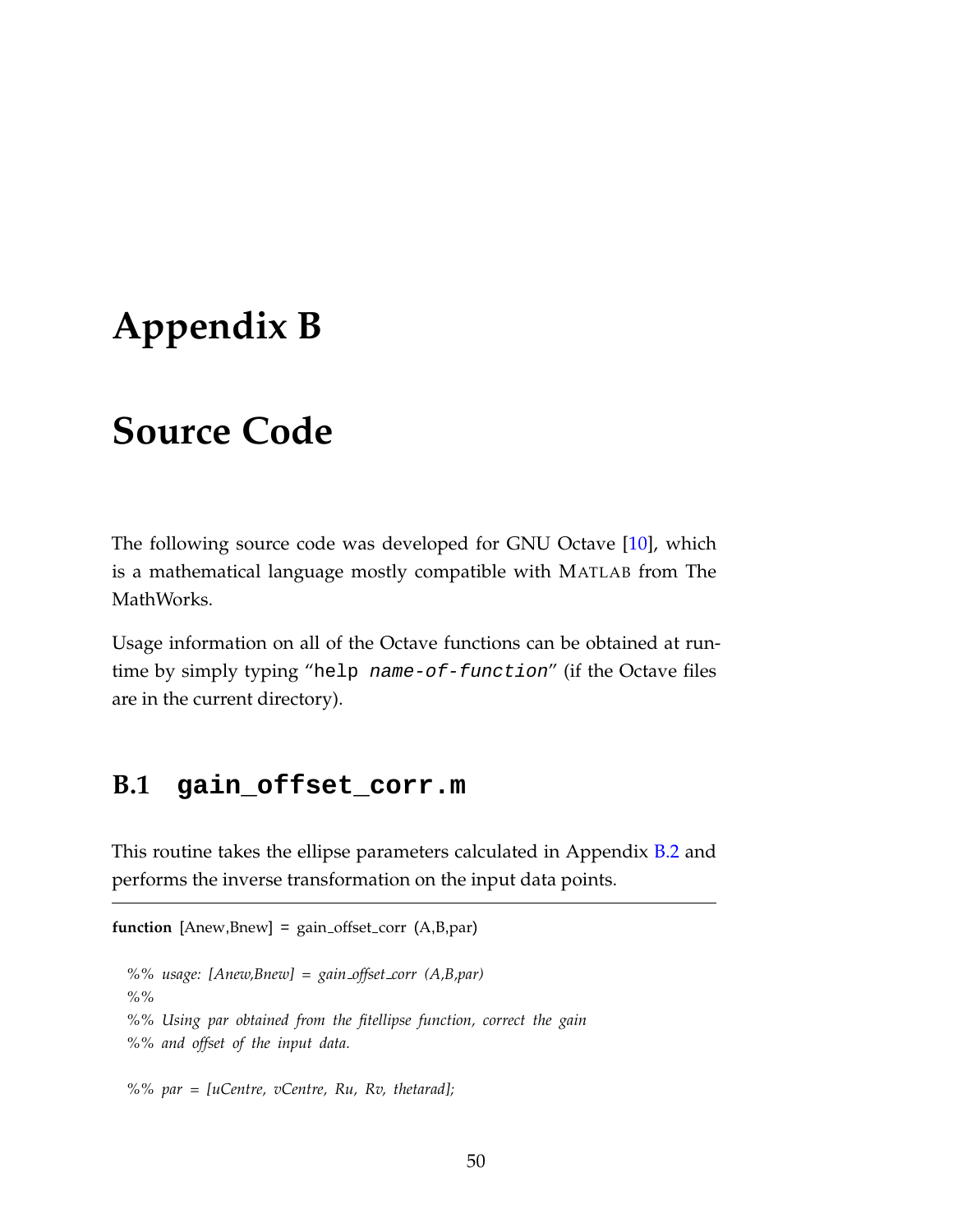# Appendix B

# Source Code

The following source code was developed for GNU Octave [10], which is a mathematical language mostly compatible with MATLAB from The MathWorks.

Usage information on all of the Octave functions can be obtained at runtime by simply typing "`help name-of-function`" (if the Octave files are in the current directory).

## B.1 gain_offset_corr.m

This routine takes the ellipse parameters calculated in Appendix B.2 and performs the inverse transformation on the input data points.

```
function [Anew,Bnew] = gain_offset_corr (A,B,par)

  %% usage: [Anew,Bnew] = gain_offset_corr (A,B,par)
  %%
  %% Using par obtained from the fitellipse function, correct the gain
  %% and offset of the input data.

  %% par = [uCentre, vCentre, Ru, Rv, thetarad];
```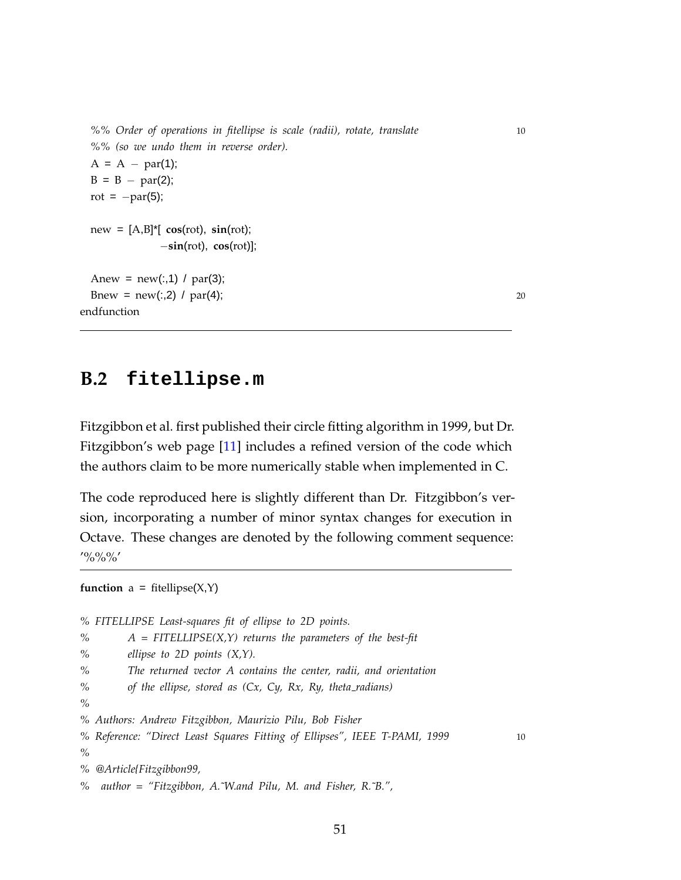```
%% Order of operations in fitellipse is scale (radii), rotate, translate
%% (so we undo them in reverse order).
A = A − par(1);
B = B − par(2);
rot = −par(5);

new = [A,B]*[ cos(rot), sin(rot);
            −sin(rot), cos(rot)];

Anew = new(:,1) / par(3);
Bnew = new(:,2) / par(4);
endfunction
```

## B.2 fitellipse.m

Fitzgibbon et al. first published their circle fitting algorithm in 1999, but Dr. Fitzgibbon's web page [11] includes a refined version of the code which the authors claim to be more numerically stable when implemented in C.

The code reproduced here is slightly different than Dr. Fitzgibbon's version, incorporating a number of minor syntax changes for execution in Octave. These changes are denoted by the following comment sequence: '%%%'

```
function a = fitellipse(X,Y)

% FITELLIPSE Least-squares fit of ellipse to 2D points.
%        A = FITELLIPSE(X,Y) returns the parameters of the best-fit
%        ellipse to 2D points (X,Y).
%        The returned vector A contains the center, radii, and orientation
%        of the ellipse, stored as (Cx, Cy, Rx, Ry, theta_radians)
%
% Authors: Andrew Fitzgibbon, Maurizio Pilu, Bob Fisher
% Reference: "Direct Least Squares Fitting of Ellipses", IEEE T-PAMI, 1999
%
% @Article{Fitzgibbon99,
%   author = "Fitzgibbon, A.~W.and Pilu, M. and Fisher, R.~B.",
```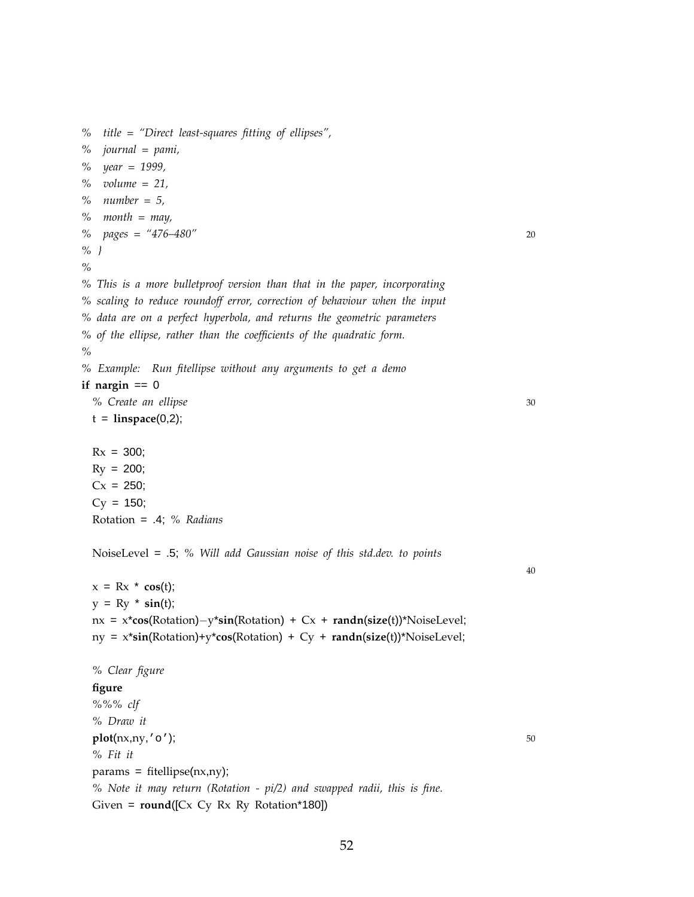```
%   title = "Direct least-squares fitting of ellipses",
%   journal = pami,
%   year = 1999,
%   volume = 21,
%   number = 5,
%   month = may,
%   pages = "476--480"
% }
%
% This is a more bulletproof version than that in the paper, incorporating
% scaling to reduce roundoff error, correction of behaviour when the input
% data are on a perfect hyperbola, and returns the geometric parameters
% of the ellipse, rather than the coefficients of the quadratic form.
%
% Example:  Run fitellipse without any arguments to get a demo
if nargin == 0
  % Create an ellipse
  t = linspace(0,2);

  Rx = 300;
  Ry = 200;
  Cx = 250;
  Cy = 150;
  Rotation = .4; % Radians

  NoiseLevel = .5; % Will add Gaussian noise of this std.dev. to points

  x = Rx * cos(t);
  y = Ry * sin(t);
  nx = x*cos(Rotation)-y*sin(Rotation) + Cx + randn(size(t))*NoiseLevel;
  ny = x*sin(Rotation)+y*cos(Rotation) + Cy + randn(size(t))*NoiseLevel;

  % Clear figure
  figure
  %%% clf
  % Draw it
  plot(nx,ny,'o');
  % Fit it
  params = fitellipse(nx,ny);
  % Note it may return (Rotation - pi/2) and swapped radii, this is fine.
  Given = round([Cx Cy Rx Ry Rotation*180])
```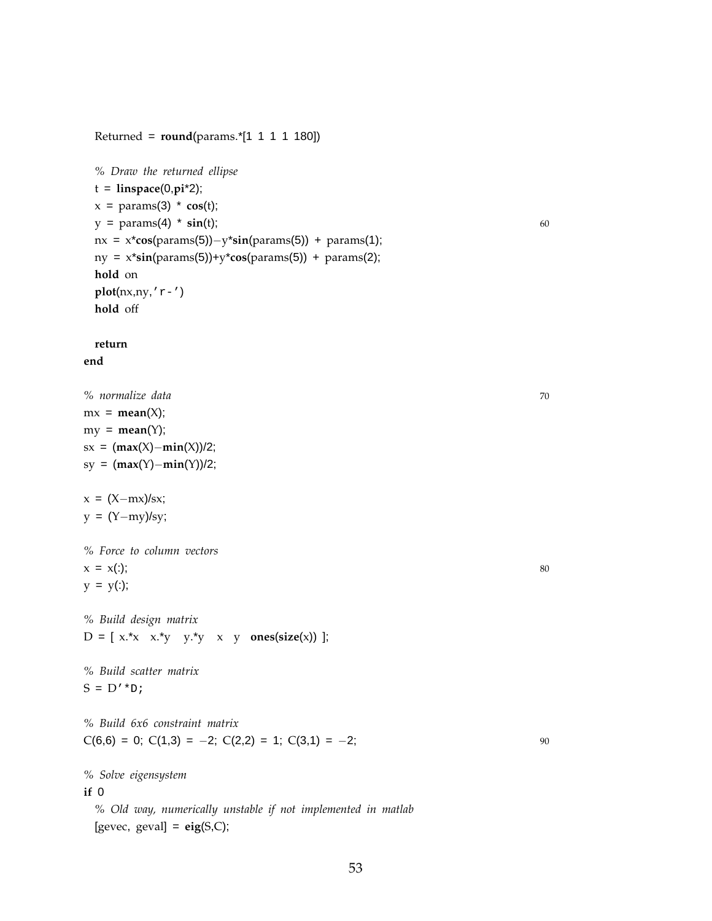```
  Returned = round(params.*[1 1 1 1 180])

  % Draw the returned ellipse
  t = linspace(0,pi*2);
  x = params(3) * cos(t);
  y = params(4) * sin(t);                                                    60
  nx = x*cos(params(5))−y*sin(params(5)) + params(1);
  ny = x*sin(params(5))+y*cos(params(5)) + params(2);
  hold on
  plot(nx,ny,'r-')
  hold off

  return
end

% normalize data                                                             70
mx = mean(X);
my = mean(Y);
sx = (max(X)−min(X))/2;
sy = (max(Y)−min(Y))/2;

x = (X−mx)/sx;
y = (Y−my)/sy;

% Force to column vectors
x = x(:);                                                                    80
y = y(:);

% Build design matrix
D = [ x.*x  x.*y  y.*y  x  y  ones(size(x)) ];

% Build scatter matrix
S = D'*D;

% Build 6x6 constraint matrix
C(6,6) = 0; C(1,3) = −2; C(2,2) = 1; C(3,1) = −2;                           90

% Solve eigensystem
if 0
  % Old way, numerically unstable if not implemented in matlab
  [gevec, geval] = eig(S,C);
```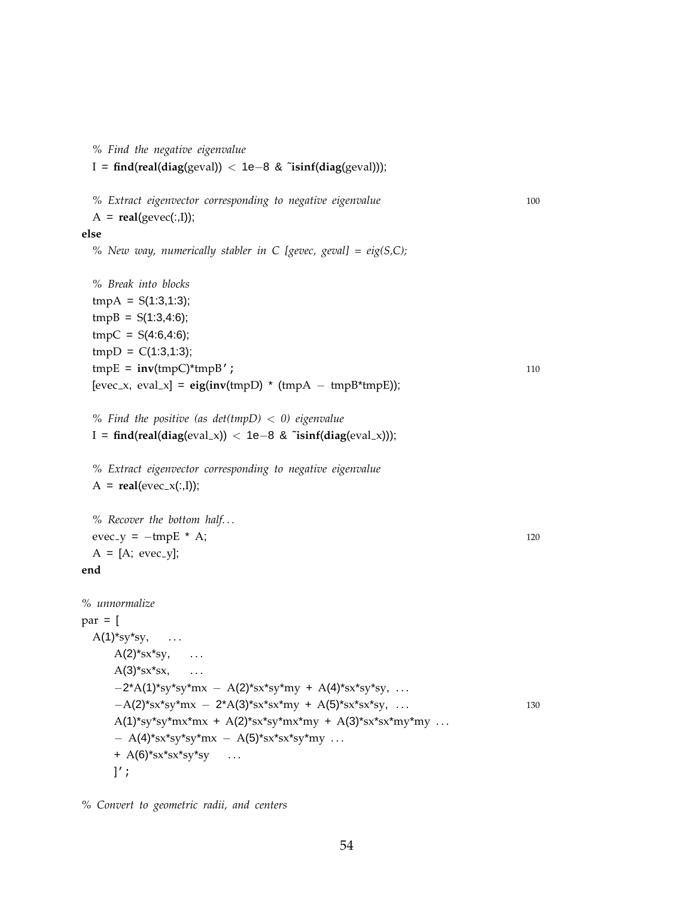```
    % Find the negative eigenvalue
    I = find(real(diag(geval)) < 1e-8 & ~isinf(diag(geval)));

    % Extract eigenvector corresponding to negative eigenvalue
    A = real(gevec(:,I));
else
    % New way, numerically stabler in C [gevec, geval] = eig(S,C);

    % Break into blocks
    tmpA = S(1:3,1:3);
    tmpB = S(1:3,4:6);
    tmpC = S(4:6,4:6);
    tmpD = C(1:3,1:3);
    tmpE = inv(tmpC)*tmpB';
    [evec_x, eval_x] = eig(inv(tmpD) * (tmpA - tmpB*tmpE));

    % Find the positive (as det(tmpD) < 0) eigenvalue
    I = find(real(diag(eval_x)) < 1e-8 & ~isinf(diag(eval_x)));

    % Extract eigenvector corresponding to negative eigenvalue
    A = real(evec_x(:,I));

    % Recover the bottom half...
    evec_y = -tmpE * A;
    A = [A; evec_y];
end

% unnormalize
par = [
    A(1)*sy*sy,    ...
        A(2)*sx*sy,    ...
        A(3)*sx*sx,    ...
        -2*A(1)*sy*sy*mx - A(2)*sx*sy*my + A(4)*sx*sy*sy, ...
        -A(2)*sx*sy*mx - 2*A(3)*sx*sx*my + A(5)*sx*sx*sy, ...
        A(1)*sy*sy*mx*mx + A(2)*sx*sy*mx*my + A(3)*sx*sx*my*my ...
        - A(4)*sx*sy*sy*mx - A(5)*sx*sx*sy*my ...
        + A(6)*sx*sx*sy*sy    ...
        ]';

% Convert to geometric radii, and centers
```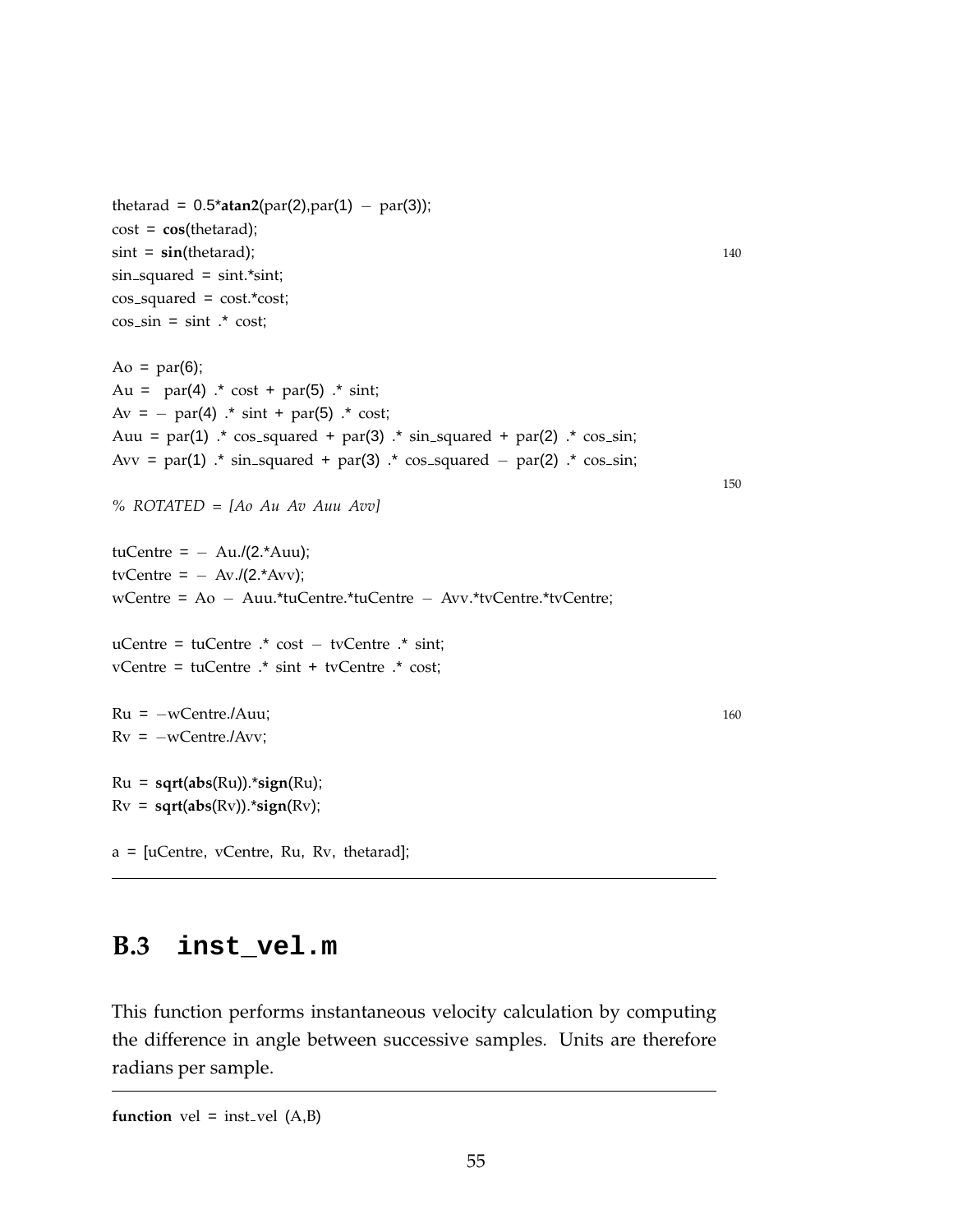```
thetarad = 0.5*atan2(par(2),par(1) - par(3));
cost = cos(thetarad);
sint = sin(thetarad);
sin_squared = sint.*sint;
cos_squared = cost.*cost;
cos_sin = sint .* cost;

Ao = par(6);
Au =  par(4) .* cost + par(5) .* sint;
Av = - par(4) .* sint + par(5) .* cost;
Auu = par(1) .* cos_squared + par(3) .* sin_squared + par(2) .* cos_sin;
Avv = par(1) .* sin_squared + par(3) .* cos_squared - par(2) .* cos_sin;

% ROTATED = [Ao Au Av Auu Avv]

tuCentre = - Au./(2.*Auu);
tvCentre = - Av./(2.*Avv);
wCentre = Ao - Auu.*tuCentre.*tuCentre - Avv.*tvCentre.*tvCentre;

uCentre = tuCentre .* cost - tvCentre .* sint;
vCentre = tuCentre .* sint + tvCentre .* cost;

Ru = -wCentre./Auu;
Rv = -wCentre./Avv;

Ru = sqrt(abs(Ru)).*sign(Ru);
Rv = sqrt(abs(Rv)).*sign(Rv);

a = [uCentre, vCentre, Ru, Rv, thetarad];
```

## B.3 inst_vel.m

This function performs instantaneous velocity calculation by computing the difference in angle between successive samples. Units are therefore radians per sample.

```
function vel = inst_vel (A,B)
```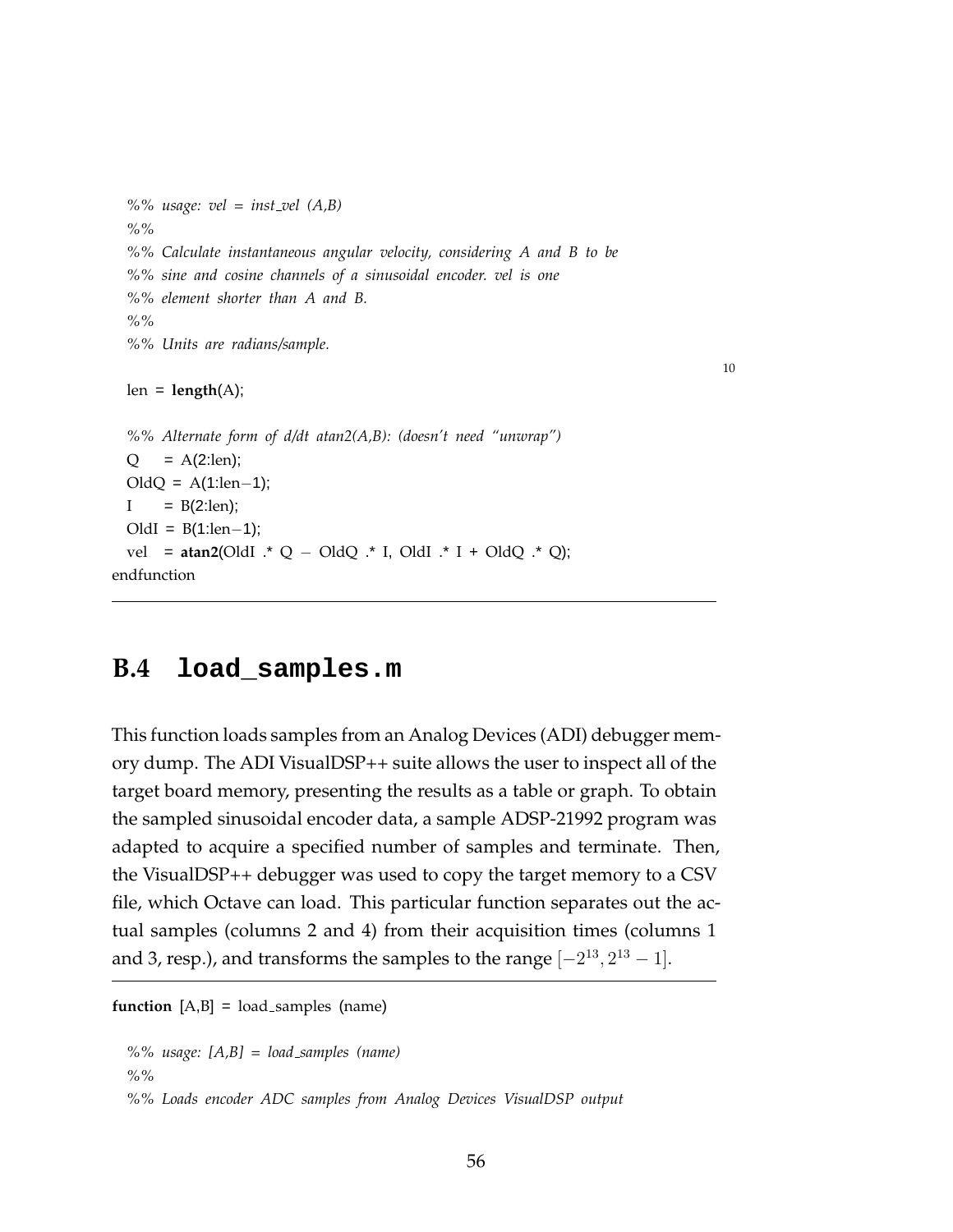```
  %% usage: vel = inst_vel (A,B)
  %%
  %% Calculate instantaneous angular velocity, considering A and B to be
  %% sine and cosine channels of a sinusoidal encoder. vel is one
  %% element shorter than A and B.
  %%
  %% Units are radians/sample.

  len = length(A);

  %% Alternate form of d/dt atan2(A,B): (doesn't need "unwrap")
  Q    = A(2:len);
  OldQ = A(1:len-1);
  I    = B(2:len);
  OldI = B(1:len-1);
  vel  = atan2(OldI .* Q - OldQ .* I, OldI .* I + OldQ .* Q);
endfunction
```

## B.4 load_samples.m

This function loads samples from an Analog Devices (ADI) debugger memory dump. The ADI VisualDSP++ suite allows the user to inspect all of the target board memory, presenting the results as a table or graph. To obtain the sampled sinusoidal encoder data, a sample ADSP-21992 program was adapted to acquire a specified number of samples and terminate. Then, the VisualDSP++ debugger was used to copy the target memory to a CSV file, which Octave can load. This particular function separates out the actual samples (columns 2 and 4) from their acquisition times (columns 1 and 3, resp.), and transforms the samples to the range $[-2^{13}, 2^{13}-1]$.

```
function [A,B] = load_samples (name)

  %% usage: [A,B] = load_samples (name)
  %%
  %% Loads encoder ADC samples from Analog Devices VisualDSP output
```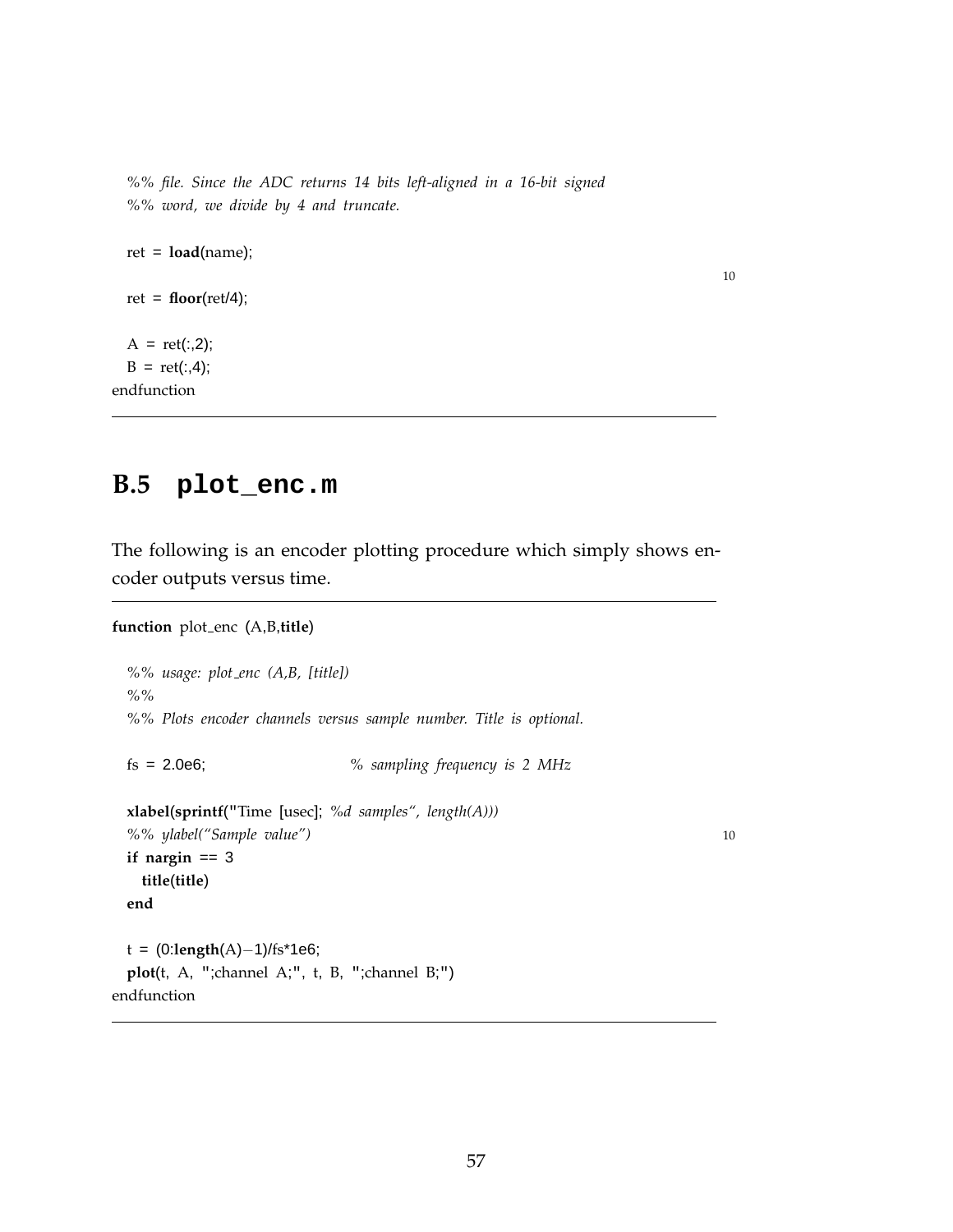```
  %% file. Since the ADC returns 14 bits left-aligned in a 16-bit signed
  %% word, we divide by 4 and truncate.

  ret = load(name);

  ret = floor(ret/4);

  A = ret(:,2);
  B = ret(:,4);
endfunction
```

## B.5 plot_enc.m

The following is an encoder plotting procedure which simply shows encoder outputs versus time.

```
function plot_enc (A,B,title)

  %% usage: plot_enc (A,B, [title])
  %%
  %% Plots encoder channels versus sample number. Title is optional.

  fs = 2.0e6;                    % sampling frequency is 2 MHz

  xlabel(sprintf("Time [usec]; %d samples", length(A)))
  %% ylabel("Sample value")
  if nargin == 3
    title(title)
  end

  t = (0:length(A)-1)/fs*1e6;
  plot(t, A, ";channel A;", t, B, ";channel B;")
endfunction
```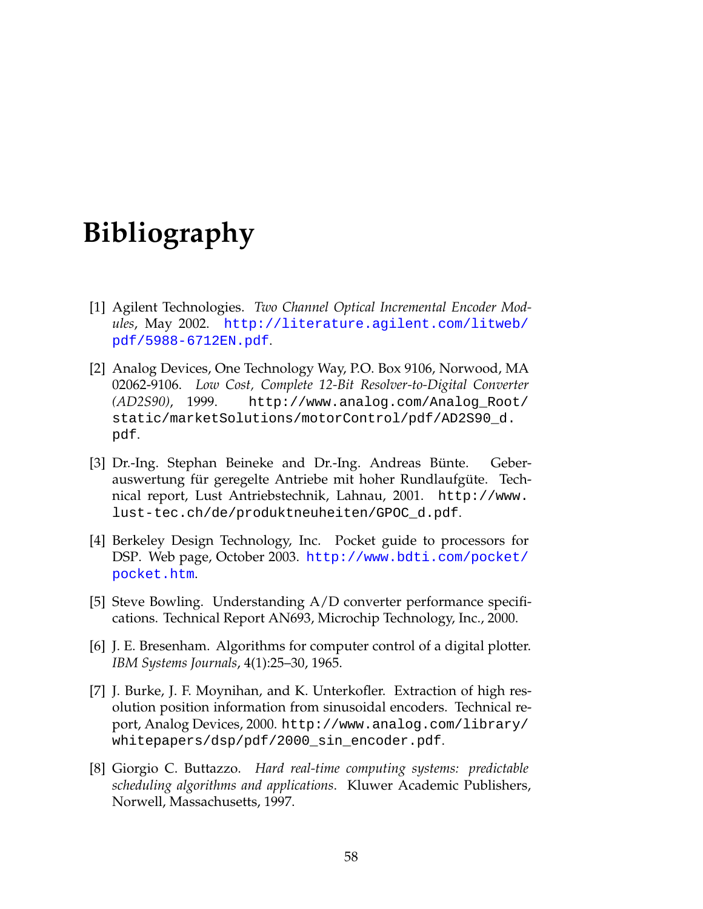# Bibliography

[1] Agilent Technologies. *Two Channel Optical Incremental Encoder Modules*, May 2002. http://literature.agilent.com/litweb/pdf/5988-6712EN.pdf.

[2] Analog Devices, One Technology Way, P.O. Box 9106, Norwood, MA 02062-9106. *Low Cost, Complete 12-Bit Resolver-to-Digital Converter (AD2S90)*, 1999. http://www.analog.com/Analog_Root/static/marketSolutions/motorControl/pdf/AD2S90_d.pdf.

[3] Dr.-Ing. Stephan Beineke and Dr.-Ing. Andreas Bünte. Geberauswertung für geregelte Antriebe mit hoher Rundlaufgüte. Technical report, Lust Antriebstechnik, Lahnau, 2001. http://www.lust-tec.ch/de/produktneuheiten/GPOC_d.pdf.

[4] Berkeley Design Technology, Inc. Pocket guide to processors for DSP. Web page, October 2003. http://www.bdti.com/pocket/pocket.htm.

[5] Steve Bowling. Understanding A/D converter performance specifications. Technical Report AN693, Microchip Technology, Inc., 2000.

[6] J. E. Bresenham. Algorithms for computer control of a digital plotter. *IBM Systems Journals*, 4(1):25–30, 1965.

[7] J. Burke, J. F. Moynihan, and K. Unterkofler. Extraction of high resolution position information from sinusoidal encoders. Technical report, Analog Devices, 2000. http://www.analog.com/library/whitepapers/dsp/pdf/2000_sin_encoder.pdf.

[8] Giorgio C. Buttazzo. *Hard real-time computing systems: predictable scheduling algorithms and applications*. Kluwer Academic Publishers, Norwell, Massachusetts, 1997.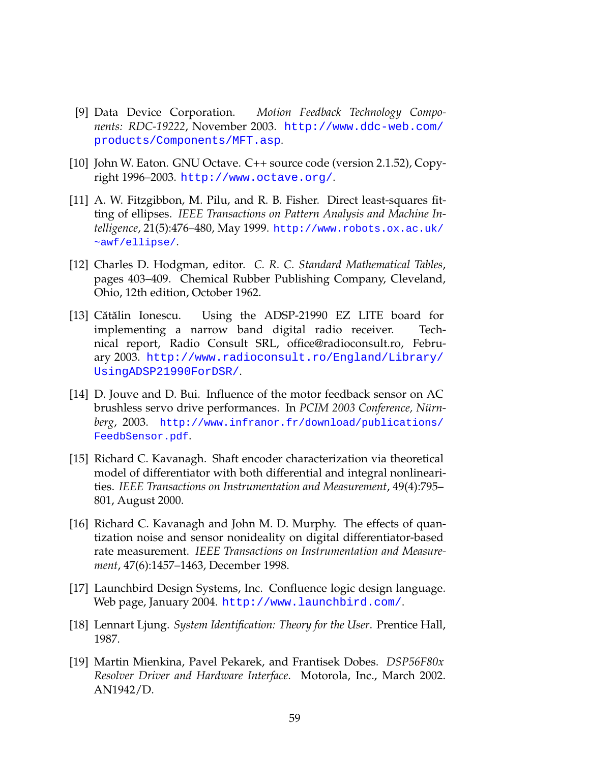[9] Data Device Corporation. *Motion Feedback Technology Components: RDC-19222*, November 2003. http://www.ddc-web.com/products/Components/MFT.asp.

[10] John W. Eaton. GNU Octave. C++ source code (version 2.1.52), Copyright 1996–2003. http://www.octave.org/.

[11] A. W. Fitzgibbon, M. Pilu, and R. B. Fisher. Direct least-squares fitting of ellipses. *IEEE Transactions on Pattern Analysis and Machine Intelligence*, 21(5):476–480, May 1999. http://www.robots.ox.ac.uk/~awf/ellipse/.

[12] Charles D. Hodgman, editor. *C. R. C. Standard Mathematical Tables*, pages 403–409. Chemical Rubber Publishing Company, Cleveland, Ohio, 12th edition, October 1962.

[13] Cătălin Ionescu. Using the ADSP-21990 EZ LITE board for implementing a narrow band digital radio receiver. Technical report, Radio Consult SRL, office@radioconsult.ro, February 2003. http://www.radioconsult.ro/England/Library/UsingADSP21990ForDSR/.

[14] D. Jouve and D. Bui. Influence of the motor feedback sensor on AC brushless servo drive performances. In *PCIM 2003 Conference, Nürnberg*, 2003. http://www.infranor.fr/download/publications/FeedbSensor.pdf.

[15] Richard C. Kavanagh. Shaft encoder characterization via theoretical model of differentiator with both differential and integral nonlinearities. *IEEE Transactions on Instrumentation and Measurement*, 49(4):795–801, August 2000.

[16] Richard C. Kavanagh and John M. D. Murphy. The effects of quantization noise and sensor nonideality on digital differentiator-based rate measurement. *IEEE Transactions on Instrumentation and Measurement*, 47(6):1457–1463, December 1998.

[17] Launchbird Design Systems, Inc. Confluence logic design language. Web page, January 2004. http://www.launchbird.com/.

[18] Lennart Ljung. *System Identification: Theory for the User*. Prentice Hall, 1987.

[19] Martin Mienkina, Pavel Pekarek, and Frantisek Dobes. *DSP56F80x Resolver Driver and Hardware Interface*. Motorola, Inc., March 2002. AN1942/D.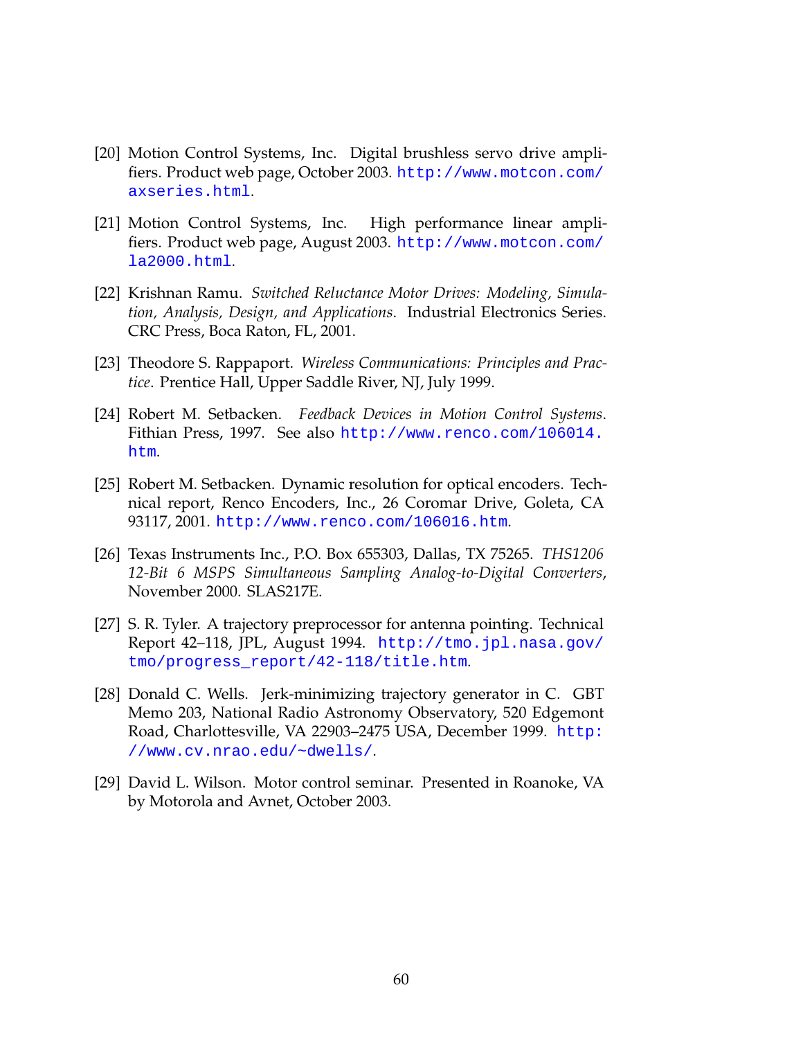[20] Motion Control Systems, Inc. Digital brushless servo drive amplifiers. Product web page, October 2003. http://www.motcon.com/axseries.html.

[21] Motion Control Systems, Inc. High performance linear amplifiers. Product web page, August 2003. http://www.motcon.com/la2000.html.

[22] Krishnan Ramu. *Switched Reluctance Motor Drives: Modeling, Simulation, Analysis, Design, and Applications*. Industrial Electronics Series. CRC Press, Boca Raton, FL, 2001.

[23] Theodore S. Rappaport. *Wireless Communications: Principles and Practice*. Prentice Hall, Upper Saddle River, NJ, July 1999.

[24] Robert M. Setbacken. *Feedback Devices in Motion Control Systems*. Fithian Press, 1997. See also http://www.renco.com/106014.htm.

[25] Robert M. Setbacken. Dynamic resolution for optical encoders. Technical report, Renco Encoders, Inc., 26 Coromar Drive, Goleta, CA 93117, 2001. http://www.renco.com/106016.htm.

[26] Texas Instruments Inc., P.O. Box 655303, Dallas, TX 75265. *THS1206 12-Bit 6 MSPS Simultaneous Sampling Analog-to-Digital Converters*, November 2000. SLAS217E.

[27] S. R. Tyler. A trajectory preprocessor for antenna pointing. Technical Report 42–118, JPL, August 1994. http://tmo.jpl.nasa.gov/tmo/progress_report/42-118/title.htm.

[28] Donald C. Wells. Jerk-minimizing trajectory generator in C. GBT Memo 203, National Radio Astronomy Observatory, 520 Edgemont Road, Charlottesville, VA 22903–2475 USA, December 1999. http://www.cv.nrao.edu/~dwells/.

[29] David L. Wilson. Motor control seminar. Presented in Roanoke, VA by Motorola and Avnet, October 2003.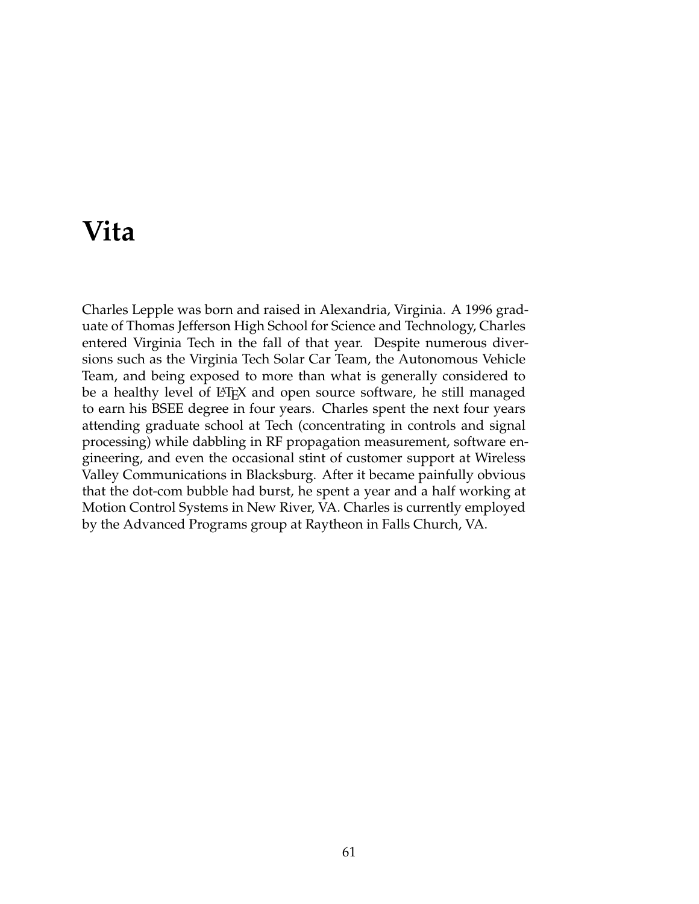# Vita

Charles Lepple was born and raised in Alexandria, Virginia. A 1996 graduate of Thomas Jefferson High School for Science and Technology, Charles entered Virginia Tech in the fall of that year. Despite numerous diversions such as the Virginia Tech Solar Car Team, the Autonomous Vehicle Team, and being exposed to more than what is generally considered to be a healthy level of LaTeX and open source software, he still managed to earn his BSEE degree in four years. Charles spent the next four years attending graduate school at Tech (concentrating in controls and signal processing) while dabbling in RF propagation measurement, software engineering, and even the occasional stint of customer support at Wireless Valley Communications in Blacksburg. After it became painfully obvious that the dot-com bubble had burst, he spent a year and a half working at Motion Control Systems in New River, VA. Charles is currently employed by the Advanced Programs group at Raytheon in Falls Church, VA.